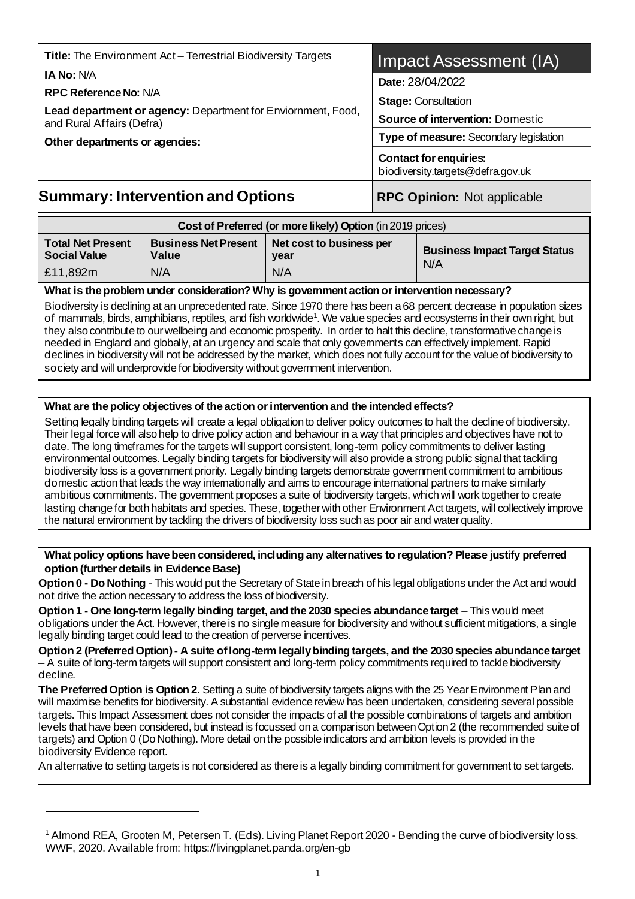| **Title:** The Environment Act – Terrestrial Biodiversity Targets<br>**IA No:** N/A<br>**RPC Reference No:** N/A<br>**Lead department or agency:** Department for Enviornment, Food, and Rural Affairs (Defra)<br>**Other departments or agencies:** | **Impact Assessment (IA)** |
|---|---|
| | **Date:** 28/04/2022 |
| | **Stage:** Consultation |
| | **Source of intervention:** Domestic |
| | **Type of measure:** Secondary legislation |
| | **Contact for enquiries:** biodiversity.targets@defra.gov.uk |

## Summary: Intervention and Options

**RPC Opinion:** Not applicable

| **Cost of Preferred (or more likely) Option** (in 2019 prices) | | | |
|---|---|---|---|
| **Total Net Present Social Value** | **Business Net Present Value** | **Net cost to business per year** | **Business Impact Target Status** |
| £11,892m | N/A | N/A | N/A |

**What is the problem under consideration? Why is government action or intervention necessary?**

Biodiversity is declining at an unprecedented rate. Since 1970 there has been a 68 percent decrease in population sizes of mammals, birds, amphibians, reptiles, and fish worldwide[1]. We value species and ecosystems in their own right, but they also contribute to our wellbeing and economic prosperity. In order to halt this decline, transformative change is needed in England and globally, at an urgency and scale that only governments can effectively implement. Rapid declines in biodiversity will not be addressed by the market, which does not fully account for the value of biodiversity to society and will underprovide for biodiversity without government intervention.

**What are the policy objectives of the action or intervention and the intended effects?**

Setting legally binding targets will create a legal obligation to deliver policy outcomes to halt the decline of biodiversity. Their legal force will also help to drive policy action and behaviour in a way that principles and objectives have not to date. The long timeframes for the targets will support consistent, long-term policy commitments to deliver lasting environmental outcomes. Legally binding targets for biodiversity will also provide a strong public signal that tackling biodiversity loss is a government priority. Legally binding targets demonstrate government commitment to ambitious domestic action that leads the way internationally and aims to encourage international partners to make similarly ambitious commitments. The government proposes a suite of biodiversity targets, which will work together to create lasting change for both habitats and species. These, together with other Environment Act targets, will collectively improve the natural environment by tackling the drivers of biodiversity loss such as poor air and water quality.

**What policy options have been considered, including any alternatives to regulation? Please justify preferred option (further details in Evidence Base)**

**Option 0 - Do Nothing** - This would put the Secretary of State in breach of his legal obligations under the Act and would not drive the action necessary to address the loss of biodiversity.

**Option 1 - One long-term legally binding target, and the 2030 species abundance target** – This would meet obligations under the Act. However, there is no single measure for biodiversity and without sufficient mitigations, a single legally binding target could lead to the creation of perverse incentives.

**Option 2 (Preferred Option) - A suite of long-term legally binding targets, and the 2030 species abundance target** – A suite of long-term targets will support consistent and long-term policy commitments required to tackle biodiversity decline.

**The Preferred Option is Option 2.** Setting a suite of biodiversity targets aligns with the 25 Year Environment Plan and will maximise benefits for biodiversity. A substantial evidence review has been undertaken, considering several possible targets. This Impact Assessment does not consider the impacts of all the possible combinations of targets and ambition levels that have been considered, but instead is focussed on a comparison between Option 2 (the recommended suite of targets) and Option 0 (Do Nothing). More detail on the possible indicators and ambition levels is provided in the biodiversity Evidence report.

An alternative to setting targets is not considered as there is a legally binding commitment for government to set targets.

---

[1] Almond REA, Grooten M, Petersen T. (Eds). Living Planet Report 2020 - Bending the curve of biodiversity loss. WWF, 2020. Available from: https://livingplanet.panda.org/en-gb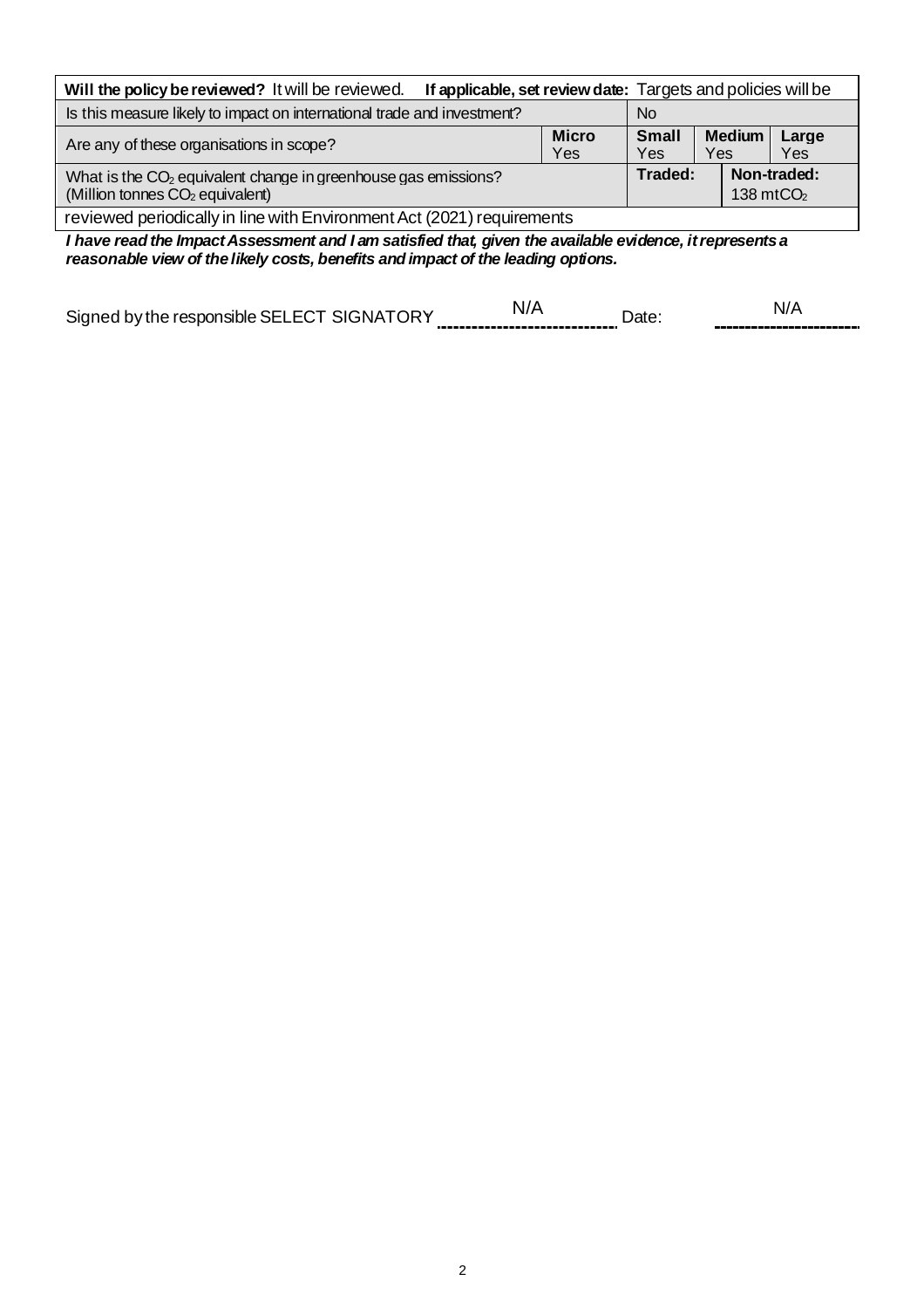| **Will the policy be reviewed?** It will be reviewed. **If applicable, set review date:** Targets and policies will be | | | | | |
|---|---|---|---|---|---|
| Is this measure likely to impact on international trade and investment? | | No | | | |
| Are any of these organisations in scope? | **Micro** Yes | **Small** Yes | **Medium** Yes | | **Large** Yes |
| What is the $CO_2$ equivalent change in greenhouse gas emissions? (Million tonnes $CO_2$ equivalent) | | **Traded:** | | **Non-traded:** 138 mt$CO_2$ | |
| reviewed periodically in line with Environment Act (2021) requirements | | | | | |

***I have read the Impact Assessment and I am satisfied that, given the available evidence, it represents a reasonable view of the likely costs, benefits and impact of the leading options.***

Signed by the responsible SELECT SIGNATORY N/A Date: N/A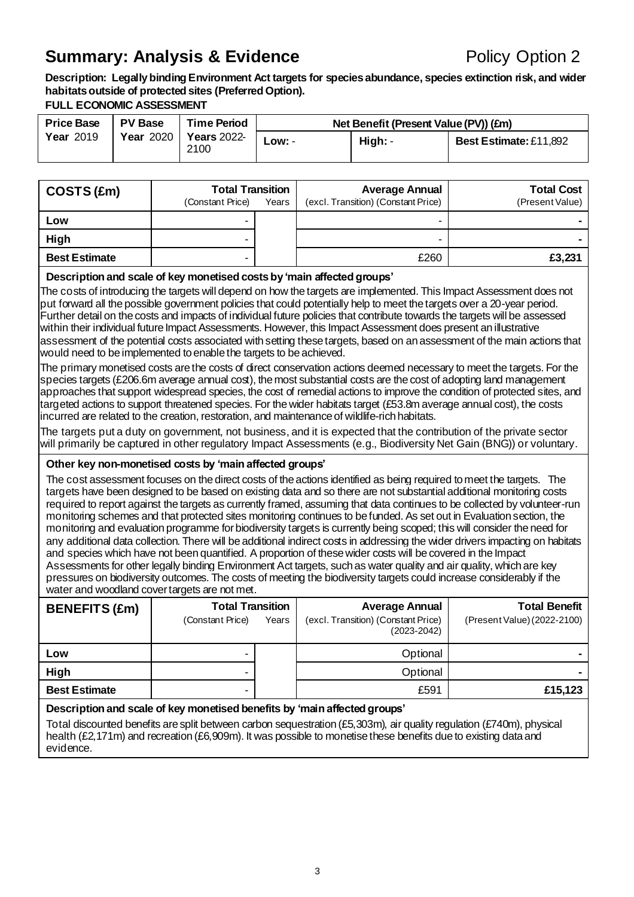# Summary: Analysis & Evidence

Policy Option 2

**Description: Legally binding Environment Act targets for species abundance, species extinction risk, and wider habitats outside of protected sites (Preferred Option).**

**FULL ECONOMIC ASSESSMENT**

| Price Base | PV Base | Time Period | Net Benefit (Present Value (PV)) (£m) | | |
|---|---|---|---|---|---|
| **Year** 2019 | **Year** 2020 | **Years** 2022-2100 | **Low:** - | **High:** - | **Best Estimate:** £11,892 |

| **COSTS (£m)** | **Total Transition** (Constant Price) | Years | **Average Annual** (excl. Transition) (Constant Price) | **Total Cost** (Present Value) |
|---|---|---|---|---|
| **Low** | - | | - | **-** |
| **High** | - | | - | **-** |
| **Best Estimate** | - | | £260 | **£3,231** |

**Description and scale of key monetised costs by 'main affected groups'**

The costs of introducing the targets will depend on how the targets are implemented. This Impact Assessment does not put forward all the possible government policies that could potentially help to meet the targets over a 20-year period. Further detail on the costs and impacts of individual future policies that contribute towards the targets will be assessed within their individual future Impact Assessments. However, this Impact Assessment does present an illustrative assessment of the potential costs associated with setting these targets, based on an assessment of the main actions that would need to be implemented to enable the targets to be achieved.

The primary monetised costs are the costs of direct conservation actions deemed necessary to meet the targets. For the species targets (£206.6m average annual cost), the most substantial costs are the cost of adopting land management approaches that support widespread species, the cost of remedial actions to improve the condition of protected sites, and targeted actions to support threatened species. For the wider habitats target (£53.8m average annual cost), the costs incurred are related to the creation, restoration, and maintenance of wildlife-rich habitats.

The targets put a duty on government, not business, and it is expected that the contribution of the private sector will primarily be captured in other regulatory Impact Assessments (e.g., Biodiversity Net Gain (BNG)) or voluntary.

**Other key non-monetised costs by 'main affected groups'**

The cost assessment focuses on the direct costs of the actions identified as being required to meet the targets. The targets have been designed to be based on existing data and so there are not substantial additional monitoring costs required to report against the targets as currently framed, assuming that data continues to be collected by volunteer-run monitoring schemes and that protected sites monitoring continues to be funded. As set out in Evaluation section, the monitoring and evaluation programme for biodiversity targets is currently being scoped; this will consider the need for any additional data collection. There will be additional indirect costs in addressing the wider drivers impacting on habitats and species which have not been quantified. A proportion of these wider costs will be covered in the Impact Assessments for other legally binding Environment Act targets, such as water quality and air quality, which are key pressures on biodiversity outcomes. The costs of meeting the biodiversity targets could increase considerably if the water and woodland cover targets are not met.

| **BENEFITS (£m)** | **Total Transition** (Constant Price) | Years | **Average Annual** (excl. Transition) (Constant Price) (2023-2042) | **Total Benefit** (Present Value) (2022-2100) |
|---|---|---|---|---|
| **Low** | - | | Optional | **-** |
| **High** | - | | Optional | **-** |
| **Best Estimate** | - | | £591 | **£15,123** |

**Description and scale of key monetised benefits by 'main affected groups'**

Total discounted benefits are split between carbon sequestration (£5,303m), air quality regulation (£740m), physical health (£2,171m) and recreation (£6,909m). It was possible to monetise these benefits due to existing data and evidence.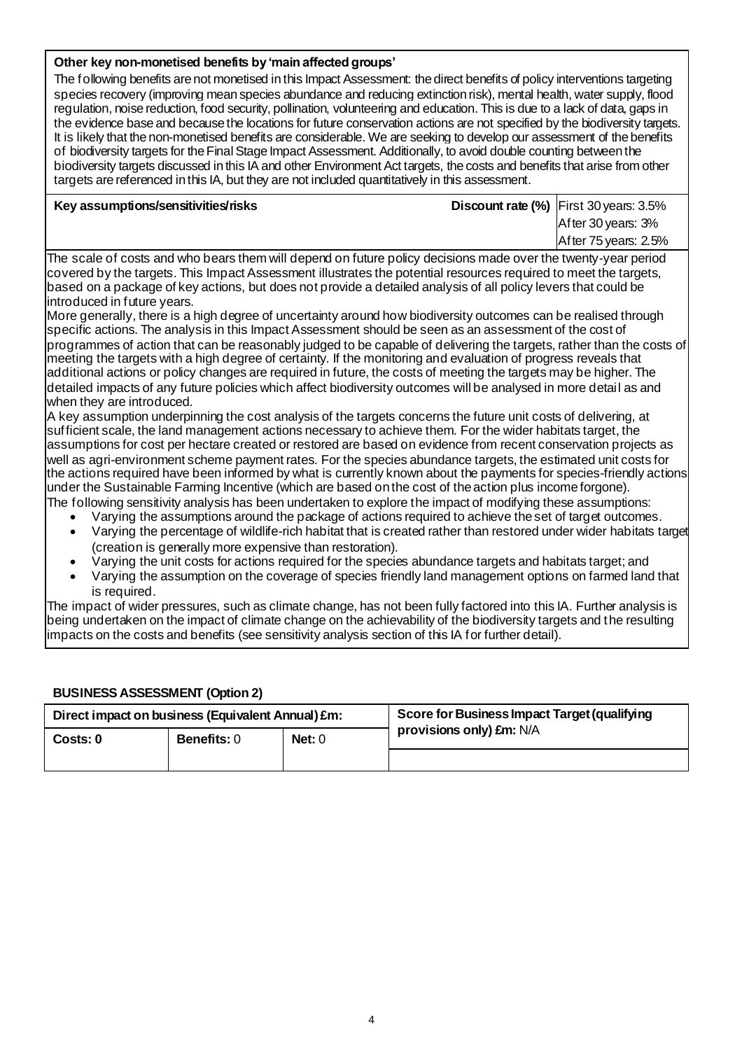**Other key non-monetised benefits by 'main affected groups'**

The following benefits are not monetised in this Impact Assessment: the direct benefits of policy interventions targeting species recovery (improving mean species abundance and reducing extinction risk), mental health, water supply, flood regulation, noise reduction, food security, pollination, volunteering and education. This is due to a lack of data, gaps in the evidence base and because the locations for future conservation actions are not specified by the biodiversity targets. It is likely that the non-monetised benefits are considerable. We are seeking to develop our assessment of the benefits of biodiversity targets for the Final Stage Impact Assessment. Additionally, to avoid double counting between the biodiversity targets discussed in this IA and other Environment Act targets, the costs and benefits that arise from other targets are referenced in this IA, but they are not included quantitatively in this assessment.

| Key assumptions/sensitivities/risks | Discount rate (%) | First 30 years: 3.5%<br>After 30 years: 3%<br>After 75 years: 2.5% |
|---|---|---|

The scale of costs and who bears them will depend on future policy decisions made over the twenty-year period covered by the targets. This Impact Assessment illustrates the potential resources required to meet the targets, based on a package of key actions, but does not provide a detailed analysis of all policy levers that could be introduced in future years.

More generally, there is a high degree of uncertainty around how biodiversity outcomes can be realised through specific actions. The analysis in this Impact Assessment should be seen as an assessment of the cost of programmes of action that can be reasonably judged to be capable of delivering the targets, rather than the costs of meeting the targets with a high degree of certainty. If the monitoring and evaluation of progress reveals that additional actions or policy changes are required in future, the costs of meeting the targets may be higher. The detailed impacts of any future policies which affect biodiversity outcomes will be analysed in more detail as and when they are introduced.

A key assumption underpinning the cost analysis of the targets concerns the future unit costs of delivering, at sufficient scale, the land management actions necessary to achieve them. For the wider habitats target, the assumptions for cost per hectare created or restored are based on evidence from recent conservation projects as well as agri-environment scheme payment rates. For the species abundance targets, the estimated unit costs for the actions required have been informed by what is currently known about the payments for species-friendly actions under the Sustainable Farming Incentive (which are based on the cost of the action plus income forgone).

The following sensitivity analysis has been undertaken to explore the impact of modifying these assumptions:

- Varying the assumptions around the package of actions required to achieve the set of target outcomes.
- Varying the percentage of wildlife-rich habitat that is created rather than restored under wider habitats target (creation is generally more expensive than restoration).
- Varying the unit costs for actions required for the species abundance targets and habitats target; and
- Varying the assumption on the coverage of species friendly land management options on farmed land that is required.

The impact of wider pressures, such as climate change, has not been fully factored into this IA. Further analysis is being undertaken on the impact of climate change on the achievability of the biodiversity targets and the resulting impacts on the costs and benefits (see sensitivity analysis section of this IA for further detail).

**BUSINESS ASSESSMENT (Option 2)**

| Direct impact on business (Equivalent Annual) £m: | | | Score for Business Impact Target (qualifying provisions only) £m: N/A |
|---|---|---|---|
| **Costs: 0** | **Benefits:** 0 | **Net:** 0 | |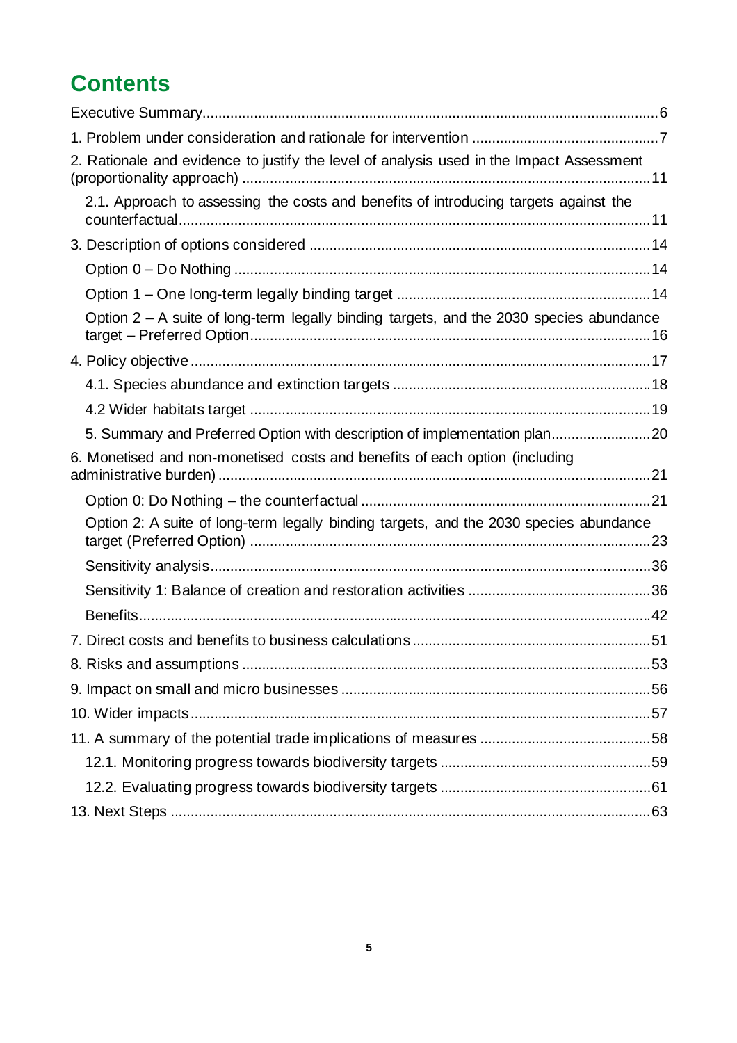# Contents

Executive Summary....6

1. Problem under consideration and rationale for intervention....7

2. Rationale and evidence to justify the level of analysis used in the Impact Assessment (proportionality approach)....11

    2.1. Approach to assessing the costs and benefits of introducing targets against the counterfactual....11

3. Description of options considered....14

    Option 0 – Do Nothing....14

    Option 1 – One long-term legally binding target....14

    Option 2 – A suite of long-term legally binding targets, and the 2030 species abundance target – Preferred Option....16

4. Policy objective....17

    4.1. Species abundance and extinction targets....18

    4.2 Wider habitats target....19

    5. Summary and Preferred Option with description of implementation plan....20

6. Monetised and non-monetised costs and benefits of each option (including administrative burden)....21

    Option 0: Do Nothing – the counterfactual....21

    Option 2: A suite of long-term legally binding targets, and the 2030 species abundance target (Preferred Option)....23

    Sensitivity analysis....36

    Sensitivity 1: Balance of creation and restoration activities....36

    Benefits....42

7. Direct costs and benefits to business calculations....51

8. Risks and assumptions....53

9. Impact on small and micro businesses....56

10. Wider impacts....57

11. A summary of the potential trade implications of measures....58

    12.1. Monitoring progress towards biodiversity targets....59

    12.2. Evaluating progress towards biodiversity targets....61

13. Next Steps....63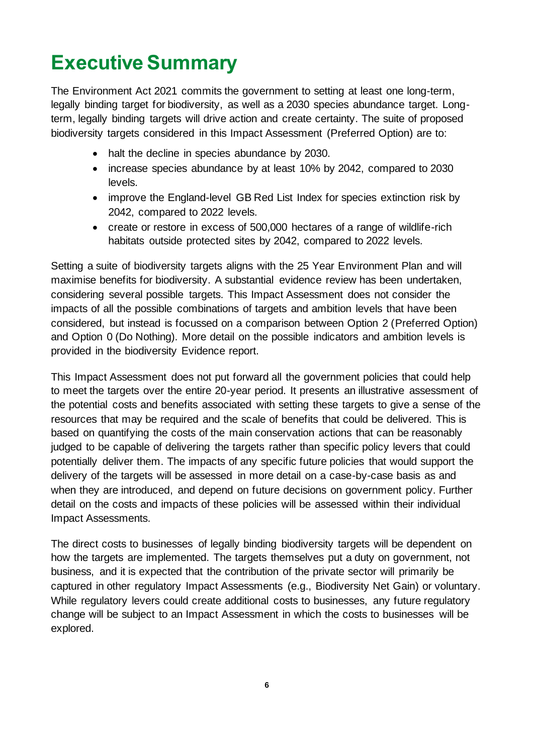# Executive Summary

The Environment Act 2021 commits the government to setting at least one long-term, legally binding target for biodiversity, as well as a 2030 species abundance target. Long-term, legally binding targets will drive action and create certainty. The suite of proposed biodiversity targets considered in this Impact Assessment (Preferred Option) are to:

- halt the decline in species abundance by 2030.
- increase species abundance by at least 10% by 2042, compared to 2030 levels.
- improve the England-level GB Red List Index for species extinction risk by 2042, compared to 2022 levels.
- create or restore in excess of 500,000 hectares of a range of wildlife-rich habitats outside protected sites by 2042, compared to 2022 levels.

Setting a suite of biodiversity targets aligns with the 25 Year Environment Plan and will maximise benefits for biodiversity. A substantial evidence review has been undertaken, considering several possible targets. This Impact Assessment does not consider the impacts of all the possible combinations of targets and ambition levels that have been considered, but instead is focussed on a comparison between Option 2 (Preferred Option) and Option 0 (Do Nothing). More detail on the possible indicators and ambition levels is provided in the biodiversity Evidence report.

This Impact Assessment does not put forward all the government policies that could help to meet the targets over the entire 20-year period. It presents an illustrative assessment of the potential costs and benefits associated with setting these targets to give a sense of the resources that may be required and the scale of benefits that could be delivered. This is based on quantifying the costs of the main conservation actions that can be reasonably judged to be capable of delivering the targets rather than specific policy levers that could potentially deliver them. The impacts of any specific future policies that would support the delivery of the targets will be assessed in more detail on a case-by-case basis as and when they are introduced, and depend on future decisions on government policy. Further detail on the costs and impacts of these policies will be assessed within their individual Impact Assessments.

The direct costs to businesses of legally binding biodiversity targets will be dependent on how the targets are implemented. The targets themselves put a duty on government, not business, and it is expected that the contribution of the private sector will primarily be captured in other regulatory Impact Assessments (e.g., Biodiversity Net Gain) or voluntary. While regulatory levers could create additional costs to businesses, any future regulatory change will be subject to an Impact Assessment in which the costs to businesses will be explored.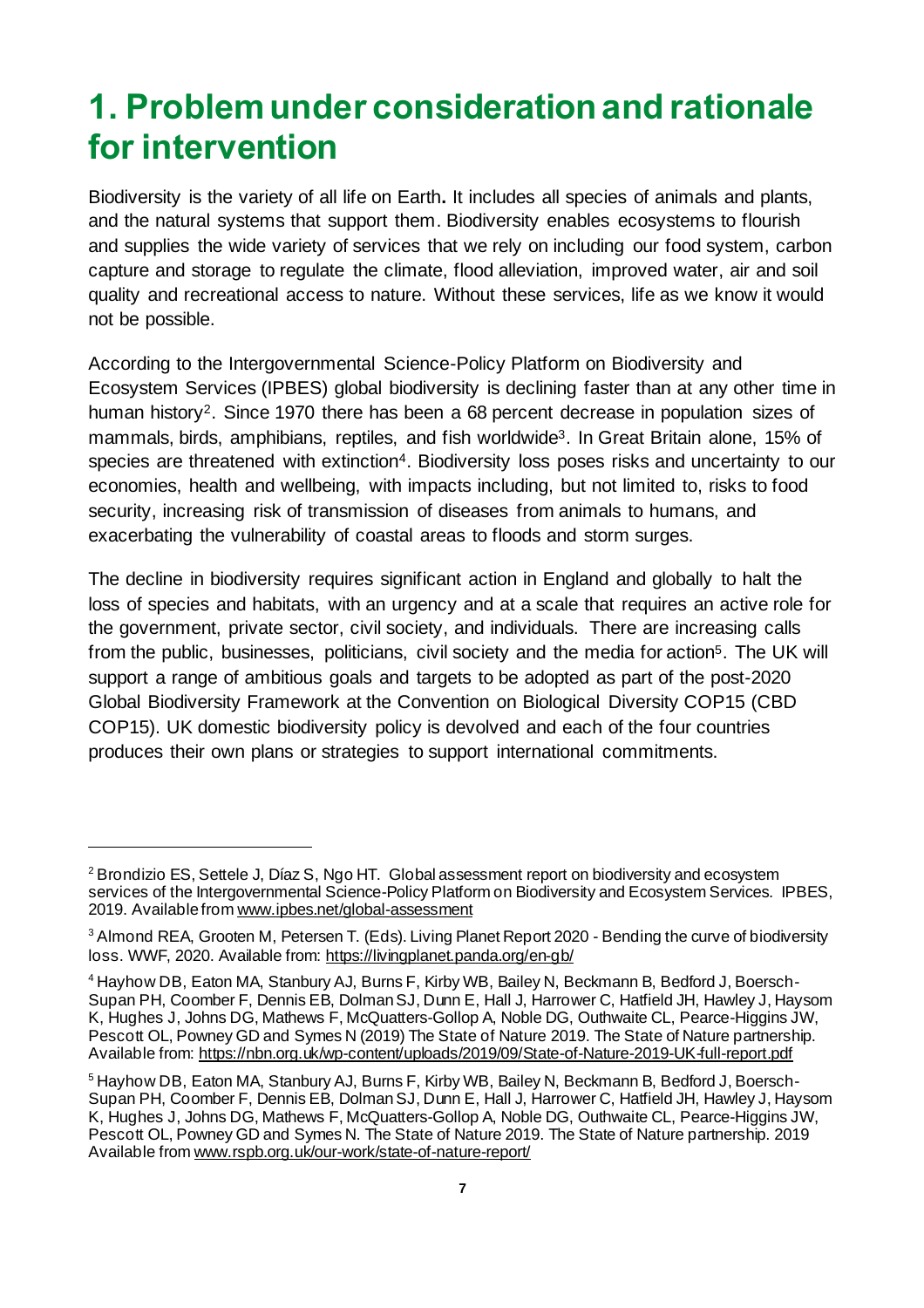# 1. Problem under consideration and rationale for intervention

Biodiversity is the variety of all life on Earth. It includes all species of animals and plants, and the natural systems that support them. Biodiversity enables ecosystems to flourish and supplies the wide variety of services that we rely on including our food system, carbon capture and storage to regulate the climate, flood alleviation, improved water, air and soil quality and recreational access to nature. Without these services, life as we know it would not be possible.

According to the Intergovernmental Science-Policy Platform on Biodiversity and Ecosystem Services (IPBES) global biodiversity is declining faster than at any other time in human history[2]. Since 1970 there has been a 68 percent decrease in population sizes of mammals, birds, amphibians, reptiles, and fish worldwide[3]. In Great Britain alone, 15% of species are threatened with extinction[4]. Biodiversity loss poses risks and uncertainty to our economies, health and wellbeing, with impacts including, but not limited to, risks to food security, increasing risk of transmission of diseases from animals to humans, and exacerbating the vulnerability of coastal areas to floods and storm surges.

The decline in biodiversity requires significant action in England and globally to halt the loss of species and habitats, with an urgency and at a scale that requires an active role for the government, private sector, civil society, and individuals. There are increasing calls from the public, businesses, politicians, civil society and the media for action[5]. The UK will support a range of ambitious goals and targets to be adopted as part of the post-2020 Global Biodiversity Framework at the Convention on Biological Diversity COP15 (CBD COP15). UK domestic biodiversity policy is devolved and each of the four countries produces their own plans or strategies to support international commitments.

---

[2] Brondizio ES, Settele J, Díaz S, Ngo HT. Global assessment report on biodiversity and ecosystem services of the Intergovernmental Science-Policy Platform on Biodiversity and Ecosystem Services. IPBES, 2019. Available from www.ipbes.net/global-assessment

[3] Almond REA, Grooten M, Petersen T. (Eds). Living Planet Report 2020 - Bending the curve of biodiversity loss. WWF, 2020. Available from: https://livingplanet.panda.org/en-gb/

[4] Hayhow DB, Eaton MA, Stanbury AJ, Burns F, Kirby WB, Bailey N, Beckmann B, Bedford J, Boersch-Supan PH, Coomber F, Dennis EB, Dolman SJ, Dunn E, Hall J, Harrower C, Hatfield JH, Hawley J, Haysom K, Hughes J, Johns DG, Mathews F, McQuatters-Gollop A, Noble DG, Outhwaite CL, Pearce-Higgins JW, Pescott OL, Powney GD and Symes N (2019) The State of Nature 2019. The State of Nature partnership. Available from: https://nbn.org.uk/wp-content/uploads/2019/09/State-of-Nature-2019-UK-full-report.pdf

[5] Hayhow DB, Eaton MA, Stanbury AJ, Burns F, Kirby WB, Bailey N, Beckmann B, Bedford J, Boersch-Supan PH, Coomber F, Dennis EB, Dolman SJ, Dunn E, Hall J, Harrower C, Hatfield JH, Hawley J, Haysom K, Hughes J, Johns DG, Mathews F, McQuatters-Gollop A, Noble DG, Outhwaite CL, Pearce-Higgins JW, Pescott OL, Powney GD and Symes N. The State of Nature 2019. The State of Nature partnership. 2019 Available from www.rspb.org.uk/our-work/state-of-nature-report/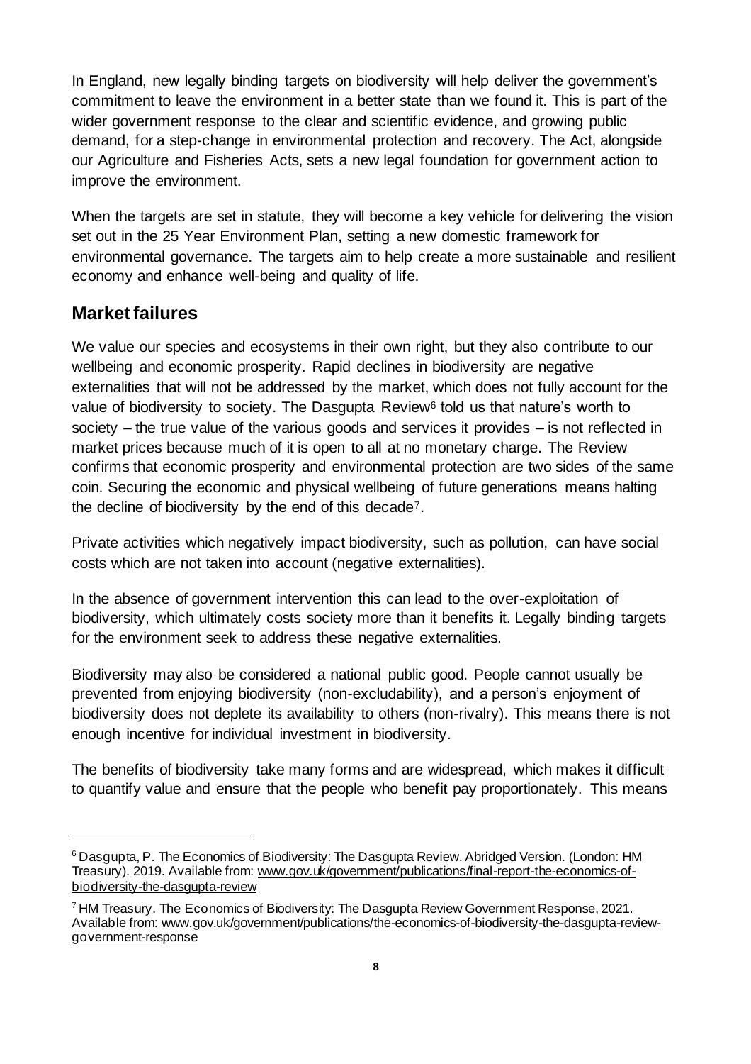In England, new legally binding targets on biodiversity will help deliver the government's commitment to leave the environment in a better state than we found it. This is part of the wider government response to the clear and scientific evidence, and growing public demand, for a step-change in environmental protection and recovery. The Act, alongside our Agriculture and Fisheries Acts, sets a new legal foundation for government action to improve the environment.

When the targets are set in statute, they will become a key vehicle for delivering the vision set out in the 25 Year Environment Plan, setting a new domestic framework for environmental governance. The targets aim to help create a more sustainable and resilient economy and enhance well-being and quality of life.

## Market failures

We value our species and ecosystems in their own right, but they also contribute to our wellbeing and economic prosperity. Rapid declines in biodiversity are negative externalities that will not be addressed by the market, which does not fully account for the value of biodiversity to society. The Dasgupta Review[6] told us that nature's worth to society – the true value of the various goods and services it provides – is not reflected in market prices because much of it is open to all at no monetary charge. The Review confirms that economic prosperity and environmental protection are two sides of the same coin. Securing the economic and physical wellbeing of future generations means halting the decline of biodiversity by the end of this decade[7].

Private activities which negatively impact biodiversity, such as pollution, can have social costs which are not taken into account (negative externalities).

In the absence of government intervention this can lead to the over-exploitation of biodiversity, which ultimately costs society more than it benefits it. Legally binding targets for the environment seek to address these negative externalities.

Biodiversity may also be considered a national public good. People cannot usually be prevented from enjoying biodiversity (non-excludability), and a person's enjoyment of biodiversity does not deplete its availability to others (non-rivalry). This means there is not enough incentive for individual investment in biodiversity.

The benefits of biodiversity take many forms and are widespread, which makes it difficult to quantify value and ensure that the people who benefit pay proportionately. This means

---

[6] Dasgupta, P. The Economics of Biodiversity: The Dasgupta Review. Abridged Version. (London: HM Treasury). 2019. Available from: www.gov.uk/government/publications/final-report-the-economics-of-biodiversity-the-dasgupta-review

[7] HM Treasury. The Economics of Biodiversity: The Dasgupta Review Government Response, 2021. Available from: www.gov.uk/government/publications/the-economics-of-biodiversity-the-dasgupta-review-government-response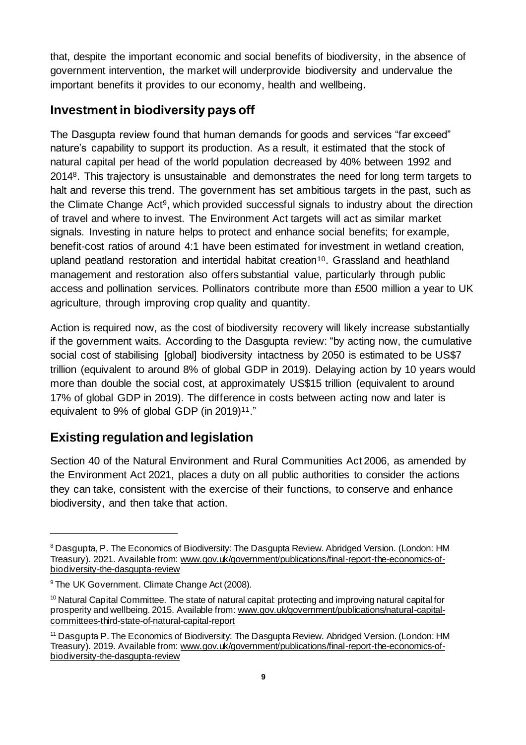that, despite the important economic and social benefits of biodiversity, in the absence of government intervention, the market will underprovide biodiversity and undervalue the important benefits it provides to our economy, health and wellbeing**.**

## Investment in biodiversity pays off

The Dasgupta review found that human demands for goods and services "far exceed" nature's capability to support its production. As a result, it estimated that the stock of natural capital per head of the world population decreased by 40% between 1992 and 2014[8]. This trajectory is unsustainable and demonstrates the need for long term targets to halt and reverse this trend. The government has set ambitious targets in the past, such as the Climate Change Act[9], which provided successful signals to industry about the direction of travel and where to invest. The Environment Act targets will act as similar market signals. Investing in nature helps to protect and enhance social benefits; for example, benefit-cost ratios of around 4:1 have been estimated for investment in wetland creation, upland peatland restoration and intertidal habitat creation[10]. Grassland and heathland management and restoration also offers substantial value, particularly through public access and pollination services. Pollinators contribute more than £500 million a year to UK agriculture, through improving crop quality and quantity.

Action is required now, as the cost of biodiversity recovery will likely increase substantially if the government waits. According to the Dasgupta review: "by acting now, the cumulative social cost of stabilising [global] biodiversity intactness by 2050 is estimated to be US$7 trillion (equivalent to around 8% of global GDP in 2019). Delaying action by 10 years would more than double the social cost, at approximately US$15 trillion (equivalent to around 17% of global GDP in 2019). The difference in costs between acting now and later is equivalent to 9% of global GDP (in 2019)[11]."

## Existing regulation and legislation

Section 40 of the Natural Environment and Rural Communities Act 2006, as amended by the Environment Act 2021, places a duty on all public authorities to consider the actions they can take, consistent with the exercise of their functions, to conserve and enhance biodiversity, and then take that action.

---

[8] Dasgupta, P. The Economics of Biodiversity: The Dasgupta Review. Abridged Version. (London: HM Treasury). 2021. Available from: www.gov.uk/government/publications/final-report-the-economics-of-biodiversity-the-dasgupta-review

[9] The UK Government. Climate Change Act (2008).

[10] Natural Capital Committee. The state of natural capital: protecting and improving natural capital for prosperity and wellbeing. 2015. Available from: www.gov.uk/government/publications/natural-capital-committees-third-state-of-natural-capital-report

[11] Dasgupta P. The Economics of Biodiversity: The Dasgupta Review. Abridged Version. (London: HM Treasury). 2019. Available from: www.gov.uk/government/publications/final-report-the-economics-of-biodiversity-the-dasgupta-review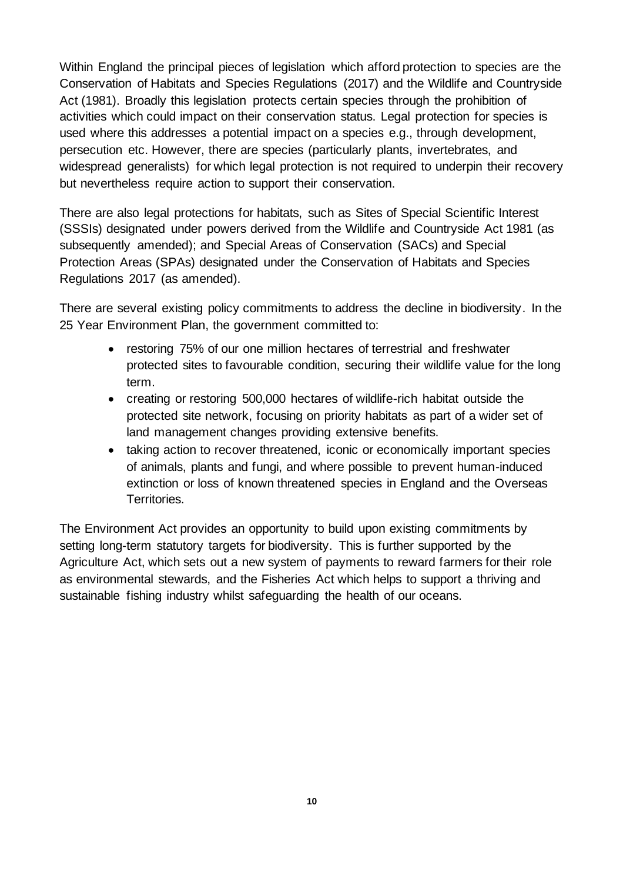Within England the principal pieces of legislation which afford protection to species are the Conservation of Habitats and Species Regulations (2017) and the Wildlife and Countryside Act (1981). Broadly this legislation protects certain species through the prohibition of activities which could impact on their conservation status. Legal protection for species is used where this addresses a potential impact on a species e.g., through development, persecution etc. However, there are species (particularly plants, invertebrates, and widespread generalists) for which legal protection is not required to underpin their recovery but nevertheless require action to support their conservation.

There are also legal protections for habitats, such as Sites of Special Scientific Interest (SSSIs) designated under powers derived from the Wildlife and Countryside Act 1981 (as subsequently amended); and Special Areas of Conservation (SACs) and Special Protection Areas (SPAs) designated under the Conservation of Habitats and Species Regulations 2017 (as amended).

There are several existing policy commitments to address the decline in biodiversity. In the 25 Year Environment Plan, the government committed to:

- restoring 75% of our one million hectares of terrestrial and freshwater protected sites to favourable condition, securing their wildlife value for the long term.
- creating or restoring 500,000 hectares of wildlife-rich habitat outside the protected site network, focusing on priority habitats as part of a wider set of land management changes providing extensive benefits.
- taking action to recover threatened, iconic or economically important species of animals, plants and fungi, and where possible to prevent human-induced extinction or loss of known threatened species in England and the Overseas Territories.

The Environment Act provides an opportunity to build upon existing commitments by setting long-term statutory targets for biodiversity. This is further supported by the Agriculture Act, which sets out a new system of payments to reward farmers for their role as environmental stewards, and the Fisheries Act which helps to support a thriving and sustainable fishing industry whilst safeguarding the health of our oceans.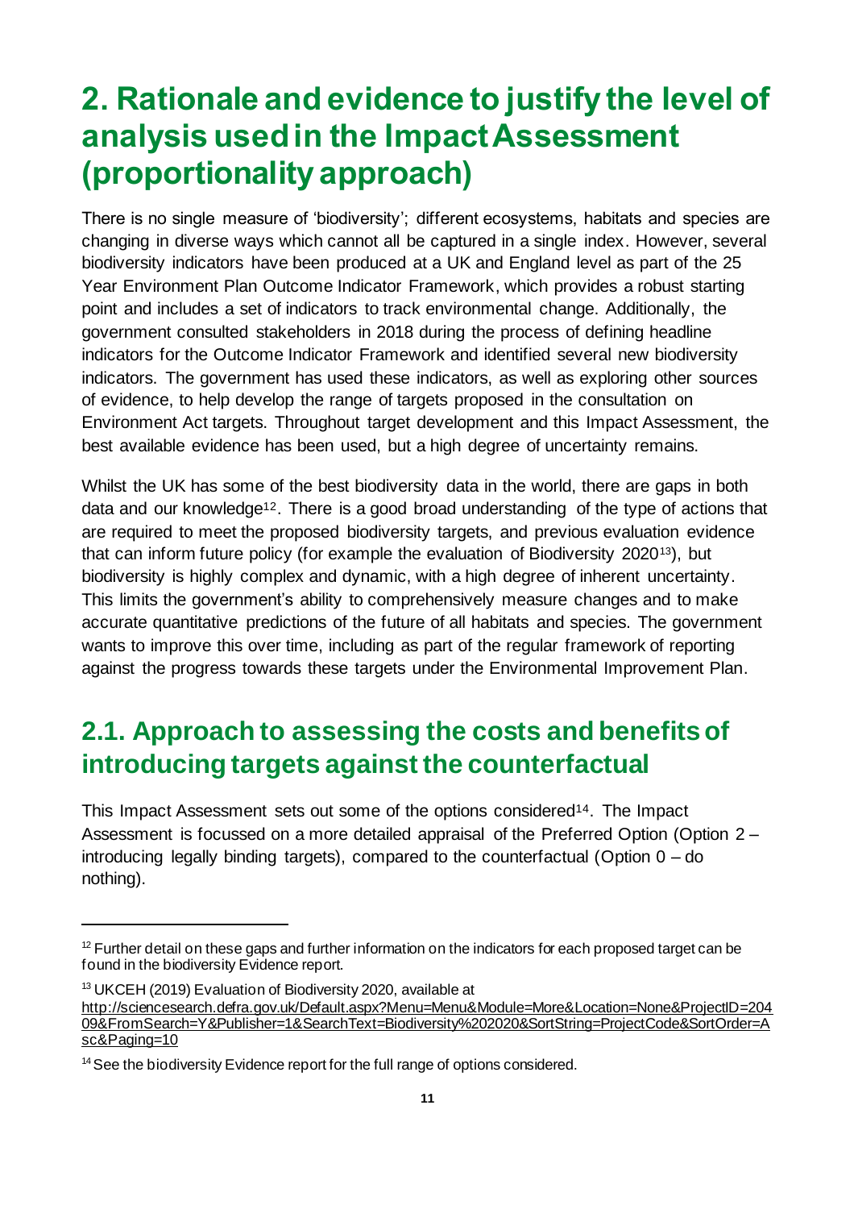# 2. Rationale and evidence to justify the level of analysis used in the Impact Assessment (proportionality approach)

There is no single measure of 'biodiversity'; different ecosystems, habitats and species are changing in diverse ways which cannot all be captured in a single index. However, several biodiversity indicators have been produced at a UK and England level as part of the 25 Year Environment Plan Outcome Indicator Framework, which provides a robust starting point and includes a set of indicators to track environmental change. Additionally, the government consulted stakeholders in 2018 during the process of defining headline indicators for the Outcome Indicator Framework and identified several new biodiversity indicators. The government has used these indicators, as well as exploring other sources of evidence, to help develop the range of targets proposed in the consultation on Environment Act targets. Throughout target development and this Impact Assessment, the best available evidence has been used, but a high degree of uncertainty remains.

Whilst the UK has some of the best biodiversity data in the world, there are gaps in both data and our knowledge[12]. There is a good broad understanding of the type of actions that are required to meet the proposed biodiversity targets, and previous evaluation evidence that can inform future policy (for example the evaluation of Biodiversity 2020[13]), but biodiversity is highly complex and dynamic, with a high degree of inherent uncertainty. This limits the government's ability to comprehensively measure changes and to make accurate quantitative predictions of the future of all habitats and species. The government wants to improve this over time, including as part of the regular framework of reporting against the progress towards these targets under the Environmental Improvement Plan.

## 2.1. Approach to assessing the costs and benefits of introducing targets against the counterfactual

This Impact Assessment sets out some of the options considered[14]. The Impact Assessment is focussed on a more detailed appraisal of the Preferred Option (Option 2 – introducing legally binding targets), compared to the counterfactual (Option 0 – do nothing).

---

[12] Further detail on these gaps and further information on the indicators for each proposed target can be found in the biodiversity Evidence report.

[13] UKCEH (2019) Evaluation of Biodiversity 2020, available at http://sciencesearch.defra.gov.uk/Default.aspx?Menu=Menu&Module=More&Location=None&ProjectID=20409&FromSearch=Y&Publisher=1&SearchText=Biodiversity%202020&SortString=ProjectCode&SortOrder=Asc&Paging=10

[14] See the biodiversity Evidence report for the full range of options considered.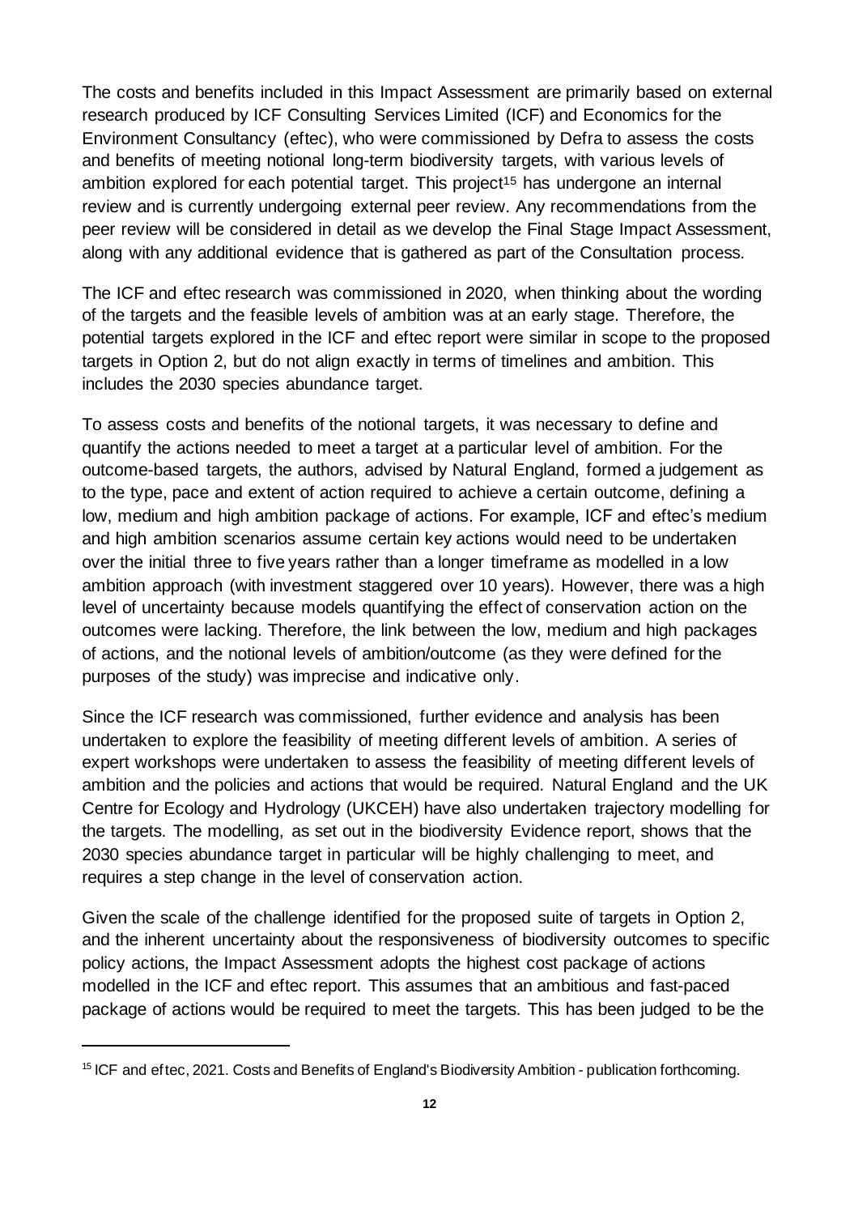The costs and benefits included in this Impact Assessment are primarily based on external research produced by ICF Consulting Services Limited (ICF) and Economics for the Environment Consultancy (eftec), who were commissioned by Defra to assess the costs and benefits of meeting notional long-term biodiversity targets, with various levels of ambition explored for each potential target. This project[15] has undergone an internal review and is currently undergoing external peer review. Any recommendations from the peer review will be considered in detail as we develop the Final Stage Impact Assessment, along with any additional evidence that is gathered as part of the Consultation process.

The ICF and eftec research was commissioned in 2020, when thinking about the wording of the targets and the feasible levels of ambition was at an early stage. Therefore, the potential targets explored in the ICF and eftec report were similar in scope to the proposed targets in Option 2, but do not align exactly in terms of timelines and ambition. This includes the 2030 species abundance target.

To assess costs and benefits of the notional targets, it was necessary to define and quantify the actions needed to meet a target at a particular level of ambition. For the outcome-based targets, the authors, advised by Natural England, formed a judgement as to the type, pace and extent of action required to achieve a certain outcome, defining a low, medium and high ambition package of actions. For example, ICF and eftec's medium and high ambition scenarios assume certain key actions would need to be undertaken over the initial three to five years rather than a longer timeframe as modelled in a low ambition approach (with investment staggered over 10 years). However, there was a high level of uncertainty because models quantifying the effect of conservation action on the outcomes were lacking. Therefore, the link between the low, medium and high packages of actions, and the notional levels of ambition/outcome (as they were defined for the purposes of the study) was imprecise and indicative only.

Since the ICF research was commissioned, further evidence and analysis has been undertaken to explore the feasibility of meeting different levels of ambition. A series of expert workshops were undertaken to assess the feasibility of meeting different levels of ambition and the policies and actions that would be required. Natural England and the UK Centre for Ecology and Hydrology (UKCEH) have also undertaken trajectory modelling for the targets. The modelling, as set out in the biodiversity Evidence report, shows that the 2030 species abundance target in particular will be highly challenging to meet, and requires a step change in the level of conservation action.

Given the scale of the challenge identified for the proposed suite of targets in Option 2, and the inherent uncertainty about the responsiveness of biodiversity outcomes to specific policy actions, the Impact Assessment adopts the highest cost package of actions modelled in the ICF and eftec report. This assumes that an ambitious and fast-paced package of actions would be required to meet the targets. This has been judged to be the

---

[15] ICF and eftec, 2021. Costs and Benefits of England's Biodiversity Ambition - publication forthcoming.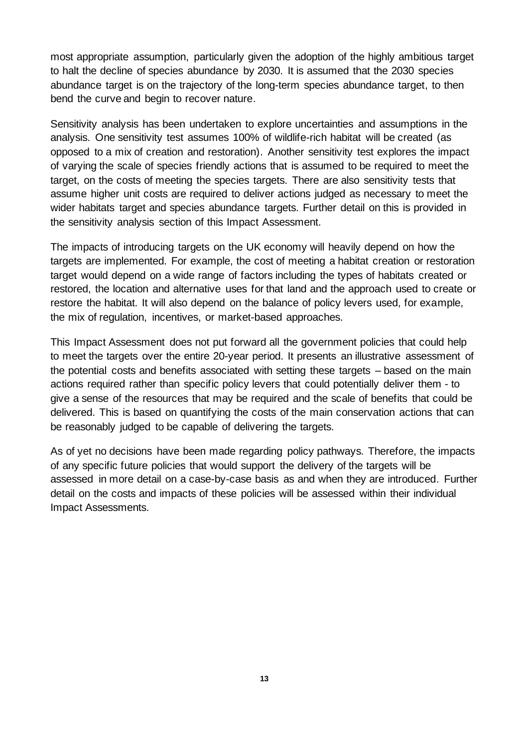most appropriate assumption, particularly given the adoption of the highly ambitious target to halt the decline of species abundance by 2030. It is assumed that the 2030 species abundance target is on the trajectory of the long-term species abundance target, to then bend the curve and begin to recover nature.

Sensitivity analysis has been undertaken to explore uncertainties and assumptions in the analysis. One sensitivity test assumes 100% of wildlife-rich habitat will be created (as opposed to a mix of creation and restoration). Another sensitivity test explores the impact of varying the scale of species friendly actions that is assumed to be required to meet the target, on the costs of meeting the species targets. There are also sensitivity tests that assume higher unit costs are required to deliver actions judged as necessary to meet the wider habitats target and species abundance targets. Further detail on this is provided in the sensitivity analysis section of this Impact Assessment.

The impacts of introducing targets on the UK economy will heavily depend on how the targets are implemented. For example, the cost of meeting a habitat creation or restoration target would depend on a wide range of factors including the types of habitats created or restored, the location and alternative uses for that land and the approach used to create or restore the habitat. It will also depend on the balance of policy levers used, for example, the mix of regulation, incentives, or market-based approaches.

This Impact Assessment does not put forward all the government policies that could help to meet the targets over the entire 20-year period. It presents an illustrative assessment of the potential costs and benefits associated with setting these targets – based on the main actions required rather than specific policy levers that could potentially deliver them - to give a sense of the resources that may be required and the scale of benefits that could be delivered. This is based on quantifying the costs of the main conservation actions that can be reasonably judged to be capable of delivering the targets.

As of yet no decisions have been made regarding policy pathways. Therefore, the impacts of any specific future policies that would support the delivery of the targets will be assessed in more detail on a case-by-case basis as and when they are introduced. Further detail on the costs and impacts of these policies will be assessed within their individual Impact Assessments.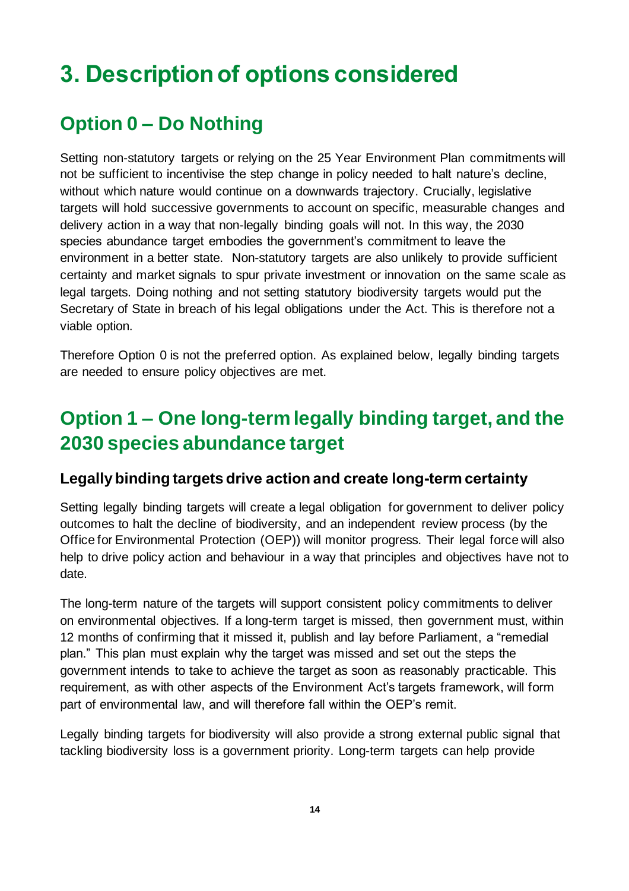# 3. Description of options considered

## Option 0 – Do Nothing

Setting non-statutory targets or relying on the 25 Year Environment Plan commitments will not be sufficient to incentivise the step change in policy needed to halt nature's decline, without which nature would continue on a downwards trajectory. Crucially, legislative targets will hold successive governments to account on specific, measurable changes and delivery action in a way that non-legally binding goals will not. In this way, the 2030 species abundance target embodies the government's commitment to leave the environment in a better state. Non-statutory targets are also unlikely to provide sufficient certainty and market signals to spur private investment or innovation on the same scale as legal targets. Doing nothing and not setting statutory biodiversity targets would put the Secretary of State in breach of his legal obligations under the Act. This is therefore not a viable option.

Therefore Option 0 is not the preferred option. As explained below, legally binding targets are needed to ensure policy objectives are met.

## Option 1 – One long-term legally binding target, and the 2030 species abundance target

### Legally binding targets drive action and create long-term certainty

Setting legally binding targets will create a legal obligation for government to deliver policy outcomes to halt the decline of biodiversity, and an independent review process (by the Office for Environmental Protection (OEP)) will monitor progress. Their legal force will also help to drive policy action and behaviour in a way that principles and objectives have not to date.

The long-term nature of the targets will support consistent policy commitments to deliver on environmental objectives. If a long-term target is missed, then government must, within 12 months of confirming that it missed it, publish and lay before Parliament, a "remedial plan." This plan must explain why the target was missed and set out the steps the government intends to take to achieve the target as soon as reasonably practicable. This requirement, as with other aspects of the Environment Act's targets framework, will form part of environmental law, and will therefore fall within the OEP's remit.

Legally binding targets for biodiversity will also provide a strong external public signal that tackling biodiversity loss is a government priority. Long-term targets can help provide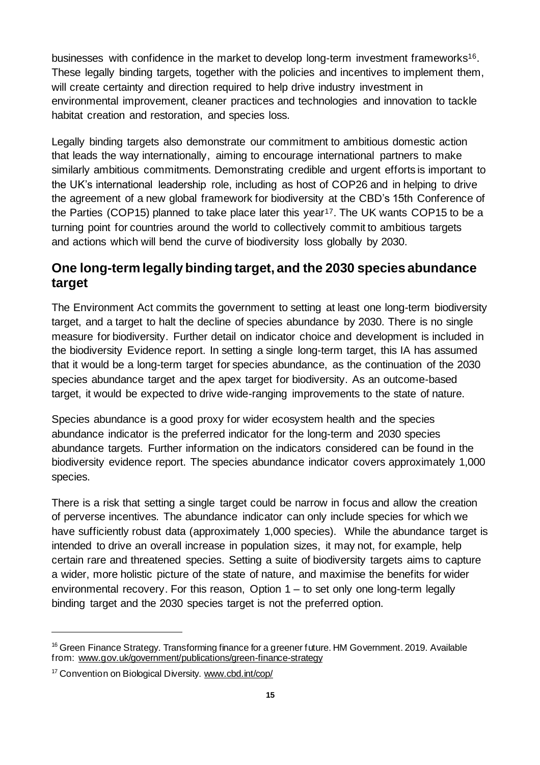businesses with confidence in the market to develop long-term investment frameworks[16]. These legally binding targets, together with the policies and incentives to implement them, will create certainty and direction required to help drive industry investment in environmental improvement, cleaner practices and technologies and innovation to tackle habitat creation and restoration, and species loss.

Legally binding targets also demonstrate our commitment to ambitious domestic action that leads the way internationally, aiming to encourage international partners to make similarly ambitious commitments. Demonstrating credible and urgent efforts is important to the UK's international leadership role, including as host of COP26 and in helping to drive the agreement of a new global framework for biodiversity at the CBD's 15th Conference of the Parties (COP15) planned to take place later this year[17]. The UK wants COP15 to be a turning point for countries around the world to collectively commit to ambitious targets and actions which will bend the curve of biodiversity loss globally by 2030.

## One long-term legally binding target, and the 2030 species abundance target

The Environment Act commits the government to setting at least one long-term biodiversity target, and a target to halt the decline of species abundance by 2030. There is no single measure for biodiversity. Further detail on indicator choice and development is included in the biodiversity Evidence report. In setting a single long-term target, this IA has assumed that it would be a long-term target for species abundance, as the continuation of the 2030 species abundance target and the apex target for biodiversity. As an outcome-based target, it would be expected to drive wide-ranging improvements to the state of nature.

Species abundance is a good proxy for wider ecosystem health and the species abundance indicator is the preferred indicator for the long-term and 2030 species abundance targets. Further information on the indicators considered can be found in the biodiversity evidence report. The species abundance indicator covers approximately 1,000 species.

There is a risk that setting a single target could be narrow in focus and allow the creation of perverse incentives. The abundance indicator can only include species for which we have sufficiently robust data (approximately 1,000 species). While the abundance target is intended to drive an overall increase in population sizes, it may not, for example, help certain rare and threatened species. Setting a suite of biodiversity targets aims to capture a wider, more holistic picture of the state of nature, and maximise the benefits for wider environmental recovery. For this reason, Option 1 – to set only one long-term legally binding target and the 2030 species target is not the preferred option.

---

[16] Green Finance Strategy. Transforming finance for a greener future. HM Government. 2019. Available from: www.gov.uk/government/publications/green-finance-strategy

[17] Convention on Biological Diversity. www.cbd.int/cop/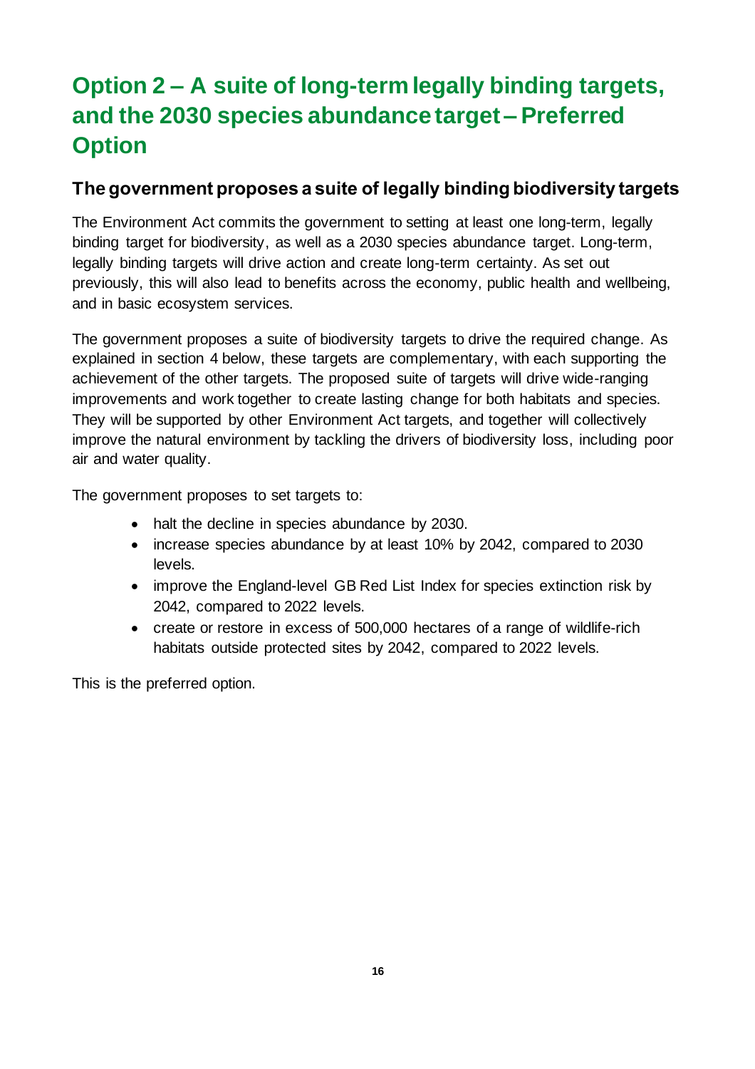# Option 2 – A suite of long-term legally binding targets, and the 2030 species abundance target – Preferred Option

## The government proposes a suite of legally binding biodiversity targets

The Environment Act commits the government to setting at least one long-term, legally binding target for biodiversity, as well as a 2030 species abundance target. Long-term, legally binding targets will drive action and create long-term certainty. As set out previously, this will also lead to benefits across the economy, public health and wellbeing, and in basic ecosystem services.

The government proposes a suite of biodiversity targets to drive the required change. As explained in section 4 below, these targets are complementary, with each supporting the achievement of the other targets. The proposed suite of targets will drive wide-ranging improvements and work together to create lasting change for both habitats and species. They will be supported by other Environment Act targets, and together will collectively improve the natural environment by tackling the drivers of biodiversity loss, including poor air and water quality.

The government proposes to set targets to:

- halt the decline in species abundance by 2030.
- increase species abundance by at least 10% by 2042, compared to 2030 levels.
- improve the England-level GB Red List Index for species extinction risk by 2042, compared to 2022 levels.
- create or restore in excess of 500,000 hectares of a range of wildlife-rich habitats outside protected sites by 2042, compared to 2022 levels.

This is the preferred option.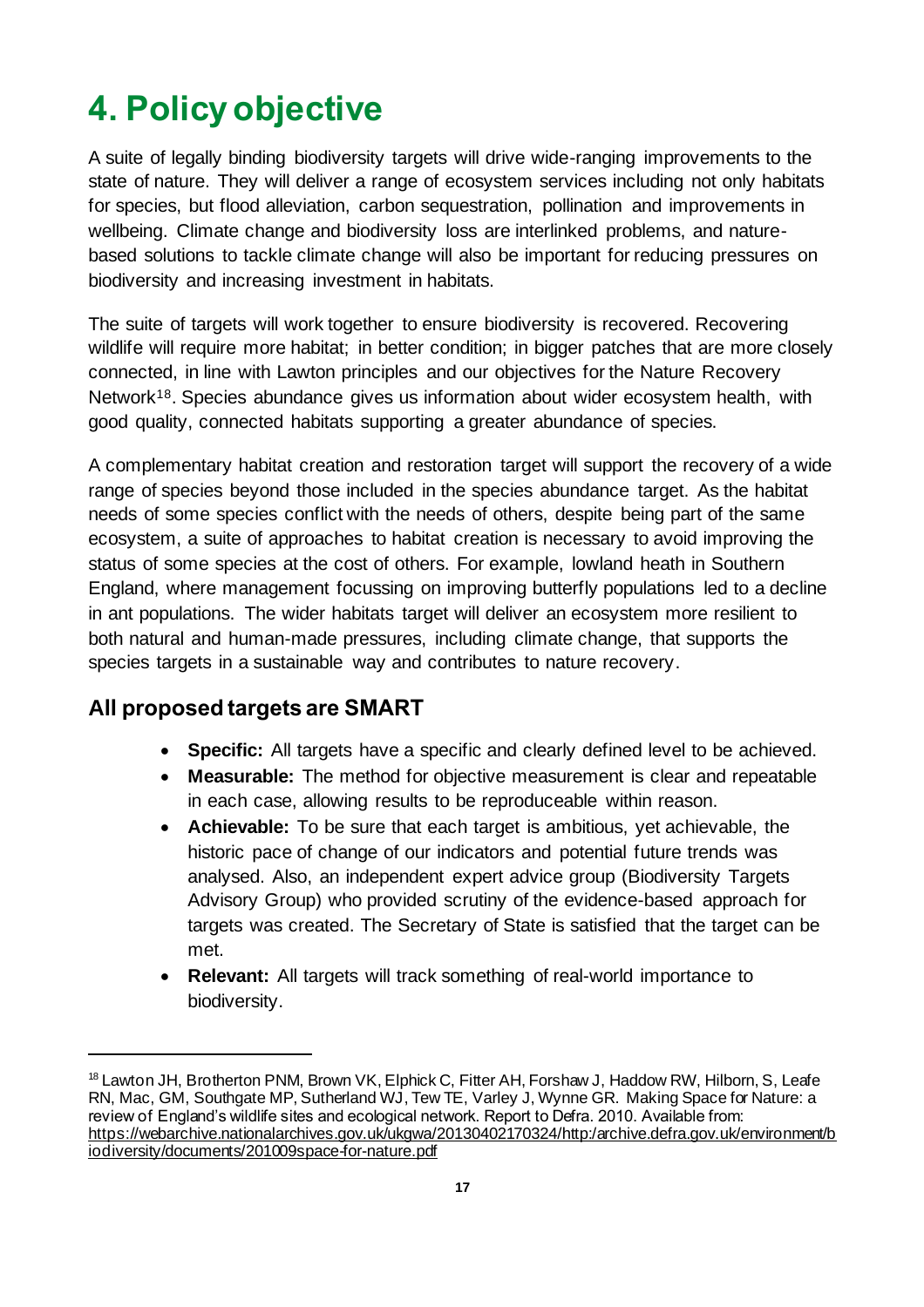# 4. Policy objective

A suite of legally binding biodiversity targets will drive wide-ranging improvements to the state of nature. They will deliver a range of ecosystem services including not only habitats for species, but flood alleviation, carbon sequestration, pollination and improvements in wellbeing. Climate change and biodiversity loss are interlinked problems, and nature-based solutions to tackle climate change will also be important for reducing pressures on biodiversity and increasing investment in habitats.

The suite of targets will work together to ensure biodiversity is recovered. Recovering wildlife will require more habitat; in better condition; in bigger patches that are more closely connected, in line with Lawton principles and our objectives for the Nature Recovery Network[18]. Species abundance gives us information about wider ecosystem health, with good quality, connected habitats supporting a greater abundance of species.

A complementary habitat creation and restoration target will support the recovery of a wide range of species beyond those included in the species abundance target. As the habitat needs of some species conflict with the needs of others, despite being part of the same ecosystem, a suite of approaches to habitat creation is necessary to avoid improving the status of some species at the cost of others. For example, lowland heath in Southern England, where management focussing on improving butterfly populations led to a decline in ant populations. The wider habitats target will deliver an ecosystem more resilient to both natural and human-made pressures, including climate change, that supports the species targets in a sustainable way and contributes to nature recovery.

## All proposed targets are SMART

- **Specific:** All targets have a specific and clearly defined level to be achieved.
- **Measurable:** The method for objective measurement is clear and repeatable in each case, allowing results to be reproduceable within reason.
- **Achievable:** To be sure that each target is ambitious, yet achievable, the historic pace of change of our indicators and potential future trends was analysed. Also, an independent expert advice group (Biodiversity Targets Advisory Group) who provided scrutiny of the evidence-based approach for targets was created. The Secretary of State is satisfied that the target can be met.
- **Relevant:** All targets will track something of real-world importance to biodiversity.

---

[18] Lawton JH, Brotherton PNM, Brown VK, Elphick C, Fitter AH, Forshaw J, Haddow RW, Hilborn, S, Leafe RN, Mac, GM, Southgate MP, Sutherland WJ, Tew TE, Varley J, Wynne GR. Making Space for Nature: a review of England's wildlife sites and ecological network. Report to Defra. 2010. Available from: https://webarchive.nationalarchives.gov.uk/ukgwa/20130402170324/http:/archive.defra.gov.uk/environment/biodiversity/documents/201009space-for-nature.pdf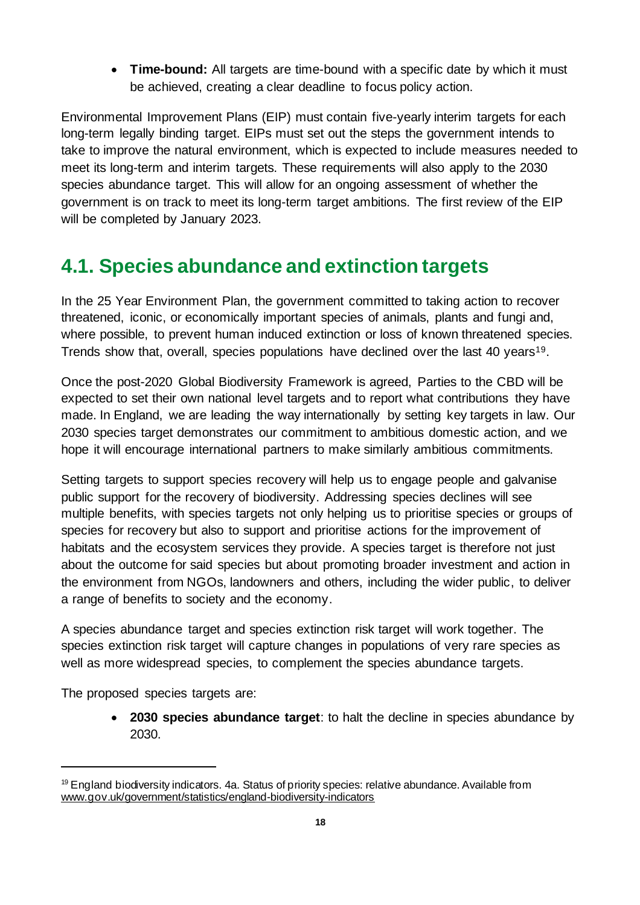- **Time-bound:** All targets are time-bound with a specific date by which it must be achieved, creating a clear deadline to focus policy action.

Environmental Improvement Plans (EIP) must contain five-yearly interim targets for each long-term legally binding target. EIPs must set out the steps the government intends to take to improve the natural environment, which is expected to include measures needed to meet its long-term and interim targets. These requirements will also apply to the 2030 species abundance target. This will allow for an ongoing assessment of whether the government is on track to meet its long-term target ambitions. The first review of the EIP will be completed by January 2023.

## 4.1. Species abundance and extinction targets

In the 25 Year Environment Plan, the government committed to taking action to recover threatened, iconic, or economically important species of animals, plants and fungi and, where possible, to prevent human induced extinction or loss of known threatened species. Trends show that, overall, species populations have declined over the last 40 years[19].

Once the post-2020 Global Biodiversity Framework is agreed, Parties to the CBD will be expected to set their own national level targets and to report what contributions they have made. In England, we are leading the way internationally by setting key targets in law. Our 2030 species target demonstrates our commitment to ambitious domestic action, and we hope it will encourage international partners to make similarly ambitious commitments.

Setting targets to support species recovery will help us to engage people and galvanise public support for the recovery of biodiversity. Addressing species declines will see multiple benefits, with species targets not only helping us to prioritise species or groups of species for recovery but also to support and prioritise actions for the improvement of habitats and the ecosystem services they provide. A species target is therefore not just about the outcome for said species but about promoting broader investment and action in the environment from NGOs, landowners and others, including the wider public, to deliver a range of benefits to society and the economy.

A species abundance target and species extinction risk target will work together. The species extinction risk target will capture changes in populations of very rare species as well as more widespread species, to complement the species abundance targets.

The proposed species targets are:

- **2030 species abundance target**: to halt the decline in species abundance by 2030.

---

[19] England biodiversity indicators. 4a. Status of priority species: relative abundance. Available from www.gov.uk/government/statistics/england-biodiversity-indicators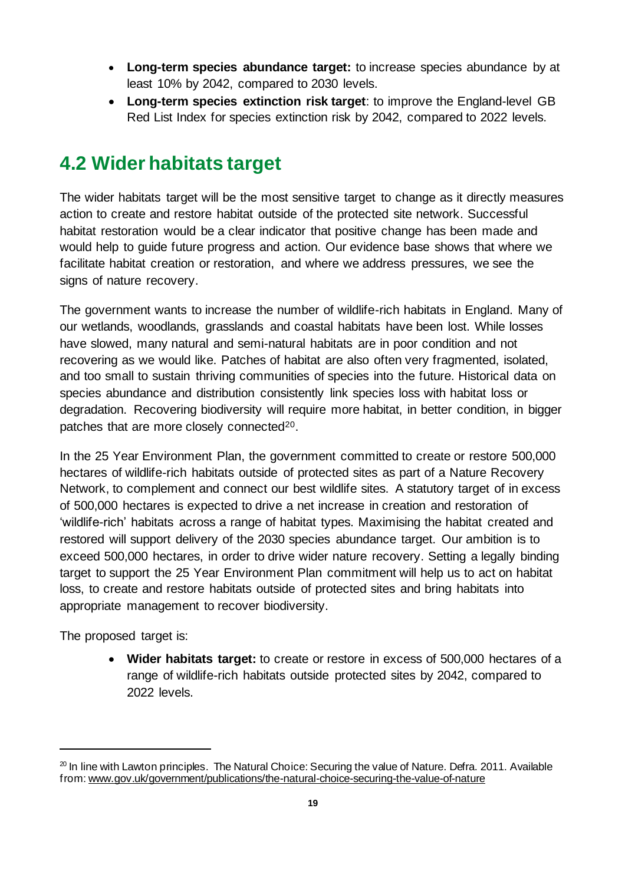- **Long-term species abundance target:** to increase species abundance by at least 10% by 2042, compared to 2030 levels.
- **Long-term species extinction risk target**: to improve the England-level GB Red List Index for species extinction risk by 2042, compared to 2022 levels.

## 4.2 Wider habitats target

The wider habitats target will be the most sensitive target to change as it directly measures action to create and restore habitat outside of the protected site network. Successful habitat restoration would be a clear indicator that positive change has been made and would help to guide future progress and action. Our evidence base shows that where we facilitate habitat creation or restoration, and where we address pressures, we see the signs of nature recovery.

The government wants to increase the number of wildlife-rich habitats in England. Many of our wetlands, woodlands, grasslands and coastal habitats have been lost. While losses have slowed, many natural and semi-natural habitats are in poor condition and not recovering as we would like. Patches of habitat are also often very fragmented, isolated, and too small to sustain thriving communities of species into the future. Historical data on species abundance and distribution consistently link species loss with habitat loss or degradation. Recovering biodiversity will require more habitat, in better condition, in bigger patches that are more closely connected[20].

In the 25 Year Environment Plan, the government committed to create or restore 500,000 hectares of wildlife-rich habitats outside of protected sites as part of a Nature Recovery Network, to complement and connect our best wildlife sites. A statutory target of in excess of 500,000 hectares is expected to drive a net increase in creation and restoration of 'wildlife-rich' habitats across a range of habitat types. Maximising the habitat created and restored will support delivery of the 2030 species abundance target. Our ambition is to exceed 500,000 hectares, in order to drive wider nature recovery. Setting a legally binding target to support the 25 Year Environment Plan commitment will help us to act on habitat loss, to create and restore habitats outside of protected sites and bring habitats into appropriate management to recover biodiversity.

The proposed target is:

- **Wider habitats target:** to create or restore in excess of 500,000 hectares of a range of wildlife-rich habitats outside protected sites by 2042, compared to 2022 levels.

---

[20] In line with Lawton principles. The Natural Choice: Securing the value of Nature. Defra. 2011. Available from: www.gov.uk/government/publications/the-natural-choice-securing-the-value-of-nature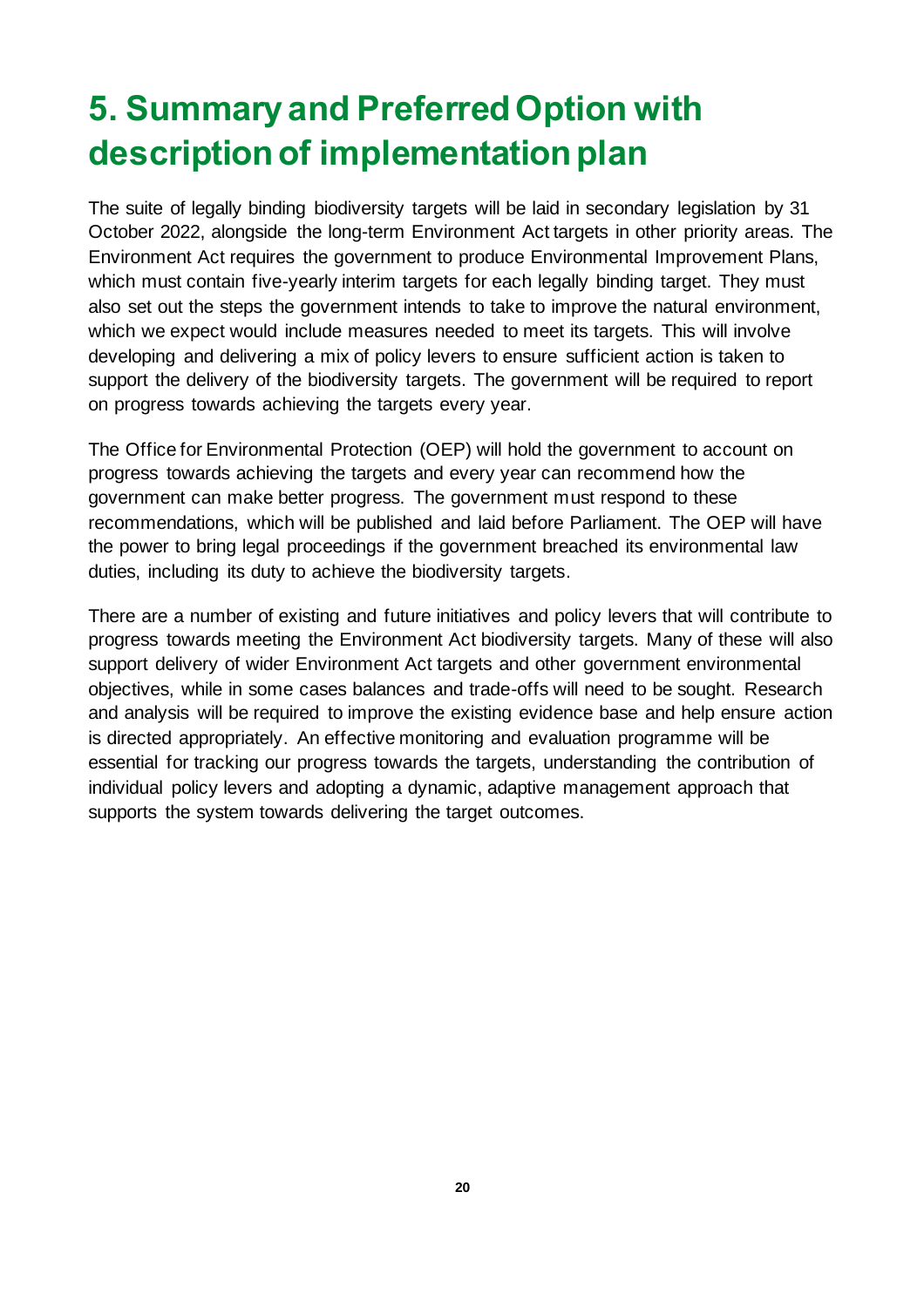# 5. Summary and Preferred Option with description of implementation plan

The suite of legally binding biodiversity targets will be laid in secondary legislation by 31 October 2022, alongside the long-term Environment Act targets in other priority areas. The Environment Act requires the government to produce Environmental Improvement Plans, which must contain five-yearly interim targets for each legally binding target. They must also set out the steps the government intends to take to improve the natural environment, which we expect would include measures needed to meet its targets. This will involve developing and delivering a mix of policy levers to ensure sufficient action is taken to support the delivery of the biodiversity targets. The government will be required to report on progress towards achieving the targets every year.

The Office for Environmental Protection (OEP) will hold the government to account on progress towards achieving the targets and every year can recommend how the government can make better progress. The government must respond to these recommendations, which will be published and laid before Parliament. The OEP will have the power to bring legal proceedings if the government breached its environmental law duties, including its duty to achieve the biodiversity targets.

There are a number of existing and future initiatives and policy levers that will contribute to progress towards meeting the Environment Act biodiversity targets. Many of these will also support delivery of wider Environment Act targets and other government environmental objectives, while in some cases balances and trade-offs will need to be sought. Research and analysis will be required to improve the existing evidence base and help ensure action is directed appropriately. An effective monitoring and evaluation programme will be essential for tracking our progress towards the targets, understanding the contribution of individual policy levers and adopting a dynamic, adaptive management approach that supports the system towards delivering the target outcomes.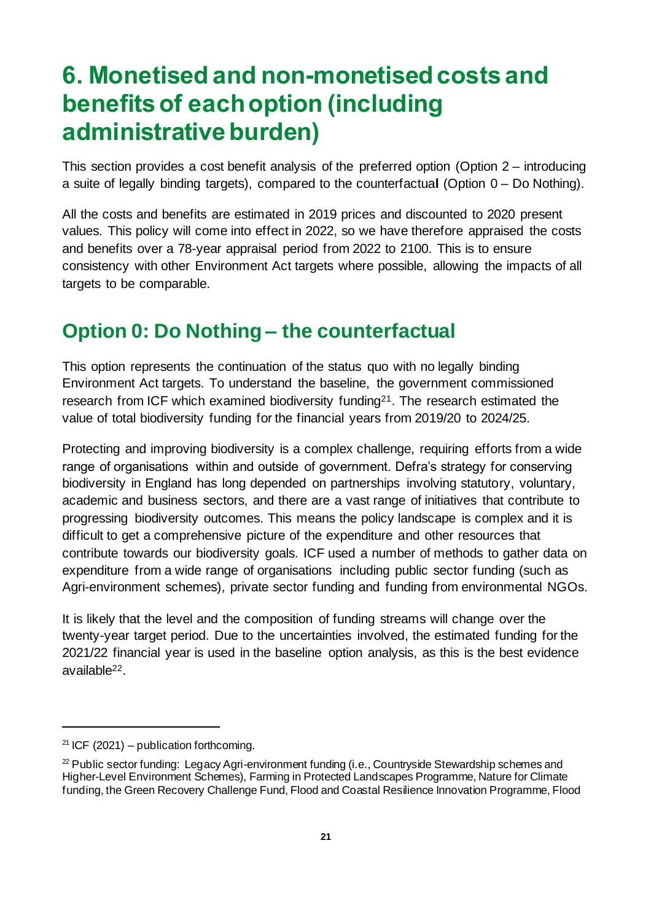# 6. Monetised and non-monetised costs and benefits of each option (including administrative burden)

This section provides a cost benefit analysis of the preferred option (Option 2 – introducing a suite of legally binding targets), compared to the counterfactual (Option 0 – Do Nothing).

All the costs and benefits are estimated in 2019 prices and discounted to 2020 present values. This policy will come into effect in 2022, so we have therefore appraised the costs and benefits over a 78-year appraisal period from 2022 to 2100. This is to ensure consistency with other Environment Act targets where possible, allowing the impacts of all targets to be comparable.

## Option 0: Do Nothing – the counterfactual

This option represents the continuation of the status quo with no legally binding Environment Act targets. To understand the baseline, the government commissioned research from ICF which examined biodiversity funding[21]. The research estimated the value of total biodiversity funding for the financial years from 2019/20 to 2024/25.

Protecting and improving biodiversity is a complex challenge, requiring efforts from a wide range of organisations within and outside of government. Defra's strategy for conserving biodiversity in England has long depended on partnerships involving statutory, voluntary, academic and business sectors, and there are a vast range of initiatives that contribute to progressing biodiversity outcomes. This means the policy landscape is complex and it is difficult to get a comprehensive picture of the expenditure and other resources that contribute towards our biodiversity goals. ICF used a number of methods to gather data on expenditure from a wide range of organisations including public sector funding (such as Agri-environment schemes), private sector funding and funding from environmental NGOs.

It is likely that the level and the composition of funding streams will change over the twenty-year target period. Due to the uncertainties involved, the estimated funding for the 2021/22 financial year is used in the baseline option analysis, as this is the best evidence available[22].

[21] ICF (2021) – publication forthcoming.

[22] Public sector funding: Legacy Agri-environment funding (i.e., Countryside Stewardship schemes and Higher-Level Environment Schemes), Farming in Protected Landscapes Programme, Nature for Climate funding, the Green Recovery Challenge Fund, Flood and Coastal Resilience Innovation Programme, Flood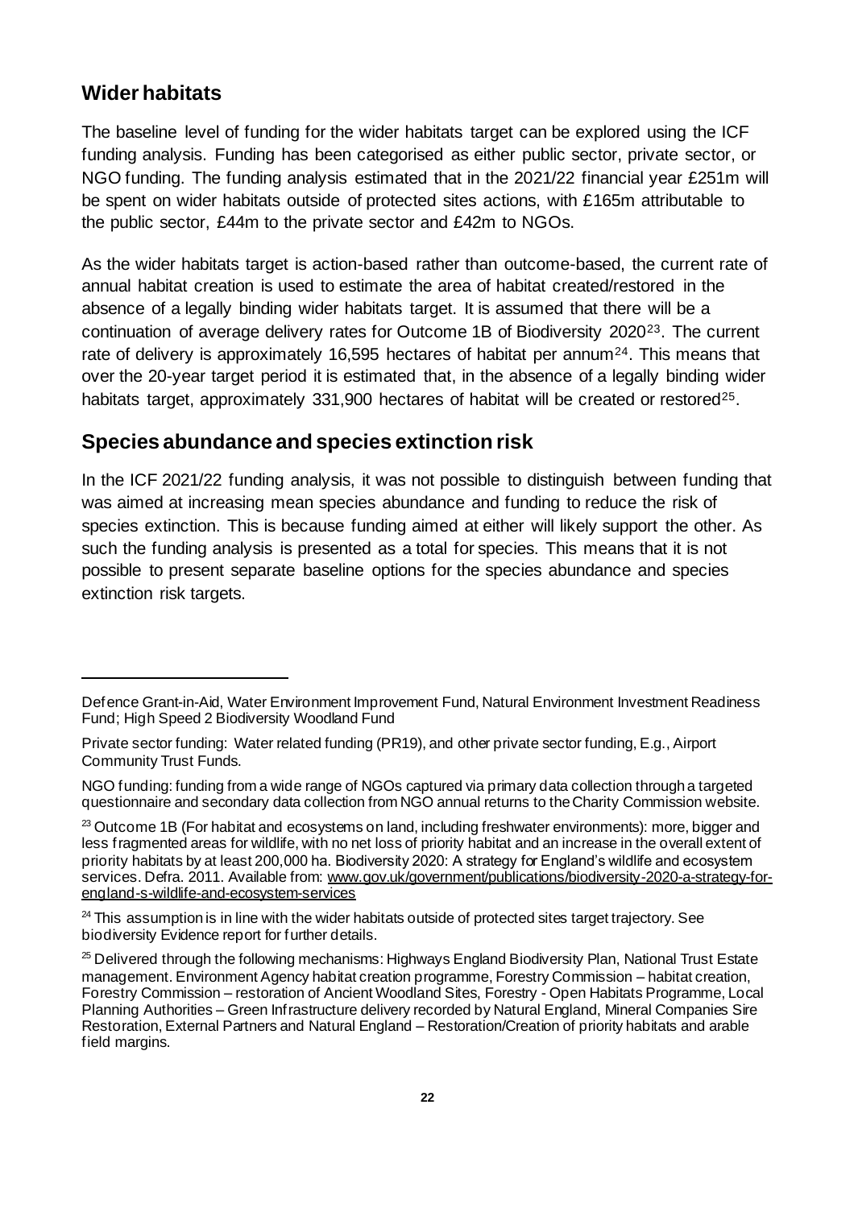## Wider habitats

The baseline level of funding for the wider habitats target can be explored using the ICF funding analysis. Funding has been categorised as either public sector, private sector, or NGO funding. The funding analysis estimated that in the 2021/22 financial year £251m will be spent on wider habitats outside of protected sites actions, with £165m attributable to the public sector, £44m to the private sector and £42m to NGOs.

As the wider habitats target is action-based rather than outcome-based, the current rate of annual habitat creation is used to estimate the area of habitat created/restored in the absence of a legally binding wider habitats target. It is assumed that there will be a continuation of average delivery rates for Outcome 1B of Biodiversity 2020[23]. The current rate of delivery is approximately 16,595 hectares of habitat per annum[24]. This means that over the 20-year target period it is estimated that, in the absence of a legally binding wider habitats target, approximately 331,900 hectares of habitat will be created or restored[25].

## Species abundance and species extinction risk

In the ICF 2021/22 funding analysis, it was not possible to distinguish between funding that was aimed at increasing mean species abundance and funding to reduce the risk of species extinction. This is because funding aimed at either will likely support the other. As such the funding analysis is presented as a total for species. This means that it is not possible to present separate baseline options for the species abundance and species extinction risk targets.

---

Defence Grant-in-Aid, Water Environment Improvement Fund, Natural Environment Investment Readiness Fund; High Speed 2 Biodiversity Woodland Fund

Private sector funding: Water related funding (PR19), and other private sector funding, E.g., Airport Community Trust Funds.

NGO funding: funding from a wide range of NGOs captured via primary data collection through a targeted questionnaire and secondary data collection from NGO annual returns to the Charity Commission website.

[23] Outcome 1B (For habitat and ecosystems on land, including freshwater environments): more, bigger and less fragmented areas for wildlife, with no net loss of priority habitat and an increase in the overall extent of priority habitats by at least 200,000 ha. Biodiversity 2020: A strategy for England's wildlife and ecosystem services. Defra. 2011. Available from: www.gov.uk/government/publications/biodiversity-2020-a-strategy-for-england-s-wildlife-and-ecosystem-services

[24] This assumption is in line with the wider habitats outside of protected sites target trajectory. See biodiversity Evidence report for further details.

[25] Delivered through the following mechanisms: Highways England Biodiversity Plan, National Trust Estate management. Environment Agency habitat creation programme, Forestry Commission – habitat creation, Forestry Commission – restoration of Ancient Woodland Sites, Forestry - Open Habitats Programme, Local Planning Authorities – Green Infrastructure delivery recorded by Natural England, Mineral Companies Sire Restoration, External Partners and Natural England – Restoration/Creation of priority habitats and arable field margins.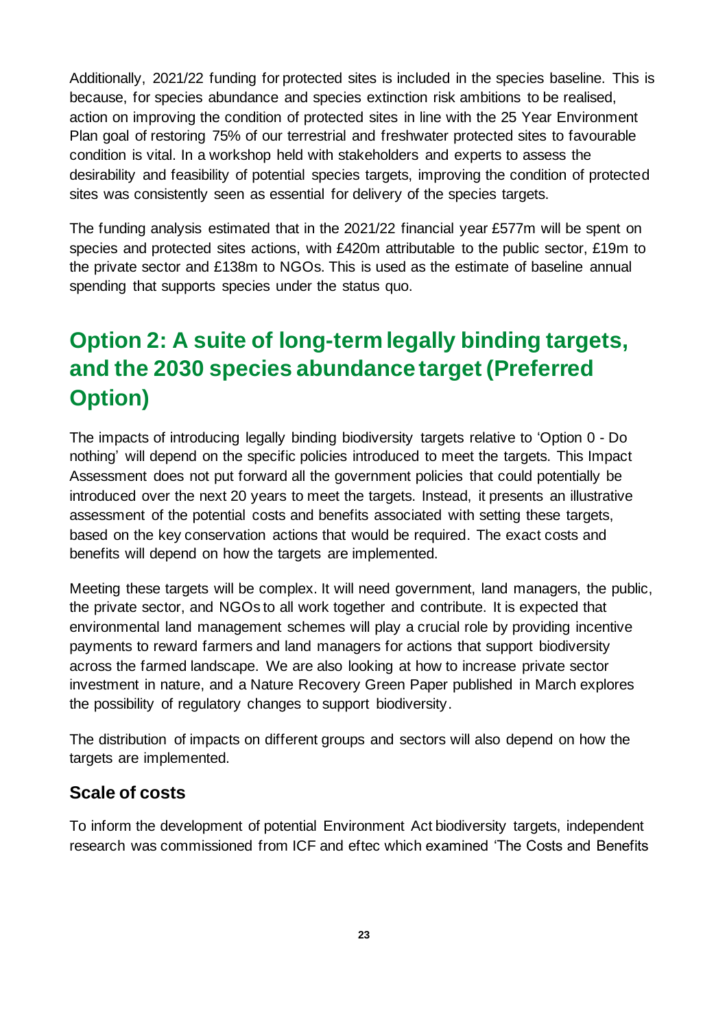Additionally, 2021/22 funding for protected sites is included in the species baseline. This is because, for species abundance and species extinction risk ambitions to be realised, action on improving the condition of protected sites in line with the 25 Year Environment Plan goal of restoring 75% of our terrestrial and freshwater protected sites to favourable condition is vital. In a workshop held with stakeholders and experts to assess the desirability and feasibility of potential species targets, improving the condition of protected sites was consistently seen as essential for delivery of the species targets.

The funding analysis estimated that in the 2021/22 financial year £577m will be spent on species and protected sites actions, with £420m attributable to the public sector, £19m to the private sector and £138m to NGOs. This is used as the estimate of baseline annual spending that supports species under the status quo.

# Option 2: A suite of long-term legally binding targets, and the 2030 species abundance target (Preferred Option)

The impacts of introducing legally binding biodiversity targets relative to 'Option 0 - Do nothing' will depend on the specific policies introduced to meet the targets. This Impact Assessment does not put forward all the government policies that could potentially be introduced over the next 20 years to meet the targets. Instead, it presents an illustrative assessment of the potential costs and benefits associated with setting these targets, based on the key conservation actions that would be required. The exact costs and benefits will depend on how the targets are implemented.

Meeting these targets will be complex. It will need government, land managers, the public, the private sector, and NGOs to all work together and contribute. It is expected that environmental land management schemes will play a crucial role by providing incentive payments to reward farmers and land managers for actions that support biodiversity across the farmed landscape. We are also looking at how to increase private sector investment in nature, and a Nature Recovery Green Paper published in March explores the possibility of regulatory changes to support biodiversity.

The distribution of impacts on different groups and sectors will also depend on how the targets are implemented.

## Scale of costs

To inform the development of potential Environment Act biodiversity targets, independent research was commissioned from ICF and eftec which examined 'The Costs and Benefits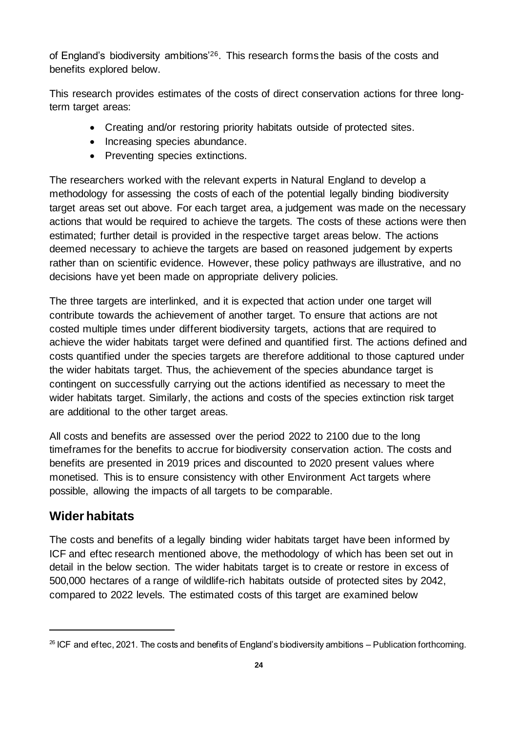of England's biodiversity ambitions'[26]. This research forms the basis of the costs and benefits explored below.

This research provides estimates of the costs of direct conservation actions for three long-term target areas:

- Creating and/or restoring priority habitats outside of protected sites.
- Increasing species abundance.
- Preventing species extinctions.

The researchers worked with the relevant experts in Natural England to develop a methodology for assessing the costs of each of the potential legally binding biodiversity target areas set out above. For each target area, a judgement was made on the necessary actions that would be required to achieve the targets. The costs of these actions were then estimated; further detail is provided in the respective target areas below. The actions deemed necessary to achieve the targets are based on reasoned judgement by experts rather than on scientific evidence. However, these policy pathways are illustrative, and no decisions have yet been made on appropriate delivery policies.

The three targets are interlinked, and it is expected that action under one target will contribute towards the achievement of another target. To ensure that actions are not costed multiple times under different biodiversity targets, actions that are required to achieve the wider habitats target were defined and quantified first. The actions defined and costs quantified under the species targets are therefore additional to those captured under the wider habitats target. Thus, the achievement of the species abundance target is contingent on successfully carrying out the actions identified as necessary to meet the wider habitats target. Similarly, the actions and costs of the species extinction risk target are additional to the other target areas.

All costs and benefits are assessed over the period 2022 to 2100 due to the long timeframes for the benefits to accrue for biodiversity conservation action. The costs and benefits are presented in 2019 prices and discounted to 2020 present values where monetised. This is to ensure consistency with other Environment Act targets where possible, allowing the impacts of all targets to be comparable.

## Wider habitats

The costs and benefits of a legally binding wider habitats target have been informed by ICF and eftec research mentioned above, the methodology of which has been set out in detail in the below section. The wider habitats target is to create or restore in excess of 500,000 hectares of a range of wildlife-rich habitats outside of protected sites by 2042, compared to 2022 levels. The estimated costs of this target are examined below

[26] ICF and eftec, 2021. The costs and benefits of England's biodiversity ambitions – Publication forthcoming.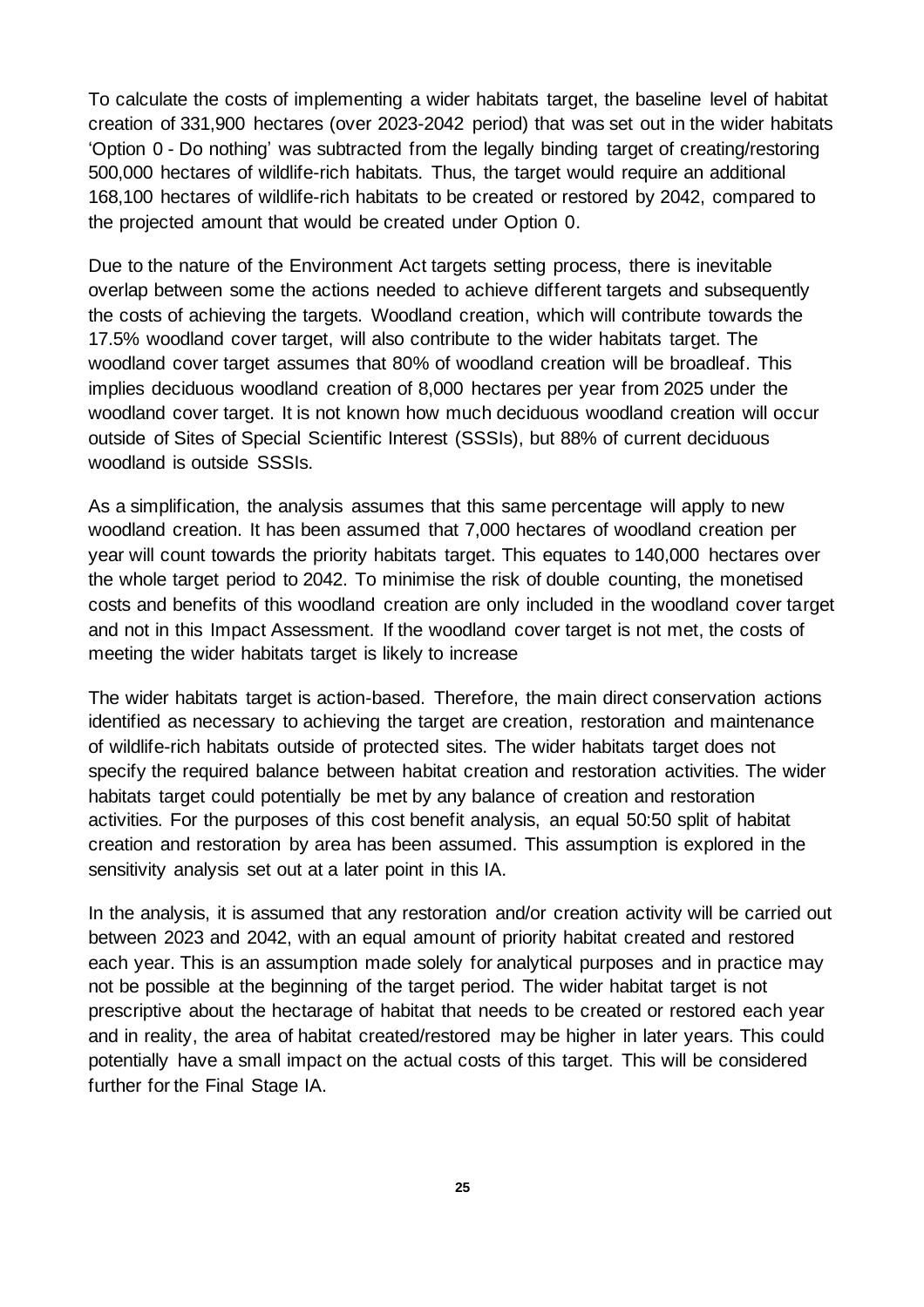To calculate the costs of implementing a wider habitats target, the baseline level of habitat creation of 331,900 hectares (over 2023-2042 period) that was set out in the wider habitats 'Option 0 - Do nothing' was subtracted from the legally binding target of creating/restoring 500,000 hectares of wildlife-rich habitats. Thus, the target would require an additional 168,100 hectares of wildlife-rich habitats to be created or restored by 2042, compared to the projected amount that would be created under Option 0.

Due to the nature of the Environment Act targets setting process, there is inevitable overlap between some the actions needed to achieve different targets and subsequently the costs of achieving the targets. Woodland creation, which will contribute towards the 17.5% woodland cover target, will also contribute to the wider habitats target. The woodland cover target assumes that 80% of woodland creation will be broadleaf. This implies deciduous woodland creation of 8,000 hectares per year from 2025 under the woodland cover target. It is not known how much deciduous woodland creation will occur outside of Sites of Special Scientific Interest (SSSIs), but 88% of current deciduous woodland is outside SSSIs.

As a simplification, the analysis assumes that this same percentage will apply to new woodland creation. It has been assumed that 7,000 hectares of woodland creation per year will count towards the priority habitats target. This equates to 140,000 hectares over the whole target period to 2042. To minimise the risk of double counting, the monetised costs and benefits of this woodland creation are only included in the woodland cover target and not in this Impact Assessment. If the woodland cover target is not met, the costs of meeting the wider habitats target is likely to increase

The wider habitats target is action-based. Therefore, the main direct conservation actions identified as necessary to achieving the target are creation, restoration and maintenance of wildlife-rich habitats outside of protected sites. The wider habitats target does not specify the required balance between habitat creation and restoration activities. The wider habitats target could potentially be met by any balance of creation and restoration activities. For the purposes of this cost benefit analysis, an equal 50:50 split of habitat creation and restoration by area has been assumed. This assumption is explored in the sensitivity analysis set out at a later point in this IA.

In the analysis, it is assumed that any restoration and/or creation activity will be carried out between 2023 and 2042, with an equal amount of priority habitat created and restored each year. This is an assumption made solely for analytical purposes and in practice may not be possible at the beginning of the target period. The wider habitat target is not prescriptive about the hectarage of habitat that needs to be created or restored each year and in reality, the area of habitat created/restored may be higher in later years. This could potentially have a small impact on the actual costs of this target. This will be considered further for the Final Stage IA.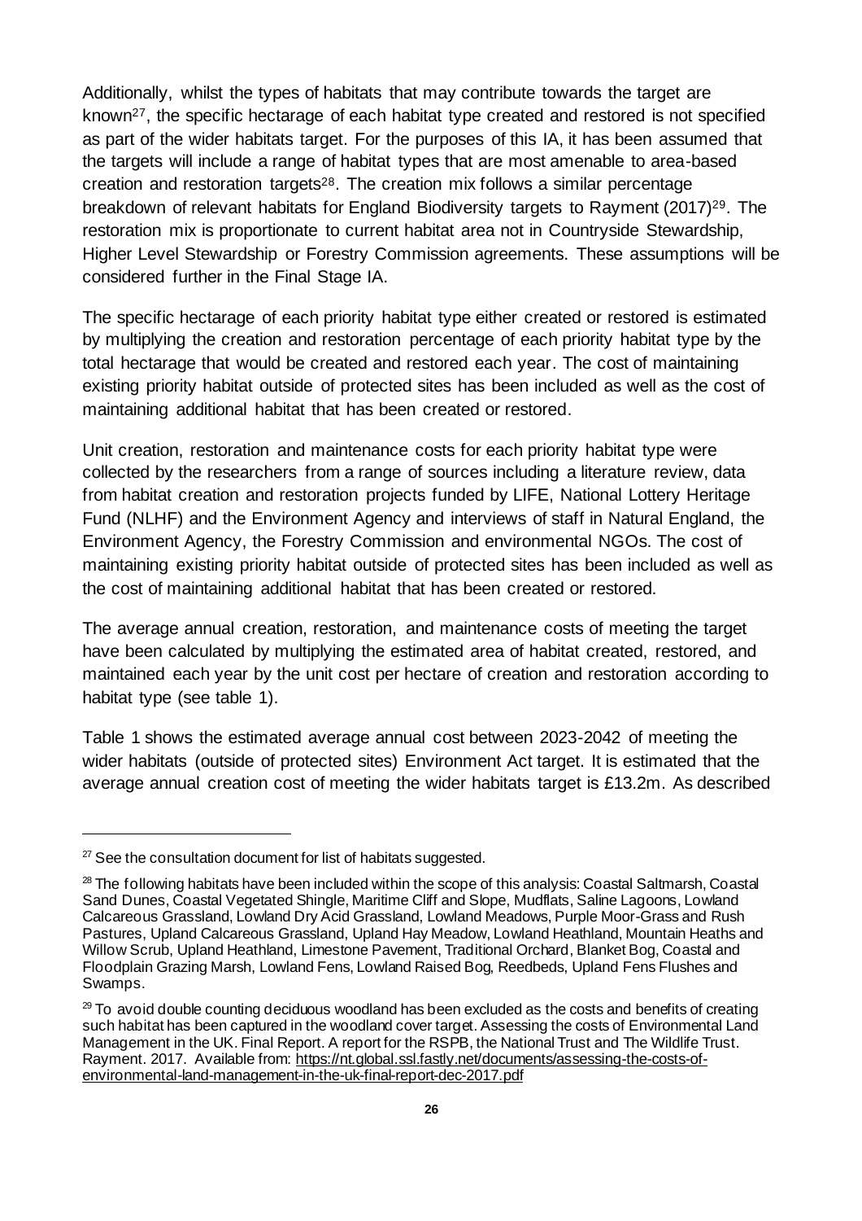Additionally, whilst the types of habitats that may contribute towards the target are known[27], the specific hectarage of each habitat type created and restored is not specified as part of the wider habitats target. For the purposes of this IA, it has been assumed that the targets will include a range of habitat types that are most amenable to area-based creation and restoration targets[28]. The creation mix follows a similar percentage breakdown of relevant habitats for England Biodiversity targets to Rayment (2017)[29]. The restoration mix is proportionate to current habitat area not in Countryside Stewardship, Higher Level Stewardship or Forestry Commission agreements. These assumptions will be considered further in the Final Stage IA.

The specific hectarage of each priority habitat type either created or restored is estimated by multiplying the creation and restoration percentage of each priority habitat type by the total hectarage that would be created and restored each year. The cost of maintaining existing priority habitat outside of protected sites has been included as well as the cost of maintaining additional habitat that has been created or restored.

Unit creation, restoration and maintenance costs for each priority habitat type were collected by the researchers from a range of sources including a literature review, data from habitat creation and restoration projects funded by LIFE, National Lottery Heritage Fund (NLHF) and the Environment Agency and interviews of staff in Natural England, the Environment Agency, the Forestry Commission and environmental NGOs. The cost of maintaining existing priority habitat outside of protected sites has been included as well as the cost of maintaining additional habitat that has been created or restored.

The average annual creation, restoration, and maintenance costs of meeting the target have been calculated by multiplying the estimated area of habitat created, restored, and maintained each year by the unit cost per hectare of creation and restoration according to habitat type (see table 1).

Table 1 shows the estimated average annual cost between 2023-2042 of meeting the wider habitats (outside of protected sites) Environment Act target. It is estimated that the average annual creation cost of meeting the wider habitats target is £13.2m. As described

[27] See the consultation document for list of habitats suggested.

[28] The following habitats have been included within the scope of this analysis: Coastal Saltmarsh, Coastal Sand Dunes, Coastal Vegetated Shingle, Maritime Cliff and Slope, Mudflats, Saline Lagoons, Lowland Calcareous Grassland, Lowland Dry Acid Grassland, Lowland Meadows, Purple Moor-Grass and Rush Pastures, Upland Calcareous Grassland, Upland Hay Meadow, Lowland Heathland, Mountain Heaths and Willow Scrub, Upland Heathland, Limestone Pavement, Traditional Orchard, Blanket Bog, Coastal and Floodplain Grazing Marsh, Lowland Fens, Lowland Raised Bog, Reedbeds, Upland Fens Flushes and Swamps.

[29] To avoid double counting deciduous woodland has been excluded as the costs and benefits of creating such habitat has been captured in the woodland cover target. Assessing the costs of Environmental Land Management in the UK. Final Report. A report for the RSPB, the National Trust and The Wildlife Trust. Rayment. 2017. Available from: https://nt.global.ssl.fastly.net/documents/assessing-the-costs-of-environmental-land-management-in-the-uk-final-report-dec-2017.pdf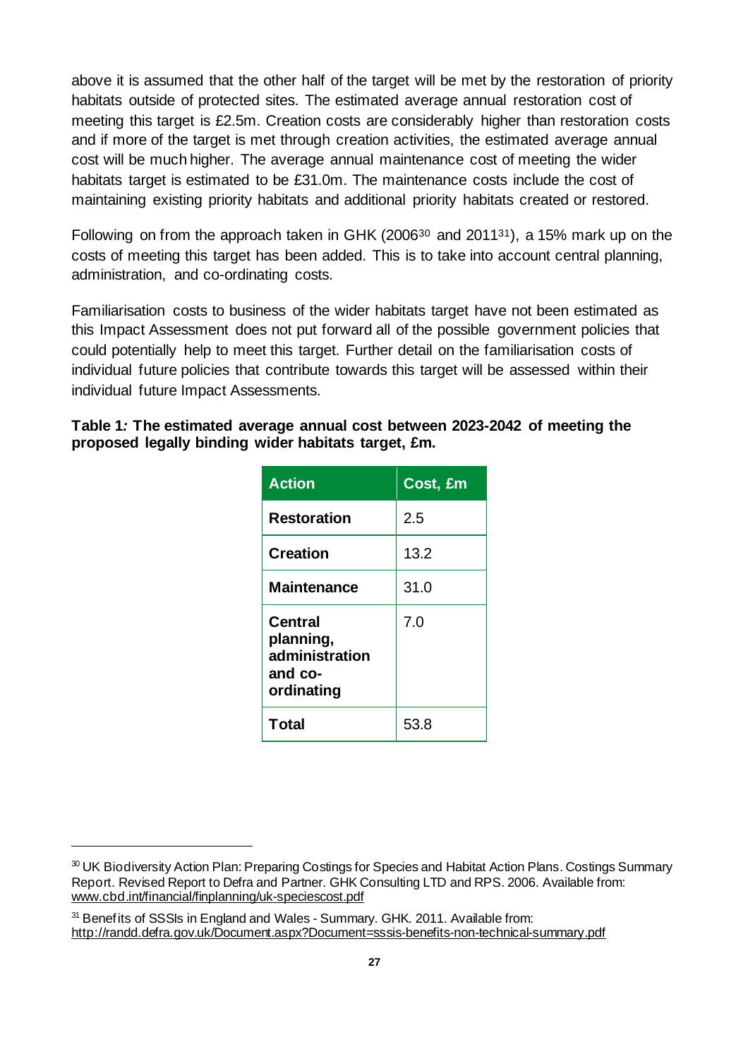above it is assumed that the other half of the target will be met by the restoration of priority habitats outside of protected sites. The estimated average annual restoration cost of meeting this target is £2.5m. Creation costs are considerably higher than restoration costs and if more of the target is met through creation activities, the estimated average annual cost will be much higher. The average annual maintenance cost of meeting the wider habitats target is estimated to be £31.0m. The maintenance costs include the cost of maintaining existing priority habitats and additional priority habitats created or restored.

Following on from the approach taken in GHK (2006[30] and 2011[31]), a 15% mark up on the costs of meeting this target has been added. This is to take into account central planning, administration, and co-ordinating costs.

Familiarisation costs to business of the wider habitats target have not been estimated as this Impact Assessment does not put forward all of the possible government policies that could potentially help to meet this target. Further detail on the familiarisation costs of individual future policies that contribute towards this target will be assessed within their individual future Impact Assessments.

**Table 1*:* The estimated average annual cost between 2023-2042 of meeting the proposed legally binding wider habitats target, £m.**

| Action | Cost, £m |
|---|---|
| **Restoration** | 2.5 |
| **Creation** | 13.2 |
| **Maintenance** | 31.0 |
| **Central planning, administration and co-ordinating** | 7.0 |
| **Total** | 53.8 |

---

[30] UK Biodiversity Action Plan: Preparing Costings for Species and Habitat Action Plans. Costings Summary Report. Revised Report to Defra and Partner. GHK Consulting LTD and RPS. 2006. Available from: www.cbd.int/financial/finplanning/uk-speciescost.pdf

[31] Benefits of SSSIs in England and Wales - Summary. GHK. 2011. Available from: http://randd.defra.gov.uk/Document.aspx?Document=sssis-benefits-non-technical-summary.pdf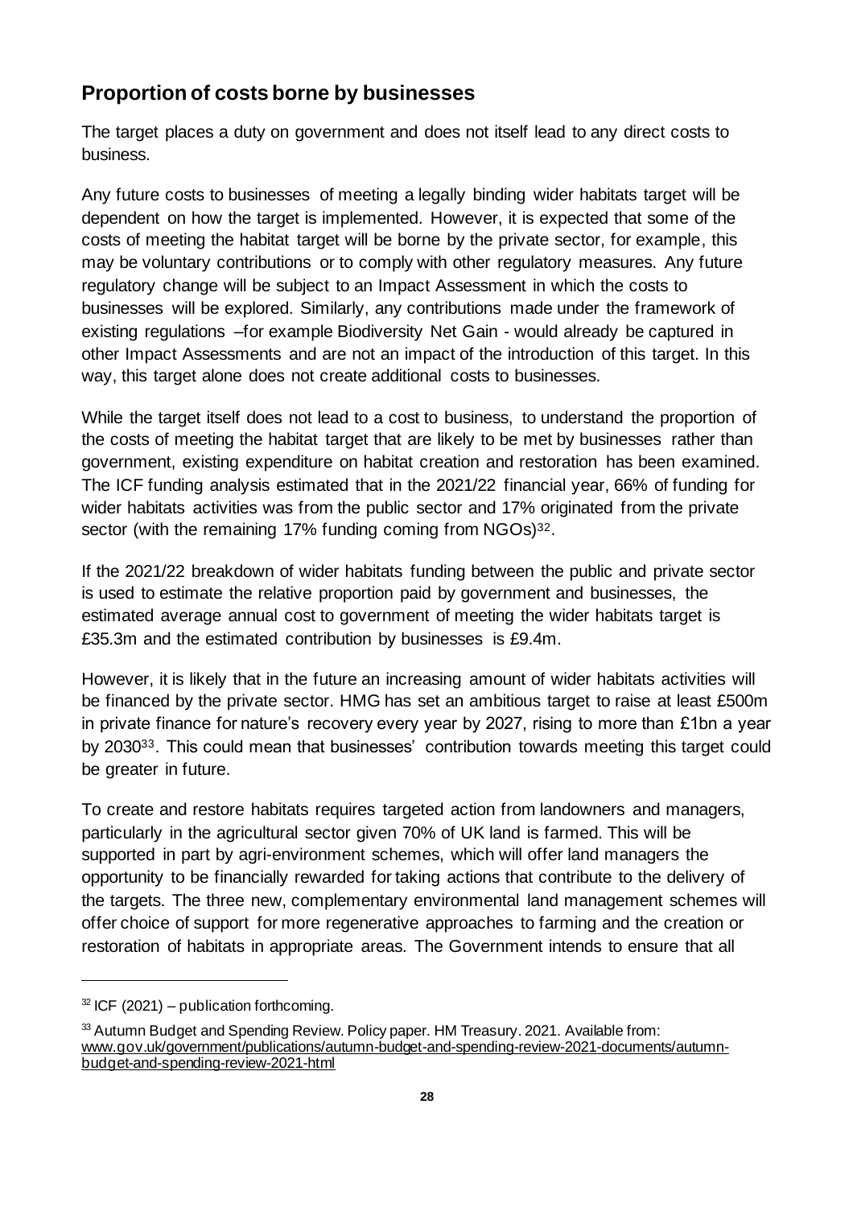## Proportion of costs borne by businesses

The target places a duty on government and does not itself lead to any direct costs to business.

Any future costs to businesses of meeting a legally binding wider habitats target will be dependent on how the target is implemented. However, it is expected that some of the costs of meeting the habitat target will be borne by the private sector, for example, this may be voluntary contributions or to comply with other regulatory measures. Any future regulatory change will be subject to an Impact Assessment in which the costs to businesses will be explored. Similarly, any contributions made under the framework of existing regulations –for example Biodiversity Net Gain - would already be captured in other Impact Assessments and are not an impact of the introduction of this target. In this way, this target alone does not create additional costs to businesses.

While the target itself does not lead to a cost to business, to understand the proportion of the costs of meeting the habitat target that are likely to be met by businesses rather than government, existing expenditure on habitat creation and restoration has been examined. The ICF funding analysis estimated that in the 2021/22 financial year, 66% of funding for wider habitats activities was from the public sector and 17% originated from the private sector (with the remaining 17% funding coming from NGOs)[32].

If the 2021/22 breakdown of wider habitats funding between the public and private sector is used to estimate the relative proportion paid by government and businesses, the estimated average annual cost to government of meeting the wider habitats target is £35.3m and the estimated contribution by businesses is £9.4m.

However, it is likely that in the future an increasing amount of wider habitats activities will be financed by the private sector. HMG has set an ambitious target to raise at least £500m in private finance for nature's recovery every year by 2027, rising to more than £1bn a year by 2030[33]. This could mean that businesses' contribution towards meeting this target could be greater in future.

To create and restore habitats requires targeted action from landowners and managers, particularly in the agricultural sector given 70% of UK land is farmed. This will be supported in part by agri-environment schemes, which will offer land managers the opportunity to be financially rewarded for taking actions that contribute to the delivery of the targets. The three new, complementary environmental land management schemes will offer choice of support for more regenerative approaches to farming and the creation or restoration of habitats in appropriate areas. The Government intends to ensure that all

---

[32] ICF (2021) – publication forthcoming.

[33] Autumn Budget and Spending Review. Policy paper. HM Treasury. 2021. Available from: www.gov.uk/government/publications/autumn-budget-and-spending-review-2021-documents/autumn-budget-and-spending-review-2021-html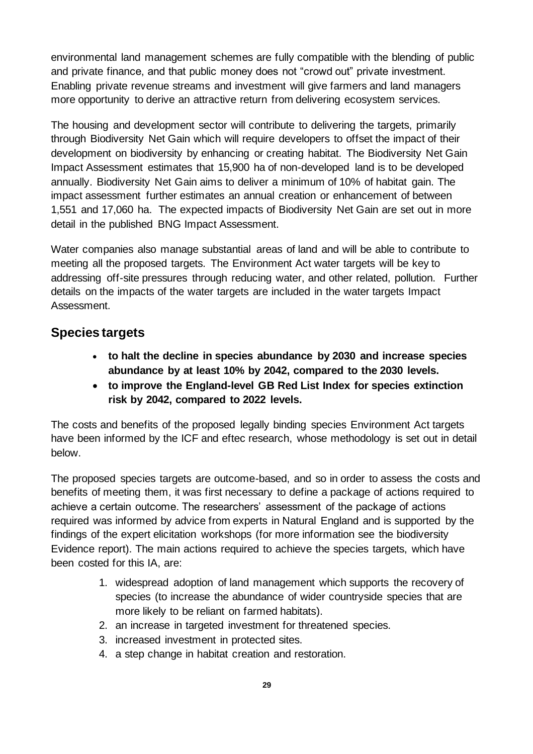environmental land management schemes are fully compatible with the blending of public and private finance, and that public money does not "crowd out" private investment. Enabling private revenue streams and investment will give farmers and land managers more opportunity to derive an attractive return from delivering ecosystem services.

The housing and development sector will contribute to delivering the targets, primarily through Biodiversity Net Gain which will require developers to offset the impact of their development on biodiversity by enhancing or creating habitat. The Biodiversity Net Gain Impact Assessment estimates that 15,900 ha of non-developed land is to be developed annually. Biodiversity Net Gain aims to deliver a minimum of 10% of habitat gain. The impact assessment further estimates an annual creation or enhancement of between 1,551 and 17,060 ha. The expected impacts of Biodiversity Net Gain are set out in more detail in the published BNG Impact Assessment.

Water companies also manage substantial areas of land and will be able to contribute to meeting all the proposed targets. The Environment Act water targets will be key to addressing off-site pressures through reducing water, and other related, pollution. Further details on the impacts of the water targets are included in the water targets Impact Assessment.

## Species targets

- **to halt the decline in species abundance by 2030 and increase species abundance by at least 10% by 2042, compared to the 2030 levels.**
- **to improve the England-level GB Red List Index for species extinction risk by 2042, compared to 2022 levels.**

The costs and benefits of the proposed legally binding species Environment Act targets have been informed by the ICF and eftec research, whose methodology is set out in detail below.

The proposed species targets are outcome-based, and so in order to assess the costs and benefits of meeting them, it was first necessary to define a package of actions required to achieve a certain outcome. The researchers' assessment of the package of actions required was informed by advice from experts in Natural England and is supported by the findings of the expert elicitation workshops (for more information see the biodiversity Evidence report). The main actions required to achieve the species targets, which have been costed for this IA, are:

1. widespread adoption of land management which supports the recovery of species (to increase the abundance of wider countryside species that are more likely to be reliant on farmed habitats).
2. an increase in targeted investment for threatened species.
3. increased investment in protected sites.
4. a step change in habitat creation and restoration.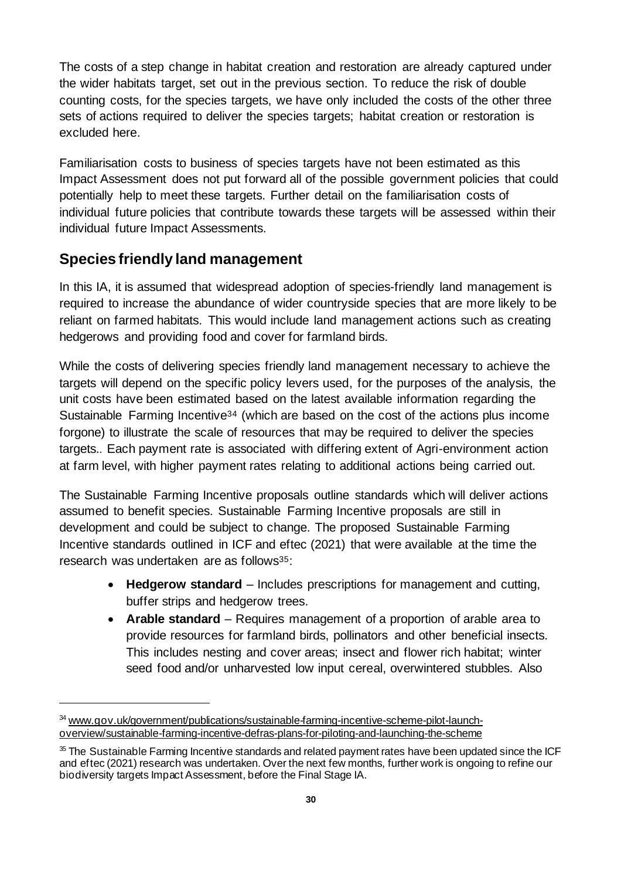The costs of a step change in habitat creation and restoration are already captured under the wider habitats target, set out in the previous section. To reduce the risk of double counting costs, for the species targets, we have only included the costs of the other three sets of actions required to deliver the species targets; habitat creation or restoration is excluded here.

Familiarisation costs to business of species targets have not been estimated as this Impact Assessment does not put forward all of the possible government policies that could potentially help to meet these targets. Further detail on the familiarisation costs of individual future policies that contribute towards these targets will be assessed within their individual future Impact Assessments.

## Species friendly land management

In this IA, it is assumed that widespread adoption of species-friendly land management is required to increase the abundance of wider countryside species that are more likely to be reliant on farmed habitats. This would include land management actions such as creating hedgerows and providing food and cover for farmland birds.

While the costs of delivering species friendly land management necessary to achieve the targets will depend on the specific policy levers used, for the purposes of the analysis, the unit costs have been estimated based on the latest available information regarding the Sustainable Farming Incentive[34] (which are based on the cost of the actions plus income forgone) to illustrate the scale of resources that may be required to deliver the species targets.. Each payment rate is associated with differing extent of Agri-environment action at farm level, with higher payment rates relating to additional actions being carried out.

The Sustainable Farming Incentive proposals outline standards which will deliver actions assumed to benefit species. Sustainable Farming Incentive proposals are still in development and could be subject to change. The proposed Sustainable Farming Incentive standards outlined in ICF and eftec (2021) that were available at the time the research was undertaken are as follows[35]:

- **Hedgerow standard** – Includes prescriptions for management and cutting, buffer strips and hedgerow trees.
- **Arable standard** – Requires management of a proportion of arable area to provide resources for farmland birds, pollinators and other beneficial insects. This includes nesting and cover areas; insect and flower rich habitat; winter seed food and/or unharvested low input cereal, overwintered stubbles. Also

---

[34] www.gov.uk/government/publications/sustainable-farming-incentive-scheme-pilot-launch-overview/sustainable-farming-incentive-defras-plans-for-piloting-and-launching-the-scheme

[35] The Sustainable Farming Incentive standards and related payment rates have been updated since the ICF and eftec (2021) research was undertaken. Over the next few months, further work is ongoing to refine our biodiversity targets Impact Assessment, before the Final Stage IA.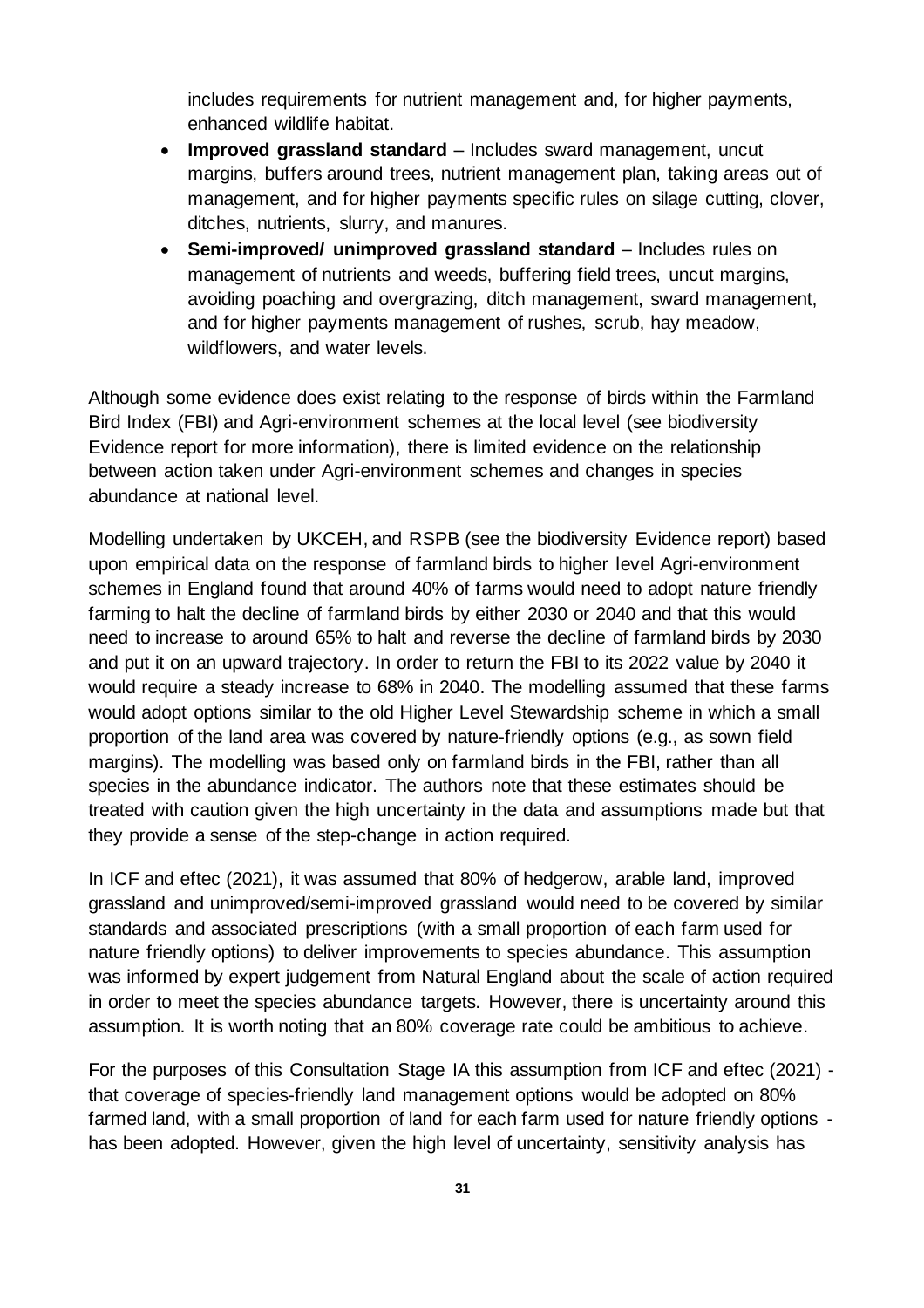includes requirements for nutrient management and, for higher payments, enhanced wildlife habitat.

- **Improved grassland standard** – Includes sward management, uncut margins, buffers around trees, nutrient management plan, taking areas out of management, and for higher payments specific rules on silage cutting, clover, ditches, nutrients, slurry, and manures.
- **Semi-improved/ unimproved grassland standard** – Includes rules on management of nutrients and weeds, buffering field trees, uncut margins, avoiding poaching and overgrazing, ditch management, sward management, and for higher payments management of rushes, scrub, hay meadow, wildflowers, and water levels.

Although some evidence does exist relating to the response of birds within the Farmland Bird Index (FBI) and Agri-environment schemes at the local level (see biodiversity Evidence report for more information), there is limited evidence on the relationship between action taken under Agri-environment schemes and changes in species abundance at national level.

Modelling undertaken by UKCEH, and RSPB (see the biodiversity Evidence report) based upon empirical data on the response of farmland birds to higher level Agri-environment schemes in England found that around 40% of farms would need to adopt nature friendly farming to halt the decline of farmland birds by either 2030 or 2040 and that this would need to increase to around 65% to halt and reverse the decline of farmland birds by 2030 and put it on an upward trajectory. In order to return the FBI to its 2022 value by 2040 it would require a steady increase to 68% in 2040. The modelling assumed that these farms would adopt options similar to the old Higher Level Stewardship scheme in which a small proportion of the land area was covered by nature-friendly options (e.g., as sown field margins). The modelling was based only on farmland birds in the FBI, rather than all species in the abundance indicator. The authors note that these estimates should be treated with caution given the high uncertainty in the data and assumptions made but that they provide a sense of the step-change in action required.

In ICF and eftec (2021), it was assumed that 80% of hedgerow, arable land, improved grassland and unimproved/semi-improved grassland would need to be covered by similar standards and associated prescriptions (with a small proportion of each farm used for nature friendly options) to deliver improvements to species abundance. This assumption was informed by expert judgement from Natural England about the scale of action required in order to meet the species abundance targets. However, there is uncertainty around this assumption. It is worth noting that an 80% coverage rate could be ambitious to achieve.

For the purposes of this Consultation Stage IA this assumption from ICF and eftec (2021) - that coverage of species-friendly land management options would be adopted on 80% farmed land, with a small proportion of land for each farm used for nature friendly options - has been adopted. However, given the high level of uncertainty, sensitivity analysis has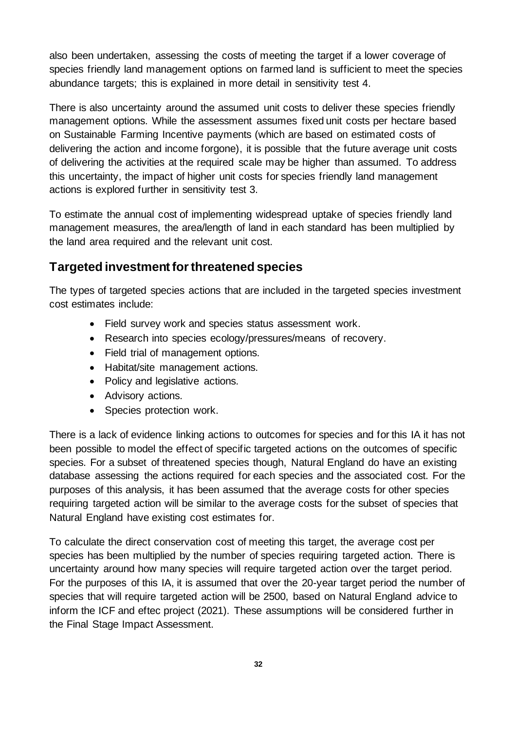also been undertaken, assessing the costs of meeting the target if a lower coverage of species friendly land management options on farmed land is sufficient to meet the species abundance targets; this is explained in more detail in sensitivity test 4.

There is also uncertainty around the assumed unit costs to deliver these species friendly management options. While the assessment assumes fixed unit costs per hectare based on Sustainable Farming Incentive payments (which are based on estimated costs of delivering the action and income forgone), it is possible that the future average unit costs of delivering the activities at the required scale may be higher than assumed. To address this uncertainty, the impact of higher unit costs for species friendly land management actions is explored further in sensitivity test 3.

To estimate the annual cost of implementing widespread uptake of species friendly land management measures, the area/length of land in each standard has been multiplied by the land area required and the relevant unit cost.

## Targeted investment for threatened species

The types of targeted species actions that are included in the targeted species investment cost estimates include:

- Field survey work and species status assessment work.
- Research into species ecology/pressures/means of recovery.
- Field trial of management options.
- Habitat/site management actions.
- Policy and legislative actions.
- Advisory actions.
- Species protection work.

There is a lack of evidence linking actions to outcomes for species and for this IA it has not been possible to model the effect of specific targeted actions on the outcomes of specific species. For a subset of threatened species though, Natural England do have an existing database assessing the actions required for each species and the associated cost. For the purposes of this analysis, it has been assumed that the average costs for other species requiring targeted action will be similar to the average costs for the subset of species that Natural England have existing cost estimates for.

To calculate the direct conservation cost of meeting this target, the average cost per species has been multiplied by the number of species requiring targeted action. There is uncertainty around how many species will require targeted action over the target period. For the purposes of this IA, it is assumed that over the 20-year target period the number of species that will require targeted action will be 2500, based on Natural England advice to inform the ICF and eftec project (2021). These assumptions will be considered further in the Final Stage Impact Assessment.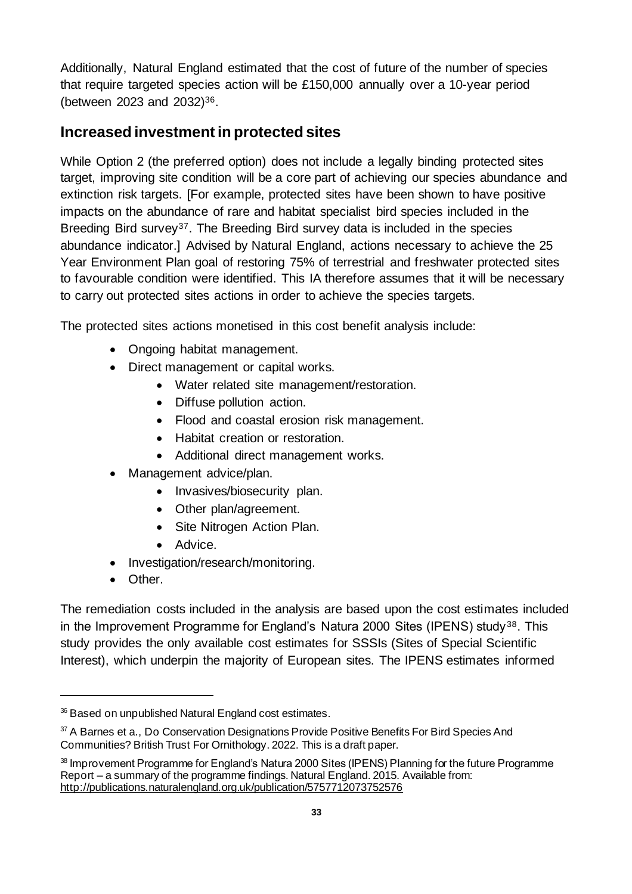Additionally, Natural England estimated that the cost of future of the number of species that require targeted species action will be £150,000 annually over a 10-year period (between 2023 and 2032)[36].

## Increased investment in protected sites

While Option 2 (the preferred option) does not include a legally binding protected sites target, improving site condition will be a core part of achieving our species abundance and extinction risk targets. [For example, protected sites have been shown to have positive impacts on the abundance of rare and habitat specialist bird species included in the Breeding Bird survey[37]. The Breeding Bird survey data is included in the species abundance indicator.] Advised by Natural England, actions necessary to achieve the 25 Year Environment Plan goal of restoring 75% of terrestrial and freshwater protected sites to favourable condition were identified. This IA therefore assumes that it will be necessary to carry out protected sites actions in order to achieve the species targets.

The protected sites actions monetised in this cost benefit analysis include:

- Ongoing habitat management.
- Direct management or capital works.
    - Water related site management/restoration.
    - Diffuse pollution action.
    - Flood and coastal erosion risk management.
    - Habitat creation or restoration.
    - Additional direct management works.
- Management advice/plan.
    - Invasives/biosecurity plan.
    - Other plan/agreement.
    - Site Nitrogen Action Plan.
    - Advice.
- Investigation/research/monitoring.
- Other.

The remediation costs included in the analysis are based upon the cost estimates included in the Improvement Programme for England's Natura 2000 Sites (IPENS) study[38]. This study provides the only available cost estimates for SSSIs (Sites of Special Scientific Interest), which underpin the majority of European sites. The IPENS estimates informed

---

[36] Based on unpublished Natural England cost estimates.

[37] A Barnes et a., Do Conservation Designations Provide Positive Benefits For Bird Species And Communities? British Trust For Ornithology. 2022. This is a draft paper.

[38] Improvement Programme for England's Natura 2000 Sites (IPENS) Planning for the future Programme Report – a summary of the programme findings. Natural England. 2015. Available from: http://publications.naturalengland.org.uk/publication/5757712073752576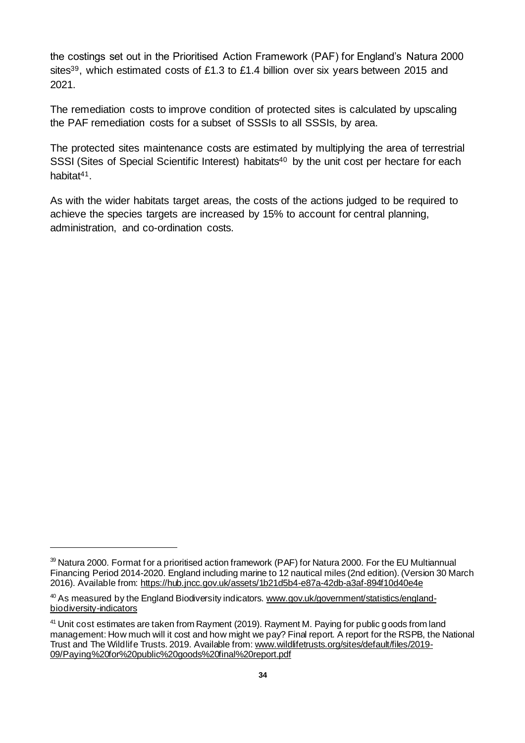the costings set out in the Prioritised Action Framework (PAF) for England's Natura 2000 sites[39], which estimated costs of £1.3 to £1.4 billion over six years between 2015 and 2021.

The remediation costs to improve condition of protected sites is calculated by upscaling the PAF remediation costs for a subset of SSSIs to all SSSIs, by area.

The protected sites maintenance costs are estimated by multiplying the area of terrestrial SSSI (Sites of Special Scientific Interest) habitats[40] by the unit cost per hectare for each habitat[41].

As with the wider habitats target areas, the costs of the actions judged to be required to achieve the species targets are increased by 15% to account for central planning, administration, and co-ordination costs.

---

[39] Natura 2000. Format for a prioritised action framework (PAF) for Natura 2000. For the EU Multiannual Financing Period 2014-2020. England including marine to 12 nautical miles (2nd edition). (Version 30 March 2016). Available from: https://hub.jncc.gov.uk/assets/1b21d5b4-e87a-42db-a3af-894f10d40e4e

[40] As measured by the England Biodiversity indicators. www.gov.uk/government/statistics/england-biodiversity-indicators

[41] Unit cost estimates are taken from Rayment (2019). Rayment M. Paying for public goods from land management: How much will it cost and how might we pay? Final report. A report for the RSPB, the National Trust and The Wildlife Trusts. 2019. Available from: www.wildlifetrusts.org/sites/default/files/2019-09/Paying%20for%20public%20goods%20final%20report.pdf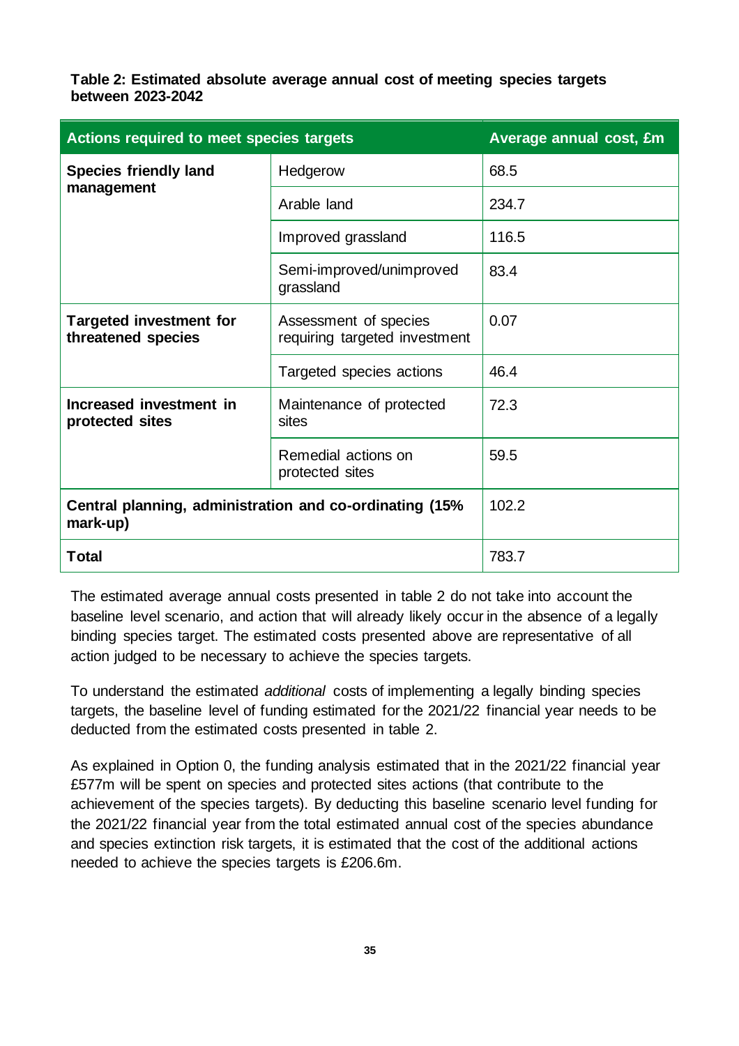**Table 2: Estimated absolute average annual cost of meeting species targets between 2023-2042**

| Actions required to meet species targets | | Average annual cost, £m |
|---|---|---|
| **Species friendly land management** | Hedgerow | 68.5 |
| | Arable land | 234.7 |
| | Improved grassland | 116.5 |
| | Semi-improved/unimproved grassland | 83.4 |
| **Targeted investment for threatened species** | Assessment of species requiring targeted investment | 0.07 |
| | Targeted species actions | 46.4 |
| **Increased investment in protected sites** | Maintenance of protected sites | 72.3 |
| | Remedial actions on protected sites | 59.5 |
| **Central planning, administration and co-ordinating (15% mark-up)** | | 102.2 |
| **Total** | | 783.7 |

The estimated average annual costs presented in table 2 do not take into account the baseline level scenario, and action that will already likely occur in the absence of a legally binding species target. The estimated costs presented above are representative of all action judged to be necessary to achieve the species targets.

To understand the estimated *additional* costs of implementing a legally binding species targets, the baseline level of funding estimated for the 2021/22 financial year needs to be deducted from the estimated costs presented in table 2.

As explained in Option 0, the funding analysis estimated that in the 2021/22 financial year £577m will be spent on species and protected sites actions (that contribute to the achievement of the species targets). By deducting this baseline scenario level funding for the 2021/22 financial year from the total estimated annual cost of the species abundance and species extinction risk targets, it is estimated that the cost of the additional actions needed to achieve the species targets is £206.6m.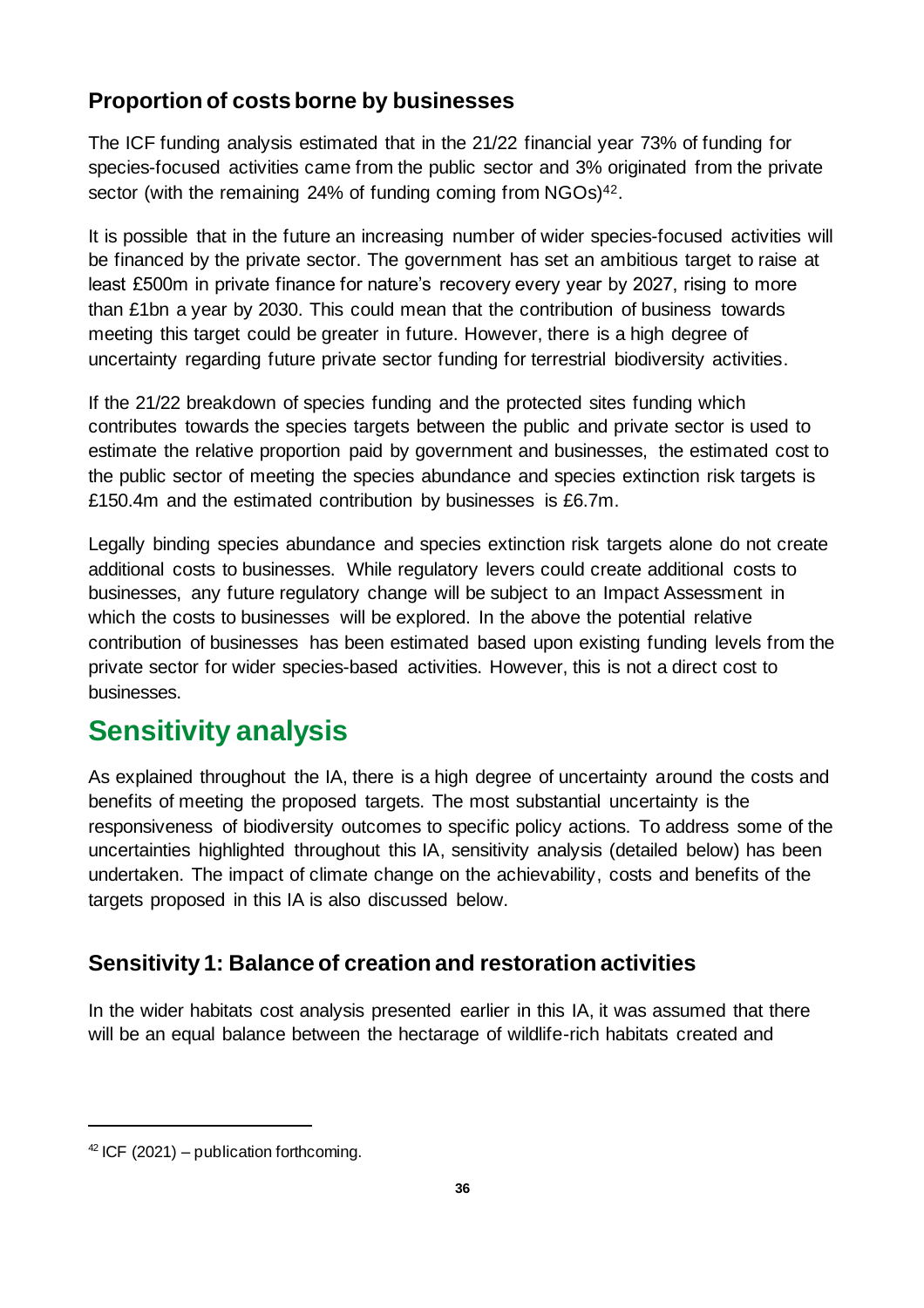### Proportion of costs borne by businesses

The ICF funding analysis estimated that in the 21/22 financial year 73% of funding for species-focused activities came from the public sector and 3% originated from the private sector (with the remaining 24% of funding coming from NGOs)[42].

It is possible that in the future an increasing number of wider species-focused activities will be financed by the private sector. The government has set an ambitious target to raise at least £500m in private finance for nature's recovery every year by 2027, rising to more than £1bn a year by 2030. This could mean that the contribution of business towards meeting this target could be greater in future. However, there is a high degree of uncertainty regarding future private sector funding for terrestrial biodiversity activities.

If the 21/22 breakdown of species funding and the protected sites funding which contributes towards the species targets between the public and private sector is used to estimate the relative proportion paid by government and businesses, the estimated cost to the public sector of meeting the species abundance and species extinction risk targets is £150.4m and the estimated contribution by businesses is £6.7m.

Legally binding species abundance and species extinction risk targets alone do not create additional costs to businesses. While regulatory levers could create additional costs to businesses, any future regulatory change will be subject to an Impact Assessment in which the costs to businesses will be explored. In the above the potential relative contribution of businesses has been estimated based upon existing funding levels from the private sector for wider species-based activities. However, this is not a direct cost to businesses.

## Sensitivity analysis

As explained throughout the IA, there is a high degree of uncertainty around the costs and benefits of meeting the proposed targets. The most substantial uncertainty is the responsiveness of biodiversity outcomes to specific policy actions. To address some of the uncertainties highlighted throughout this IA, sensitivity analysis (detailed below) has been undertaken. The impact of climate change on the achievability, costs and benefits of the targets proposed in this IA is also discussed below.

### Sensitivity 1: Balance of creation and restoration activities

In the wider habitats cost analysis presented earlier in this IA, it was assumed that there will be an equal balance between the hectarage of wildlife-rich habitats created and

[42] ICF (2021) – publication forthcoming.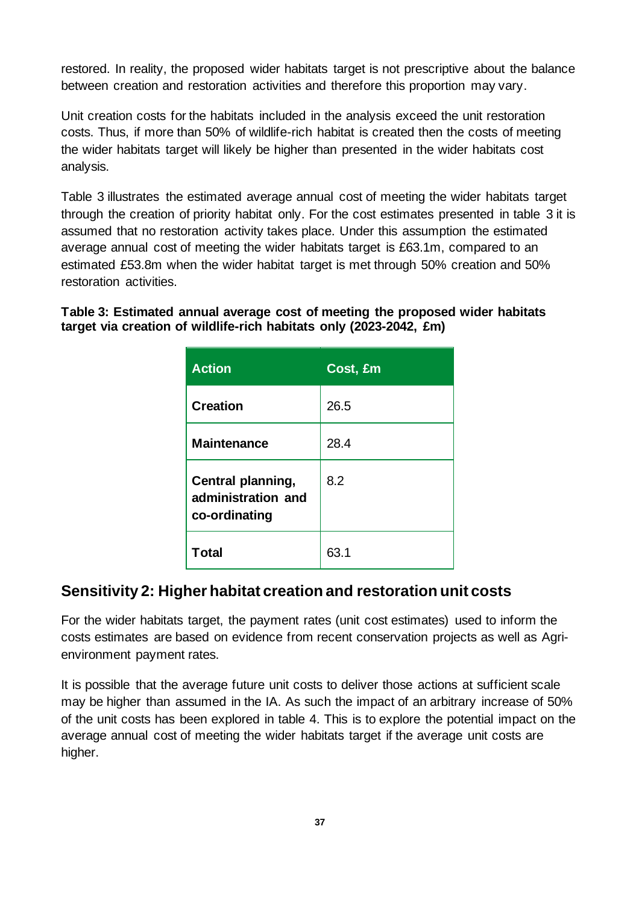restored. In reality, the proposed wider habitats target is not prescriptive about the balance between creation and restoration activities and therefore this proportion may vary.

Unit creation costs for the habitats included in the analysis exceed the unit restoration costs. Thus, if more than 50% of wildlife-rich habitat is created then the costs of meeting the wider habitats target will likely be higher than presented in the wider habitats cost analysis.

Table 3 illustrates the estimated average annual cost of meeting the wider habitats target through the creation of priority habitat only. For the cost estimates presented in table 3 it is assumed that no restoration activity takes place. Under this assumption the estimated average annual cost of meeting the wider habitats target is £63.1m, compared to an estimated £53.8m when the wider habitat target is met through 50% creation and 50% restoration activities.

**Table 3: Estimated annual average cost of meeting the proposed wider habitats target via creation of wildlife-rich habitats only (2023-2042, £m)**

| Action | Cost, £m |
| --- | --- |
| **Creation** | 26.5 |
| **Maintenance** | 28.4 |
| **Central planning, administration and co-ordinating** | 8.2 |
| **Total** | 63.1 |

## Sensitivity 2: Higher habitat creation and restoration unit costs

For the wider habitats target, the payment rates (unit cost estimates) used to inform the costs estimates are based on evidence from recent conservation projects as well as Agri-environment payment rates.

It is possible that the average future unit costs to deliver those actions at sufficient scale may be higher than assumed in the IA. As such the impact of an arbitrary increase of 50% of the unit costs has been explored in table 4. This is to explore the potential impact on the average annual cost of meeting the wider habitats target if the average unit costs are higher.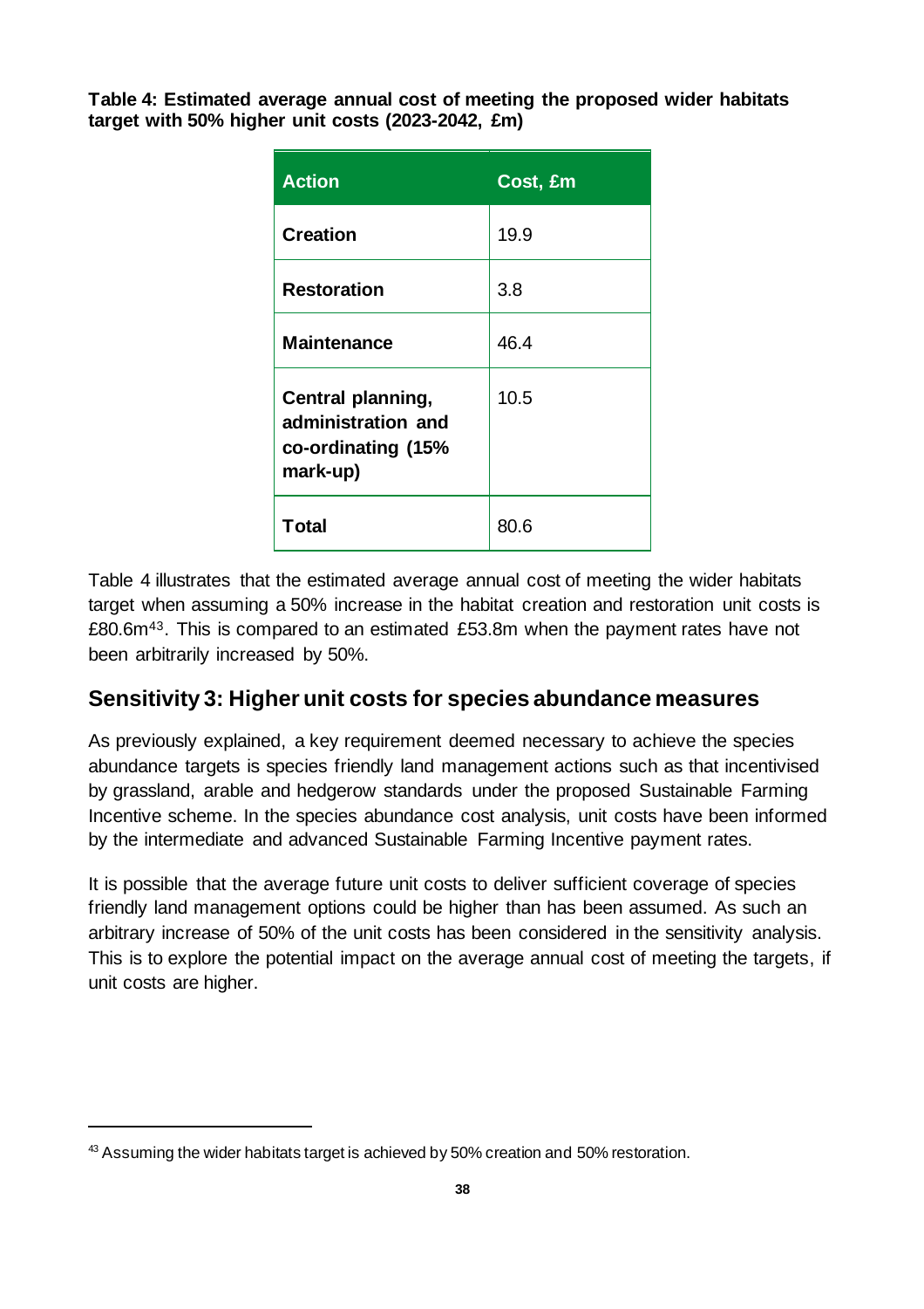**Table 4: Estimated average annual cost of meeting the proposed wider habitats target with 50% higher unit costs (2023-2042, £m)**

| Action | Cost, £m |
|---|---|
| **Creation** | 19.9 |
| **Restoration** | 3.8 |
| **Maintenance** | 46.4 |
| **Central planning, administration and co-ordinating (15% mark-up)** | 10.5 |
| **Total** | 80.6 |

Table 4 illustrates that the estimated average annual cost of meeting the wider habitats target when assuming a 50% increase in the habitat creation and restoration unit costs is £80.6m[43]. This is compared to an estimated £53.8m when the payment rates have not been arbitrarily increased by 50%.

## Sensitivity 3: Higher unit costs for species abundance measures

As previously explained, a key requirement deemed necessary to achieve the species abundance targets is species friendly land management actions such as that incentivised by grassland, arable and hedgerow standards under the proposed Sustainable Farming Incentive scheme. In the species abundance cost analysis, unit costs have been informed by the intermediate and advanced Sustainable Farming Incentive payment rates.

It is possible that the average future unit costs to deliver sufficient coverage of species friendly land management options could be higher than has been assumed. As such an arbitrary increase of 50% of the unit costs has been considered in the sensitivity analysis. This is to explore the potential impact on the average annual cost of meeting the targets, if unit costs are higher.

[43] Assuming the wider habitats target is achieved by 50% creation and 50% restoration.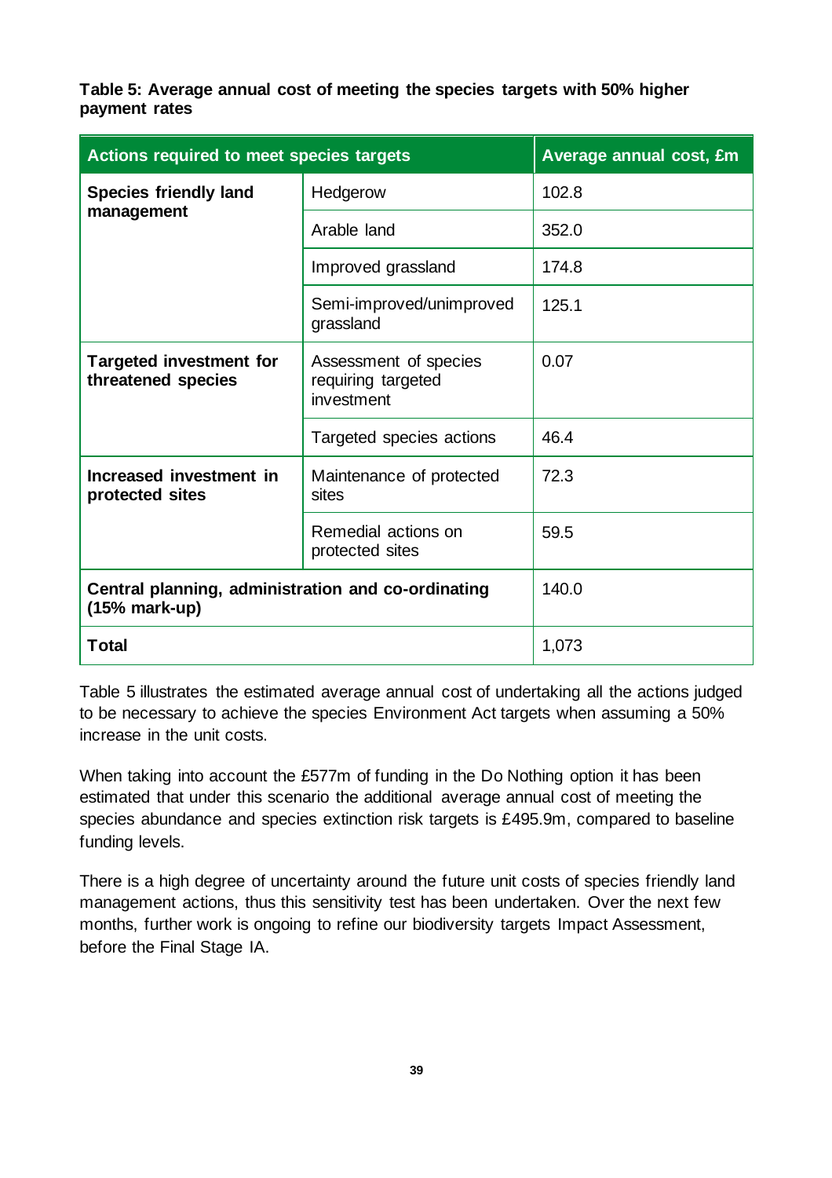**Table 5: Average annual cost of meeting the species targets with 50% higher payment rates**

| Actions required to meet species targets | | Average annual cost, £m |
|---|---|---|
| **Species friendly land management** | Hedgerow | 102.8 |
| | Arable land | 352.0 |
| | Improved grassland | 174.8 |
| | Semi-improved/unimproved grassland | 125.1 |
| **Targeted investment for threatened species** | Assessment of species requiring targeted investment | 0.07 |
| | Targeted species actions | 46.4 |
| **Increased investment in protected sites** | Maintenance of protected sites | 72.3 |
| | Remedial actions on protected sites | 59.5 |
| **Central planning, administration and co-ordinating (15% mark-up)** | | 140.0 |
| **Total** | | 1,073 |

Table 5 illustrates the estimated average annual cost of undertaking all the actions judged to be necessary to achieve the species Environment Act targets when assuming a 50% increase in the unit costs.

When taking into account the £577m of funding in the Do Nothing option it has been estimated that under this scenario the additional average annual cost of meeting the species abundance and species extinction risk targets is £495.9m, compared to baseline funding levels.

There is a high degree of uncertainty around the future unit costs of species friendly land management actions, thus this sensitivity test has been undertaken. Over the next few months, further work is ongoing to refine our biodiversity targets Impact Assessment, before the Final Stage IA.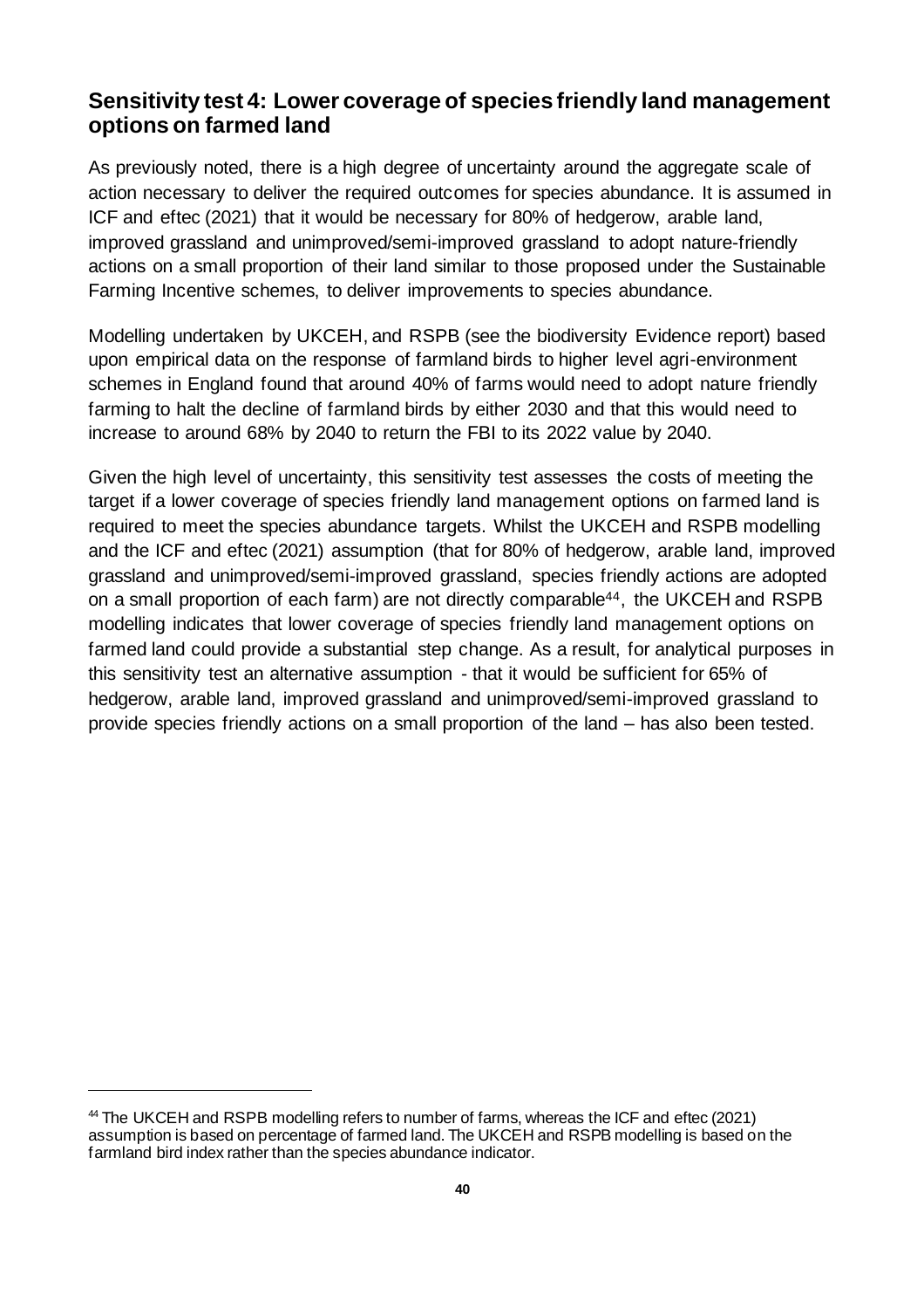## Sensitivity test 4: Lower coverage of species friendly land management options on farmed land

As previously noted, there is a high degree of uncertainty around the aggregate scale of action necessary to deliver the required outcomes for species abundance. It is assumed in ICF and eftec (2021) that it would be necessary for 80% of hedgerow, arable land, improved grassland and unimproved/semi-improved grassland to adopt nature-friendly actions on a small proportion of their land similar to those proposed under the Sustainable Farming Incentive schemes, to deliver improvements to species abundance.

Modelling undertaken by UKCEH, and RSPB (see the biodiversity Evidence report) based upon empirical data on the response of farmland birds to higher level agri-environment schemes in England found that around 40% of farms would need to adopt nature friendly farming to halt the decline of farmland birds by either 2030 and that this would need to increase to around 68% by 2040 to return the FBI to its 2022 value by 2040.

Given the high level of uncertainty, this sensitivity test assesses the costs of meeting the target if a lower coverage of species friendly land management options on farmed land is required to meet the species abundance targets. Whilst the UKCEH and RSPB modelling and the ICF and eftec (2021) assumption (that for 80% of hedgerow, arable land, improved grassland and unimproved/semi-improved grassland, species friendly actions are adopted on a small proportion of each farm) are not directly comparable[44], the UKCEH and RSPB modelling indicates that lower coverage of species friendly land management options on farmed land could provide a substantial step change. As a result, for analytical purposes in this sensitivity test an alternative assumption - that it would be sufficient for 65% of hedgerow, arable land, improved grassland and unimproved/semi-improved grassland to provide species friendly actions on a small proportion of the land – has also been tested.

[44] The UKCEH and RSPB modelling refers to number of farms, whereas the ICF and eftec (2021) assumption is based on percentage of farmed land. The UKCEH and RSPB modelling is based on the farmland bird index rather than the species abundance indicator.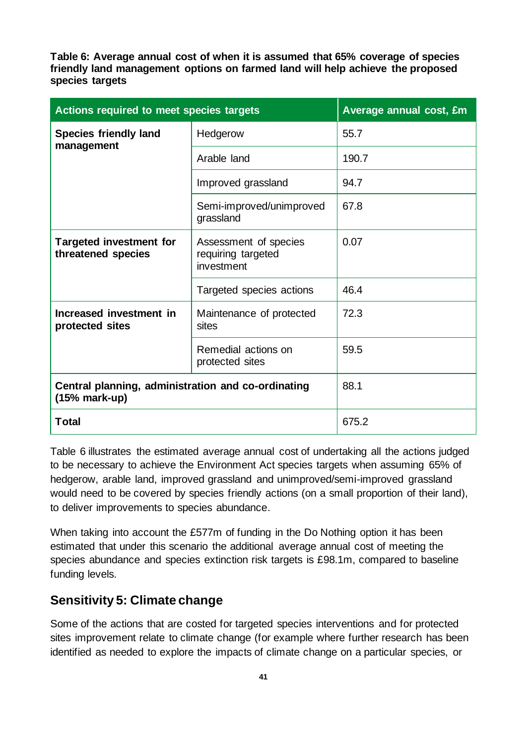**Table 6: Average annual cost of when it is assumed that 65% coverage of species friendly land management options on farmed land will help achieve the proposed species targets**

| Actions required to meet species targets | | Average annual cost, £m |
|---|---|---|
| **Species friendly land management** | Hedgerow | 55.7 |
| | Arable land | 190.7 |
| | Improved grassland | 94.7 |
| | Semi-improved/unimproved grassland | 67.8 |
| **Targeted investment for threatened species** | Assessment of species requiring targeted investment | 0.07 |
| | Targeted species actions | 46.4 |
| **Increased investment in protected sites** | Maintenance of protected sites | 72.3 |
| | Remedial actions on protected sites | 59.5 |
| **Central planning, administration and co-ordinating (15% mark-up)** | | 88.1 |
| **Total** | | 675.2 |

Table 6 illustrates the estimated average annual cost of undertaking all the actions judged to be necessary to achieve the Environment Act species targets when assuming 65% of hedgerow, arable land, improved grassland and unimproved/semi-improved grassland would need to be covered by species friendly actions (on a small proportion of their land), to deliver improvements to species abundance.

When taking into account the £577m of funding in the Do Nothing option it has been estimated that under this scenario the additional average annual cost of meeting the species abundance and species extinction risk targets is £98.1m, compared to baseline funding levels.

## Sensitivity 5: Climate change

Some of the actions that are costed for targeted species interventions and for protected sites improvement relate to climate change (for example where further research has been identified as needed to explore the impacts of climate change on a particular species, or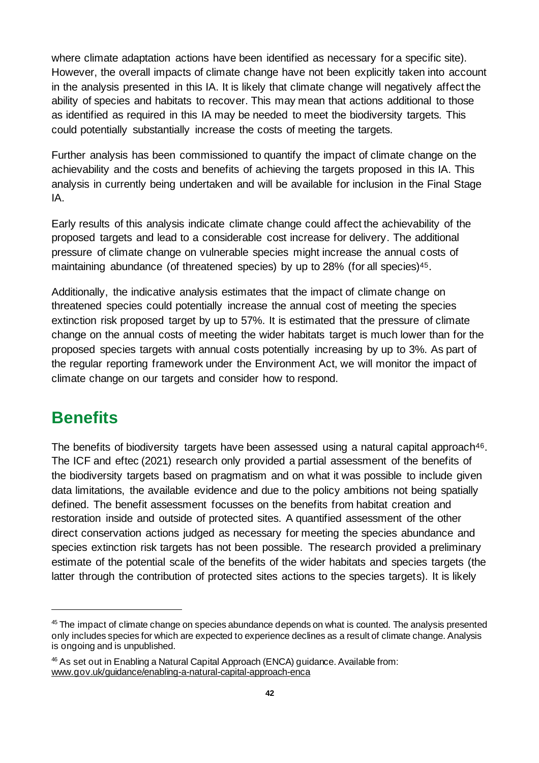where climate adaptation actions have been identified as necessary for a specific site). However, the overall impacts of climate change have not been explicitly taken into account in the analysis presented in this IA. It is likely that climate change will negatively affect the ability of species and habitats to recover. This may mean that actions additional to those as identified as required in this IA may be needed to meet the biodiversity targets. This could potentially substantially increase the costs of meeting the targets.

Further analysis has been commissioned to quantify the impact of climate change on the achievability and the costs and benefits of achieving the targets proposed in this IA. This analysis in currently being undertaken and will be available for inclusion in the Final Stage IA.

Early results of this analysis indicate climate change could affect the achievability of the proposed targets and lead to a considerable cost increase for delivery. The additional pressure of climate change on vulnerable species might increase the annual costs of maintaining abundance (of threatened species) by up to 28% (for all species)[45].

Additionally, the indicative analysis estimates that the impact of climate change on threatened species could potentially increase the annual cost of meeting the species extinction risk proposed target by up to 57%. It is estimated that the pressure of climate change on the annual costs of meeting the wider habitats target is much lower than for the proposed species targets with annual costs potentially increasing by up to 3%. As part of the regular reporting framework under the Environment Act, we will monitor the impact of climate change on our targets and consider how to respond.

## Benefits

The benefits of biodiversity targets have been assessed using a natural capital approach[46]. The ICF and eftec (2021) research only provided a partial assessment of the benefits of the biodiversity targets based on pragmatism and on what it was possible to include given data limitations, the available evidence and due to the policy ambitions not being spatially defined. The benefit assessment focusses on the benefits from habitat creation and restoration inside and outside of protected sites. A quantified assessment of the other direct conservation actions judged as necessary for meeting the species abundance and species extinction risk targets has not been possible. The research provided a preliminary estimate of the potential scale of the benefits of the wider habitats and species targets (the latter through the contribution of protected sites actions to the species targets). It is likely

---

[45] The impact of climate change on species abundance depends on what is counted. The analysis presented only includes species for which are expected to experience declines as a result of climate change. Analysis is ongoing and is unpublished.

[46] As set out in Enabling a Natural Capital Approach (ENCA) guidance. Available from: www.gov.uk/guidance/enabling-a-natural-capital-approach-enca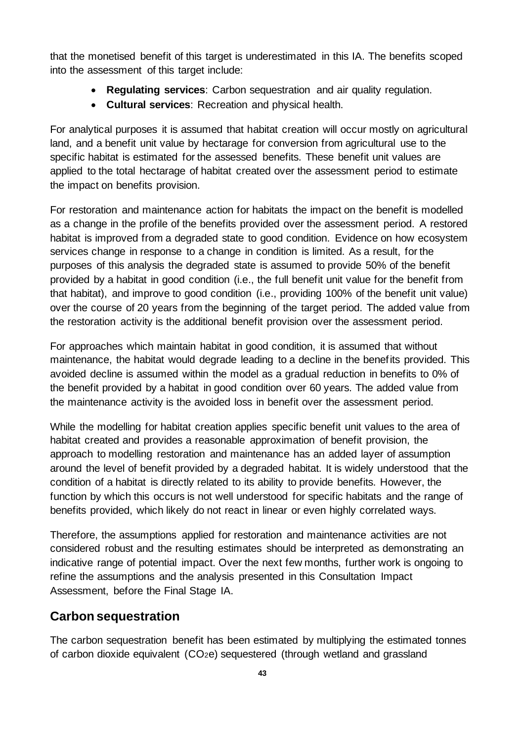that the monetised benefit of this target is underestimated in this IA. The benefits scoped into the assessment of this target include:

- **Regulating services**: Carbon sequestration and air quality regulation.
- **Cultural services**: Recreation and physical health.

For analytical purposes it is assumed that habitat creation will occur mostly on agricultural land, and a benefit unit value by hectarage for conversion from agricultural use to the specific habitat is estimated for the assessed benefits. These benefit unit values are applied to the total hectarage of habitat created over the assessment period to estimate the impact on benefits provision.

For restoration and maintenance action for habitats the impact on the benefit is modelled as a change in the profile of the benefits provided over the assessment period. A restored habitat is improved from a degraded state to good condition. Evidence on how ecosystem services change in response to a change in condition is limited. As a result, for the purposes of this analysis the degraded state is assumed to provide 50% of the benefit provided by a habitat in good condition (i.e., the full benefit unit value for the benefit from that habitat), and improve to good condition (i.e., providing 100% of the benefit unit value) over the course of 20 years from the beginning of the target period. The added value from the restoration activity is the additional benefit provision over the assessment period.

For approaches which maintain habitat in good condition, it is assumed that without maintenance, the habitat would degrade leading to a decline in the benefits provided. This avoided decline is assumed within the model as a gradual reduction in benefits to 0% of the benefit provided by a habitat in good condition over 60 years. The added value from the maintenance activity is the avoided loss in benefit over the assessment period.

While the modelling for habitat creation applies specific benefit unit values to the area of habitat created and provides a reasonable approximation of benefit provision, the approach to modelling restoration and maintenance has an added layer of assumption around the level of benefit provided by a degraded habitat. It is widely understood that the condition of a habitat is directly related to its ability to provide benefits. However, the function by which this occurs is not well understood for specific habitats and the range of benefits provided, which likely do not react in linear or even highly correlated ways.

Therefore, the assumptions applied for restoration and maintenance activities are not considered robust and the resulting estimates should be interpreted as demonstrating an indicative range of potential impact. Over the next few months, further work is ongoing to refine the assumptions and the analysis presented in this Consultation Impact Assessment, before the Final Stage IA.

## Carbon sequestration

The carbon sequestration benefit has been estimated by multiplying the estimated tonnes of carbon dioxide equivalent ($CO_2e$) sequestered (through wetland and grassland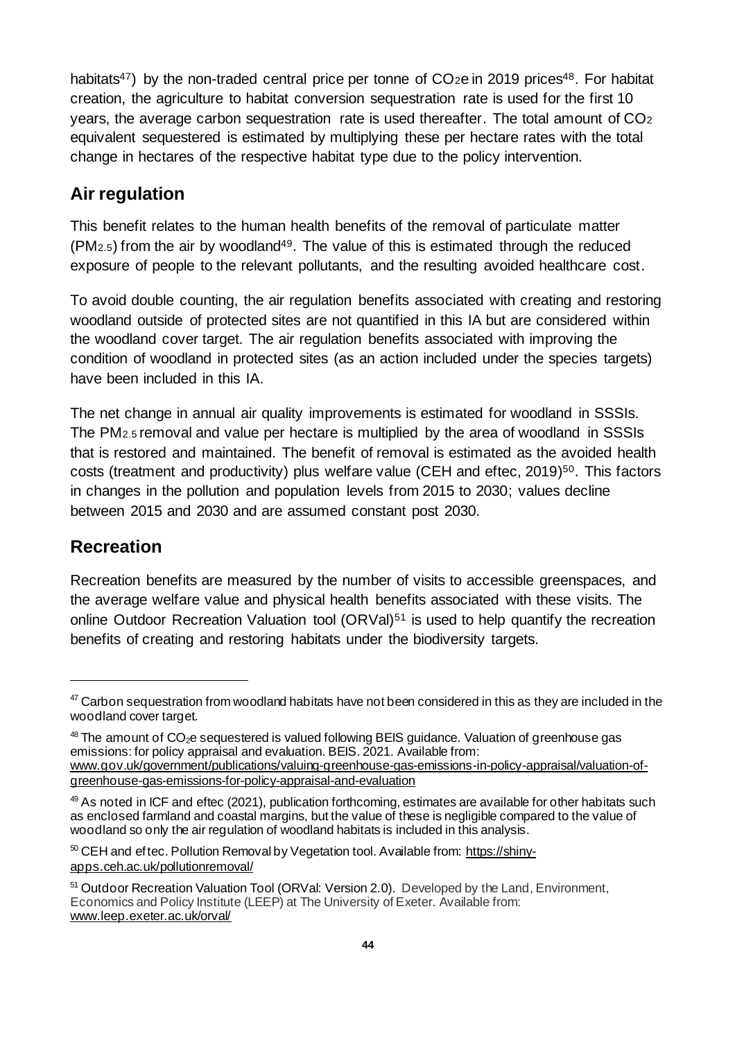habitats[47]) by the non-traded central price per tonne of $CO_2e$ in 2019 prices[48]. For habitat creation, the agriculture to habitat conversion sequestration rate is used for the first 10 years, the average carbon sequestration rate is used thereafter. The total amount of $CO_2$ equivalent sequestered is estimated by multiplying these per hectare rates with the total change in hectares of the respective habitat type due to the policy intervention.

## Air regulation

This benefit relates to the human health benefits of the removal of particulate matter ($PM_{2.5}$) from the air by woodland[49]. The value of this is estimated through the reduced exposure of people to the relevant pollutants, and the resulting avoided healthcare cost.

To avoid double counting, the air regulation benefits associated with creating and restoring woodland outside of protected sites are not quantified in this IA but are considered within the woodland cover target. The air regulation benefits associated with improving the condition of woodland in protected sites (as an action included under the species targets) have been included in this IA.

The net change in annual air quality improvements is estimated for woodland in SSSIs. The $PM_{2.5}$ removal and value per hectare is multiplied by the area of woodland in SSSIs that is restored and maintained. The benefit of removal is estimated as the avoided health costs (treatment and productivity) plus welfare value (CEH and eftec, 2019)[50]. This factors in changes in the pollution and population levels from 2015 to 2030; values decline between 2015 and 2030 and are assumed constant post 2030.

## Recreation

Recreation benefits are measured by the number of visits to accessible greenspaces, and the average welfare value and physical health benefits associated with these visits. The online Outdoor Recreation Valuation tool (ORVal)[51] is used to help quantify the recreation benefits of creating and restoring habitats under the biodiversity targets.

---

[47] Carbon sequestration from woodland habitats have not been considered in this as they are included in the woodland cover target.

[48] The amount of $CO_2e$ sequestered is valued following BEIS guidance. Valuation of greenhouse gas emissions: for policy appraisal and evaluation. BEIS. 2021. Available from: www.gov.uk/government/publications/valuing-greenhouse-gas-emissions-in-policy-appraisal/valuation-of-greenhouse-gas-emissions-for-policy-appraisal-and-evaluation

[49] As noted in ICF and eftec (2021), publication forthcoming, estimates are available for other habitats such as enclosed farmland and coastal margins, but the value of these is negligible compared to the value of woodland so only the air regulation of woodland habitats is included in this analysis.

[50] CEH and eftec. Pollution Removal by Vegetation tool. Available from: https://shiny-apps.ceh.ac.uk/pollutionremoval/

[51] Outdoor Recreation Valuation Tool (ORVal: Version 2.0). Developed by the Land, Environment, Economics and Policy Institute (LEEP) at The University of Exeter. Available from: www.leep.exeter.ac.uk/orval/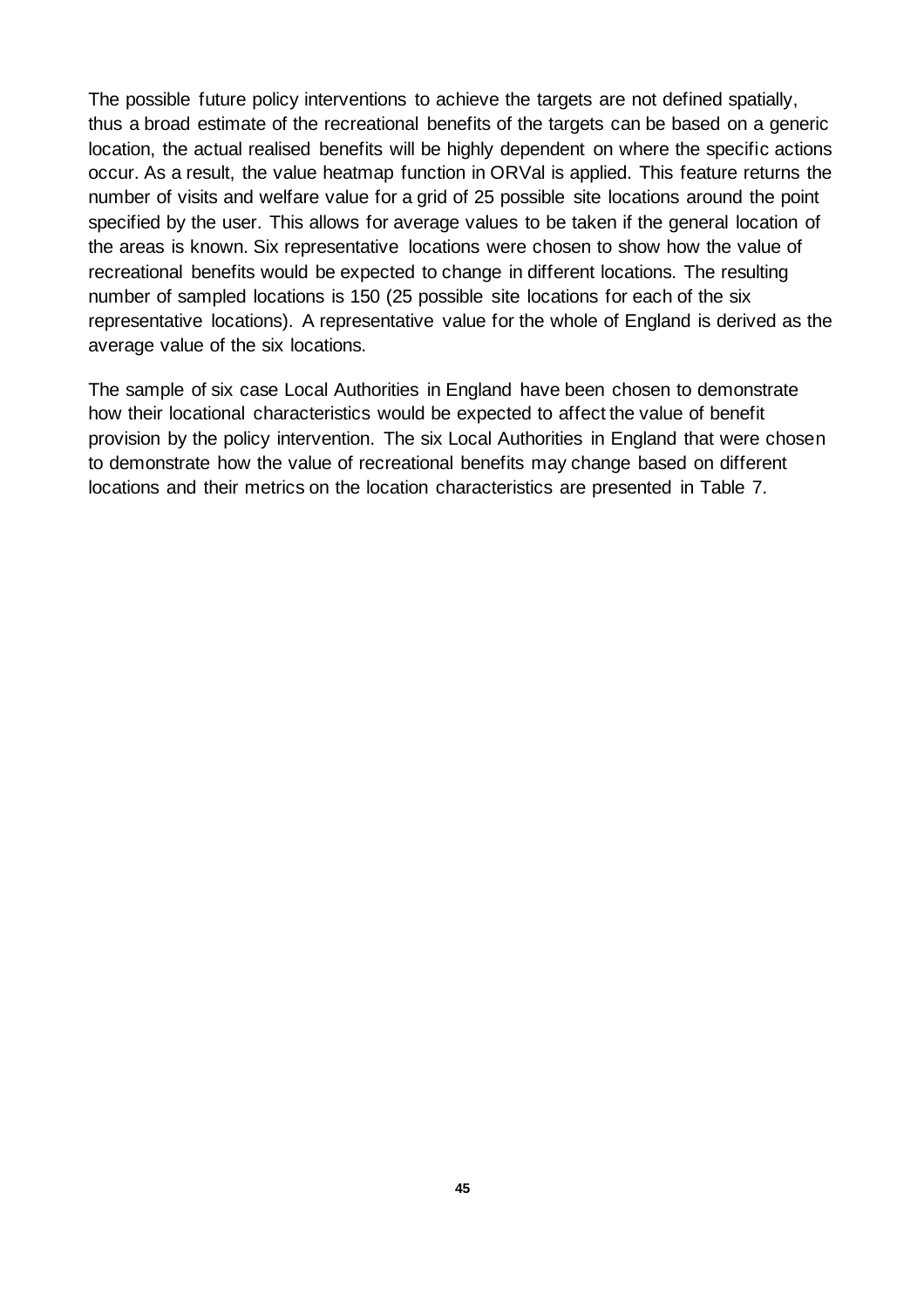The possible future policy interventions to achieve the targets are not defined spatially, thus a broad estimate of the recreational benefits of the targets can be based on a generic location, the actual realised benefits will be highly dependent on where the specific actions occur. As a result, the value heatmap function in ORVal is applied. This feature returns the number of visits and welfare value for a grid of 25 possible site locations around the point specified by the user. This allows for average values to be taken if the general location of the areas is known. Six representative locations were chosen to show how the value of recreational benefits would be expected to change in different locations. The resulting number of sampled locations is 150 (25 possible site locations for each of the six representative locations). A representative value for the whole of England is derived as the average value of the six locations.

The sample of six case Local Authorities in England have been chosen to demonstrate how their locational characteristics would be expected to affect the value of benefit provision by the policy intervention. The six Local Authorities in England that were chosen to demonstrate how the value of recreational benefits may change based on different locations and their metrics on the location characteristics are presented in Table 7.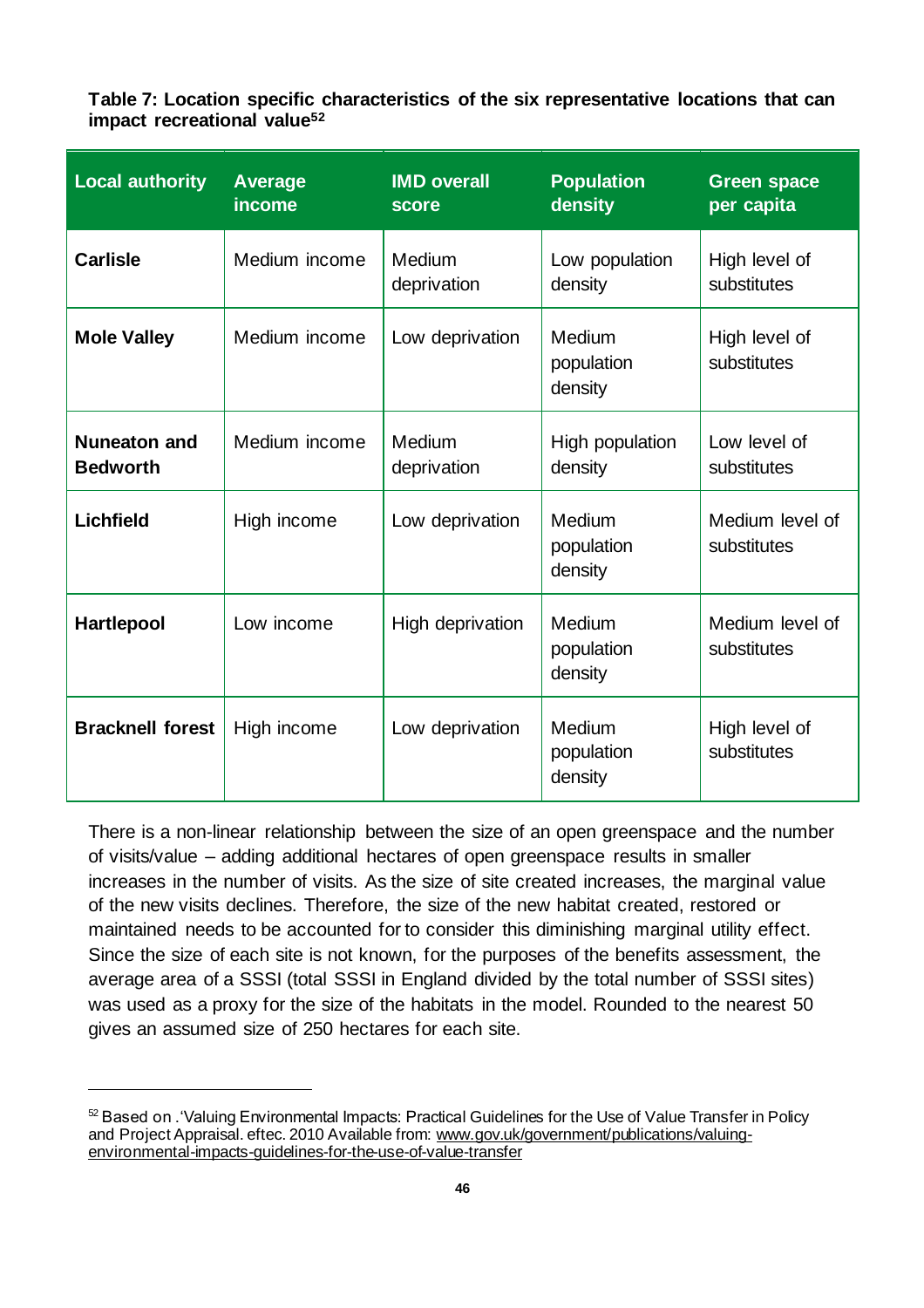**Table 7: Location specific characteristics of the six representative locations that can impact recreational value**[52]

| Local authority | Average income | IMD overall score | Population density | Green space per capita |
|---|---|---|---|---|
| **Carlisle** | Medium income | Medium deprivation | Low population density | High level of substitutes |
| **Mole Valley** | Medium income | Low deprivation | Medium population density | High level of substitutes |
| **Nuneaton and Bedworth** | Medium income | Medium deprivation | High population density | Low level of substitutes |
| **Lichfield** | High income | Low deprivation | Medium population density | Medium level of substitutes |
| **Hartlepool** | Low income | High deprivation | Medium population density | Medium level of substitutes |
| **Bracknell forest** | High income | Low deprivation | Medium population density | High level of substitutes |

There is a non-linear relationship between the size of an open greenspace and the number of visits/value – adding additional hectares of open greenspace results in smaller increases in the number of visits. As the size of site created increases, the marginal value of the new visits declines. Therefore, the size of the new habitat created, restored or maintained needs to be accounted for to consider this diminishing marginal utility effect. Since the size of each site is not known, for the purposes of the benefits assessment, the average area of a SSSI (total SSSI in England divided by the total number of SSSI sites) was used as a proxy for the size of the habitats in the model. Rounded to the nearest 50 gives an assumed size of 250 hectares for each site.

---

[52] Based on .'Valuing Environmental Impacts: Practical Guidelines for the Use of Value Transfer in Policy and Project Appraisal. eftec. 2010 Available from: www.gov.uk/government/publications/valuing-environmental-impacts-guidelines-for-the-use-of-value-transfer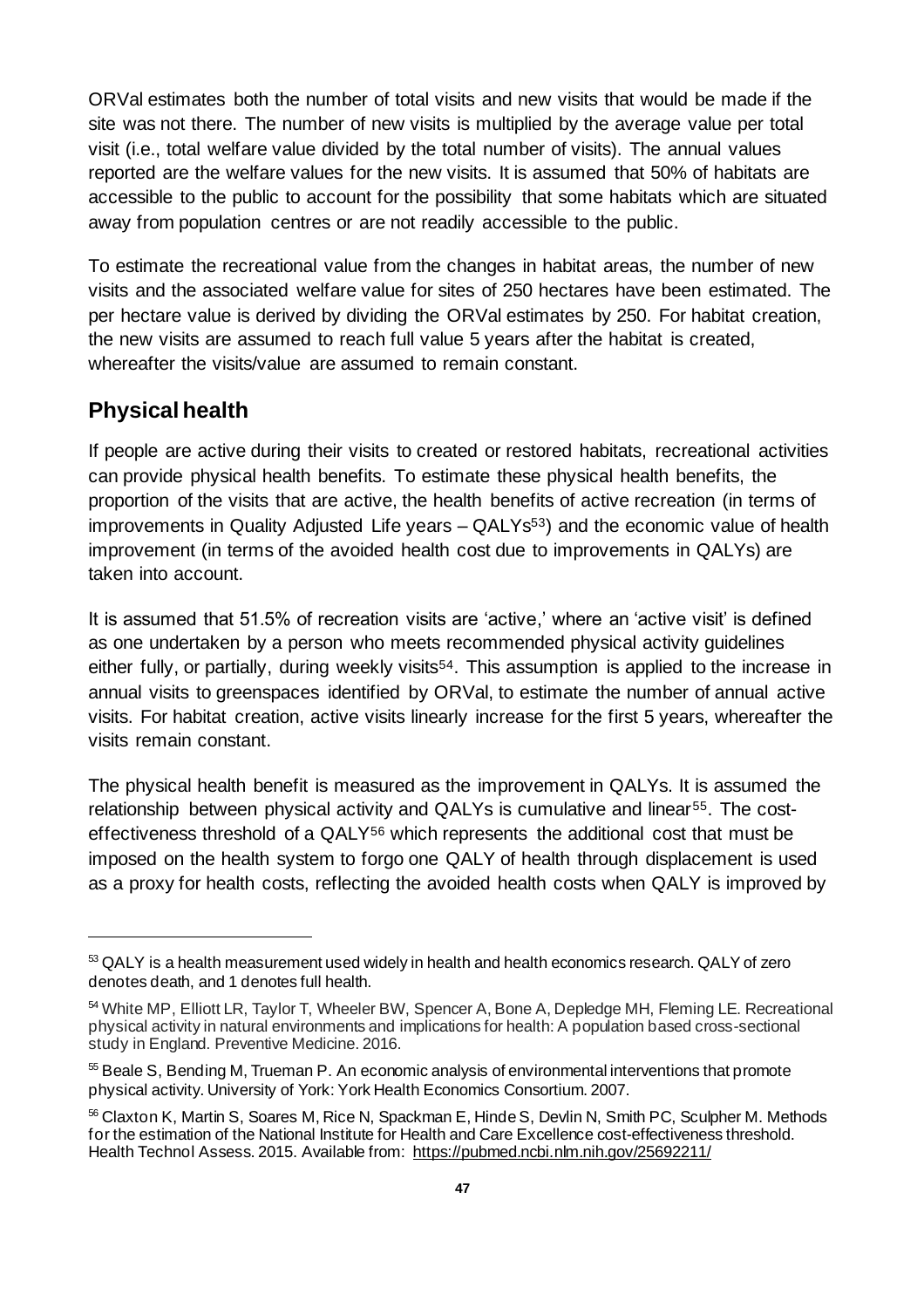ORVal estimates both the number of total visits and new visits that would be made if the site was not there. The number of new visits is multiplied by the average value per total visit (i.e., total welfare value divided by the total number of visits). The annual values reported are the welfare values for the new visits. It is assumed that 50% of habitats are accessible to the public to account for the possibility that some habitats which are situated away from population centres or are not readily accessible to the public.

To estimate the recreational value from the changes in habitat areas, the number of new visits and the associated welfare value for sites of 250 hectares have been estimated. The per hectare value is derived by dividing the ORVal estimates by 250. For habitat creation, the new visits are assumed to reach full value 5 years after the habitat is created, whereafter the visits/value are assumed to remain constant.

## Physical health

If people are active during their visits to created or restored habitats, recreational activities can provide physical health benefits. To estimate these physical health benefits, the proportion of the visits that are active, the health benefits of active recreation (in terms of improvements in Quality Adjusted Life years – QALYs[53]) and the economic value of health improvement (in terms of the avoided health cost due to improvements in QALYs) are taken into account.

It is assumed that 51.5% of recreation visits are 'active,' where an 'active visit' is defined as one undertaken by a person who meets recommended physical activity guidelines either fully, or partially, during weekly visits[54]. This assumption is applied to the increase in annual visits to greenspaces identified by ORVal, to estimate the number of annual active visits. For habitat creation, active visits linearly increase for the first 5 years, whereafter the visits remain constant.

The physical health benefit is measured as the improvement in QALYs. It is assumed the relationship between physical activity and QALYs is cumulative and linear[55]. The cost-effectiveness threshold of a QALY[56] which represents the additional cost that must be imposed on the health system to forgo one QALY of health through displacement is used as a proxy for health costs, reflecting the avoided health costs when QALY is improved by

---

[53] QALY is a health measurement used widely in health and health economics research. QALY of zero denotes death, and 1 denotes full health.

[54] White MP, Elliott LR, Taylor T, Wheeler BW, Spencer A, Bone A, Depledge MH, Fleming LE. Recreational physical activity in natural environments and implications for health: A population based cross-sectional study in England. Preventive Medicine. 2016.

[55] Beale S, Bending M, Trueman P. An economic analysis of environmental interventions that promote physical activity. University of York: York Health Economics Consortium. 2007.

[56] Claxton K, Martin S, Soares M, Rice N, Spackman E, Hinde S, Devlin N, Smith PC, Sculpher M. Methods for the estimation of the National Institute for Health and Care Excellence cost-effectiveness threshold. Health Technol Assess. 2015. Available from: https://pubmed.ncbi.nlm.nih.gov/25692211/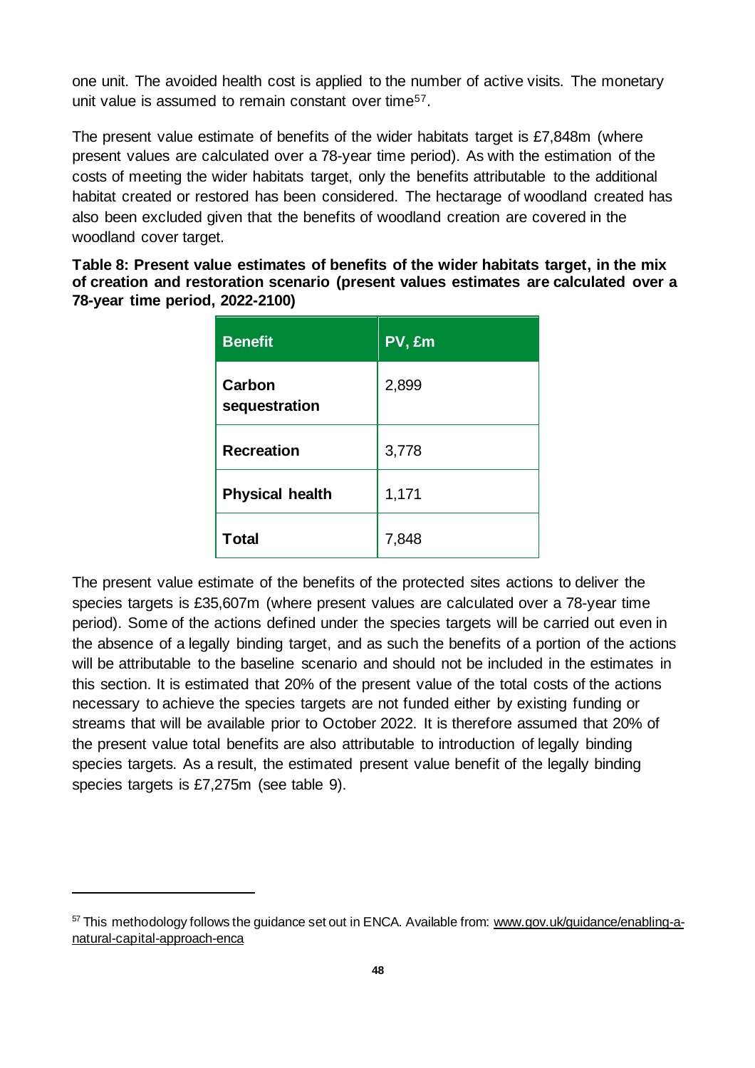one unit. The avoided health cost is applied to the number of active visits. The monetary unit value is assumed to remain constant over time[57].

The present value estimate of benefits of the wider habitats target is £7,848m (where present values are calculated over a 78-year time period). As with the estimation of the costs of meeting the wider habitats target, only the benefits attributable to the additional habitat created or restored has been considered. The hectarage of woodland created has also been excluded given that the benefits of woodland creation are covered in the woodland cover target.

**Table 8: Present value estimates of benefits of the wider habitats target, in the mix of creation and restoration scenario (present values estimates are calculated over a 78-year time period, 2022-2100)**

| Benefit | PV, £m |
| --- | --- |
| **Carbon sequestration** | 2,899 |
| **Recreation** | 3,778 |
| **Physical health** | 1,171 |
| **Total** | 7,848 |

The present value estimate of the benefits of the protected sites actions to deliver the species targets is £35,607m (where present values are calculated over a 78-year time period). Some of the actions defined under the species targets will be carried out even in the absence of a legally binding target, and as such the benefits of a portion of the actions will be attributable to the baseline scenario and should not be included in the estimates in this section. It is estimated that 20% of the present value of the total costs of the actions necessary to achieve the species targets are not funded either by existing funding or streams that will be available prior to October 2022. It is therefore assumed that 20% of the present value total benefits are also attributable to introduction of legally binding species targets. As a result, the estimated present value benefit of the legally binding species targets is £7,275m (see table 9).

---

[57] This methodology follows the guidance set out in ENCA. Available from: www.gov.uk/guidance/enabling-a-natural-capital-approach-enca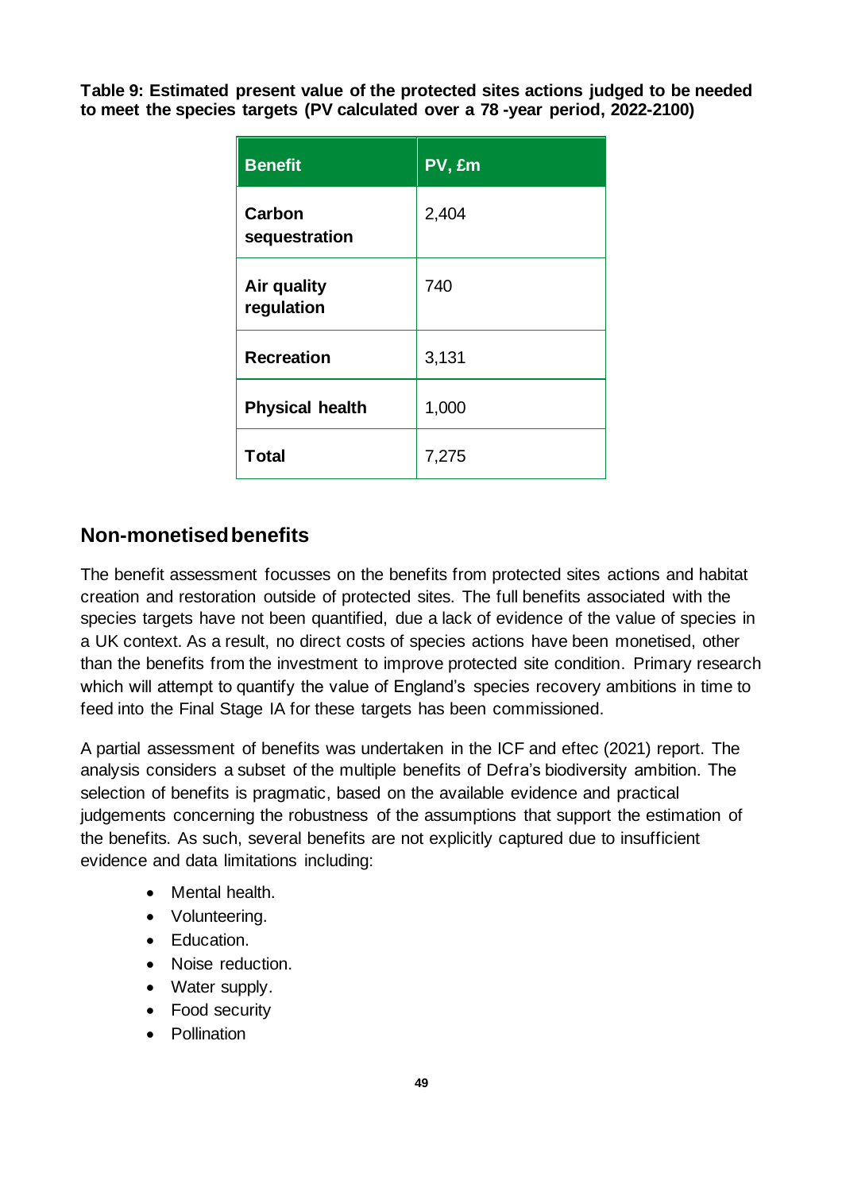**Table 9: Estimated present value of the protected sites actions judged to be needed to meet the species targets (PV calculated over a 78 -year period, 2022-2100)**

| Benefit | PV, £m |
|---|---|
| **Carbon sequestration** | 2,404 |
| **Air quality regulation** | 740 |
| **Recreation** | 3,131 |
| **Physical health** | 1,000 |
| **Total** | 7,275 |

## Non-monetised benefits

The benefit assessment focusses on the benefits from protected sites actions and habitat creation and restoration outside of protected sites. The full benefits associated with the species targets have not been quantified, due a lack of evidence of the value of species in a UK context. As a result, no direct costs of species actions have been monetised, other than the benefits from the investment to improve protected site condition. Primary research which will attempt to quantify the value of England's species recovery ambitions in time to feed into the Final Stage IA for these targets has been commissioned.

A partial assessment of benefits was undertaken in the ICF and eftec (2021) report. The analysis considers a subset of the multiple benefits of Defra's biodiversity ambition. The selection of benefits is pragmatic, based on the available evidence and practical judgements concerning the robustness of the assumptions that support the estimation of the benefits. As such, several benefits are not explicitly captured due to insufficient evidence and data limitations including:

- Mental health.
- Volunteering.
- Education.
- Noise reduction.
- Water supply.
- Food security
- Pollination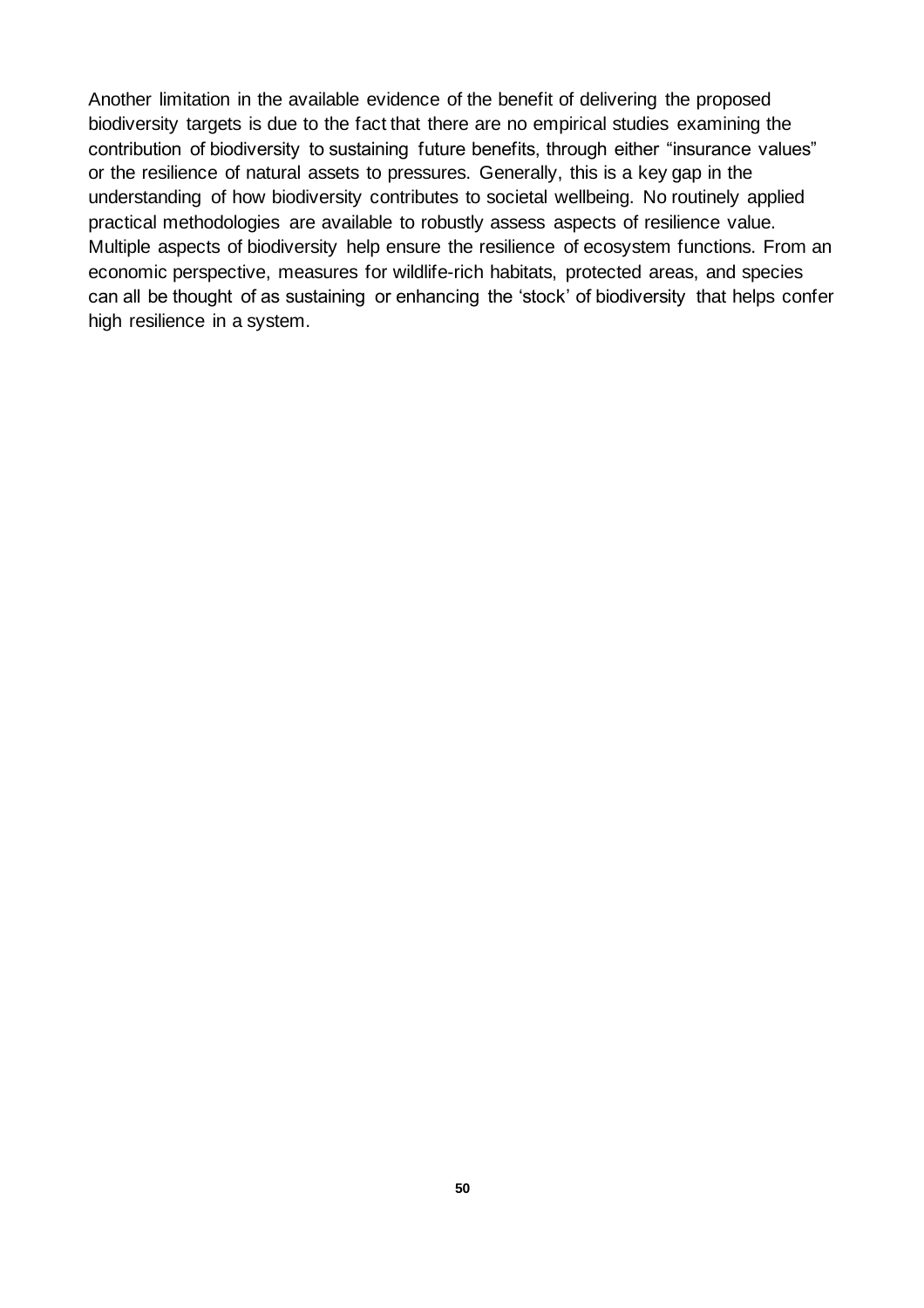Another limitation in the available evidence of the benefit of delivering the proposed biodiversity targets is due to the fact that there are no empirical studies examining the contribution of biodiversity to sustaining future benefits, through either "insurance values" or the resilience of natural assets to pressures. Generally, this is a key gap in the understanding of how biodiversity contributes to societal wellbeing. No routinely applied practical methodologies are available to robustly assess aspects of resilience value. Multiple aspects of biodiversity help ensure the resilience of ecosystem functions. From an economic perspective, measures for wildlife-rich habitats, protected areas, and species can all be thought of as sustaining or enhancing the 'stock' of biodiversity that helps confer high resilience in a system.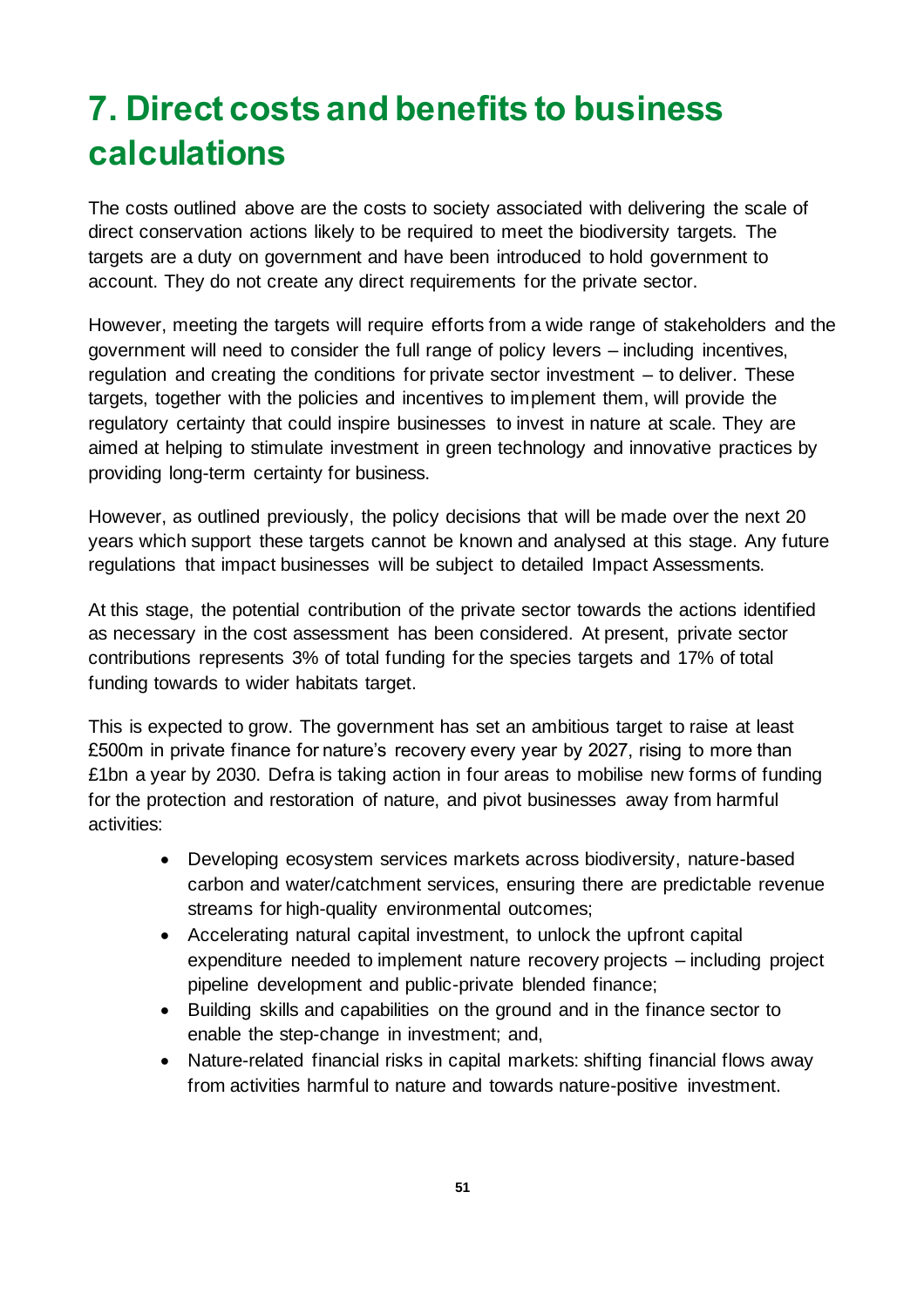# 7. Direct costs and benefits to business calculations

The costs outlined above are the costs to society associated with delivering the scale of direct conservation actions likely to be required to meet the biodiversity targets. The targets are a duty on government and have been introduced to hold government to account. They do not create any direct requirements for the private sector.

However, meeting the targets will require efforts from a wide range of stakeholders and the government will need to consider the full range of policy levers – including incentives, regulation and creating the conditions for private sector investment – to deliver. These targets, together with the policies and incentives to implement them, will provide the regulatory certainty that could inspire businesses to invest in nature at scale. They are aimed at helping to stimulate investment in green technology and innovative practices by providing long-term certainty for business.

However, as outlined previously, the policy decisions that will be made over the next 20 years which support these targets cannot be known and analysed at this stage. Any future regulations that impact businesses will be subject to detailed Impact Assessments.

At this stage, the potential contribution of the private sector towards the actions identified as necessary in the cost assessment has been considered. At present, private sector contributions represents 3% of total funding for the species targets and 17% of total funding towards to wider habitats target.

This is expected to grow. The government has set an ambitious target to raise at least £500m in private finance for nature's recovery every year by 2027, rising to more than £1bn a year by 2030. Defra is taking action in four areas to mobilise new forms of funding for the protection and restoration of nature, and pivot businesses away from harmful activities:

- Developing ecosystem services markets across biodiversity, nature-based carbon and water/catchment services, ensuring there are predictable revenue streams for high-quality environmental outcomes;
- Accelerating natural capital investment, to unlock the upfront capital expenditure needed to implement nature recovery projects – including project pipeline development and public-private blended finance;
- Building skills and capabilities on the ground and in the finance sector to enable the step-change in investment; and,
- Nature-related financial risks in capital markets: shifting financial flows away from activities harmful to nature and towards nature-positive investment.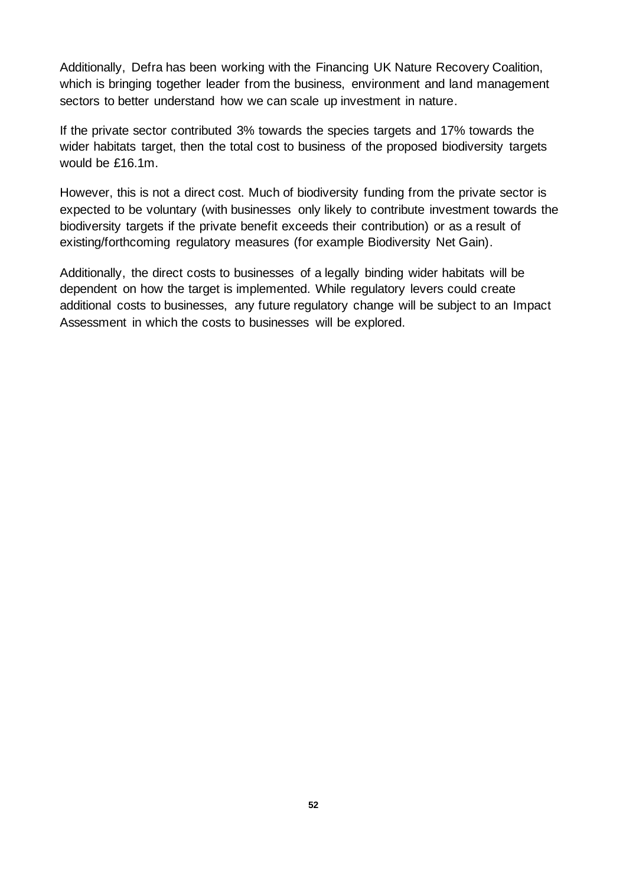Additionally, Defra has been working with the Financing UK Nature Recovery Coalition, which is bringing together leader from the business, environment and land management sectors to better understand how we can scale up investment in nature.

If the private sector contributed 3% towards the species targets and 17% towards the wider habitats target, then the total cost to business of the proposed biodiversity targets would be £16.1m.

However, this is not a direct cost. Much of biodiversity funding from the private sector is expected to be voluntary (with businesses only likely to contribute investment towards the biodiversity targets if the private benefit exceeds their contribution) or as a result of existing/forthcoming regulatory measures (for example Biodiversity Net Gain).

Additionally, the direct costs to businesses of a legally binding wider habitats will be dependent on how the target is implemented. While regulatory levers could create additional costs to businesses, any future regulatory change will be subject to an Impact Assessment in which the costs to businesses will be explored.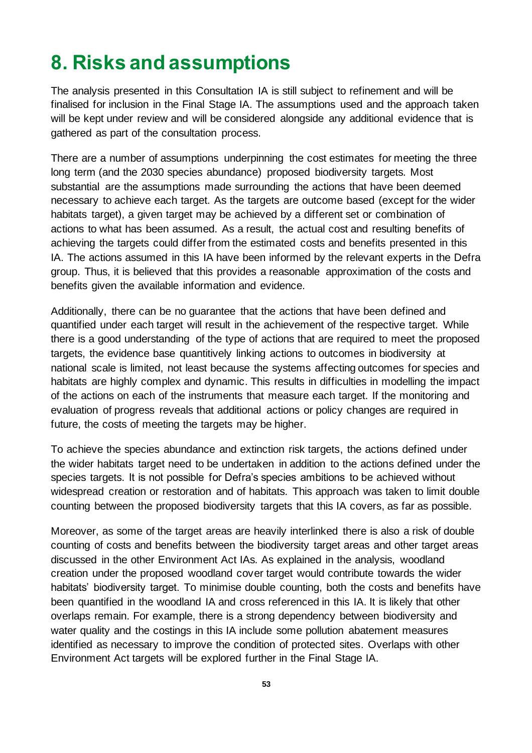# 8. Risks and assumptions

The analysis presented in this Consultation IA is still subject to refinement and will be finalised for inclusion in the Final Stage IA. The assumptions used and the approach taken will be kept under review and will be considered alongside any additional evidence that is gathered as part of the consultation process.

There are a number of assumptions underpinning the cost estimates for meeting the three long term (and the 2030 species abundance) proposed biodiversity targets. Most substantial are the assumptions made surrounding the actions that have been deemed necessary to achieve each target. As the targets are outcome based (except for the wider habitats target), a given target may be achieved by a different set or combination of actions to what has been assumed. As a result, the actual cost and resulting benefits of achieving the targets could differ from the estimated costs and benefits presented in this IA. The actions assumed in this IA have been informed by the relevant experts in the Defra group. Thus, it is believed that this provides a reasonable approximation of the costs and benefits given the available information and evidence.

Additionally, there can be no guarantee that the actions that have been defined and quantified under each target will result in the achievement of the respective target. While there is a good understanding of the type of actions that are required to meet the proposed targets, the evidence base quantitively linking actions to outcomes in biodiversity at national scale is limited, not least because the systems affecting outcomes for species and habitats are highly complex and dynamic. This results in difficulties in modelling the impact of the actions on each of the instruments that measure each target. If the monitoring and evaluation of progress reveals that additional actions or policy changes are required in future, the costs of meeting the targets may be higher.

To achieve the species abundance and extinction risk targets, the actions defined under the wider habitats target need to be undertaken in addition to the actions defined under the species targets. It is not possible for Defra's species ambitions to be achieved without widespread creation or restoration and of habitats. This approach was taken to limit double counting between the proposed biodiversity targets that this IA covers, as far as possible.

Moreover, as some of the target areas are heavily interlinked there is also a risk of double counting of costs and benefits between the biodiversity target areas and other target areas discussed in the other Environment Act IAs. As explained in the analysis, woodland creation under the proposed woodland cover target would contribute towards the wider habitats' biodiversity target. To minimise double counting, both the costs and benefits have been quantified in the woodland IA and cross referenced in this IA. It is likely that other overlaps remain. For example, there is a strong dependency between biodiversity and water quality and the costings in this IA include some pollution abatement measures identified as necessary to improve the condition of protected sites. Overlaps with other Environment Act targets will be explored further in the Final Stage IA.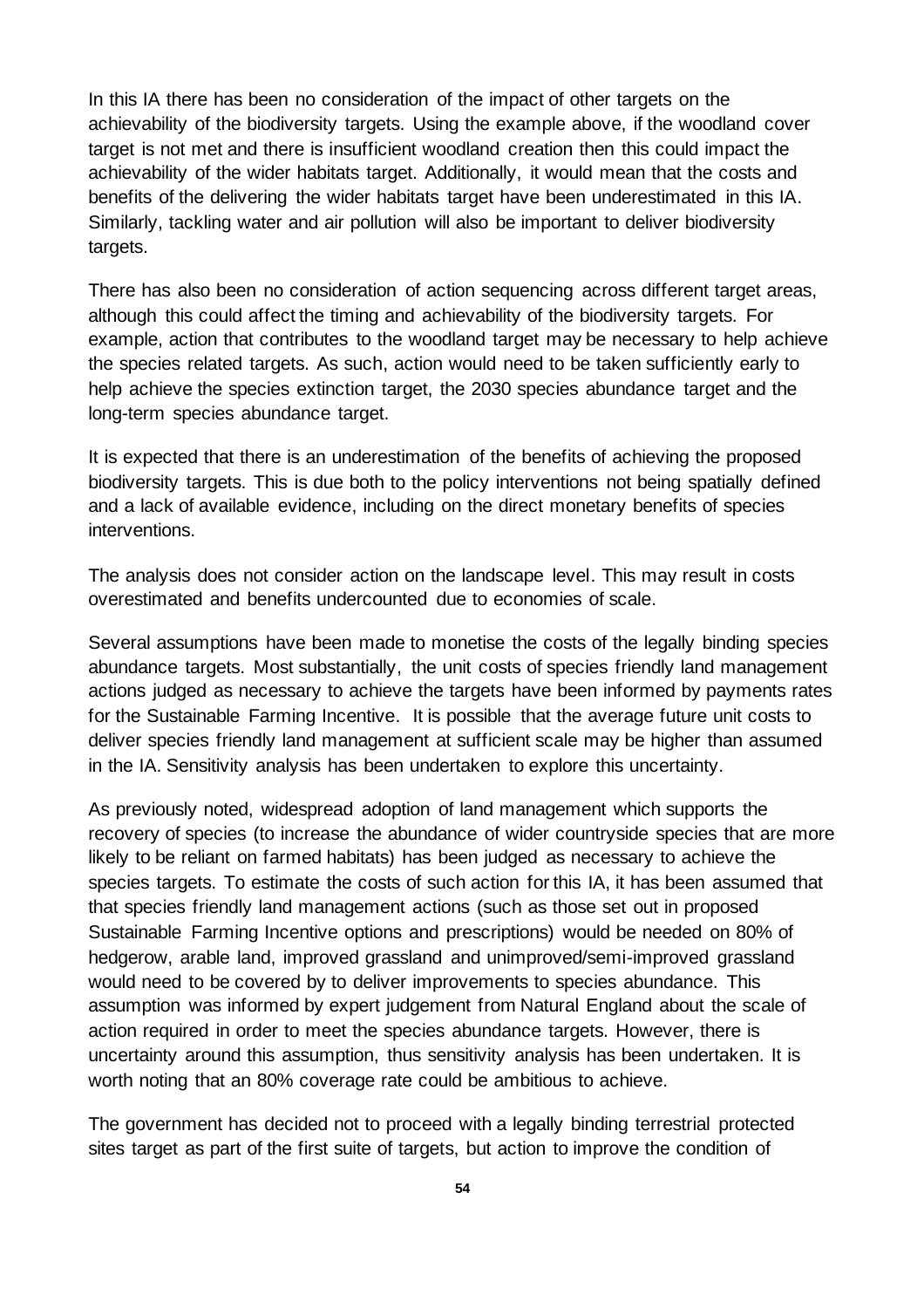In this IA there has been no consideration of the impact of other targets on the achievability of the biodiversity targets. Using the example above, if the woodland cover target is not met and there is insufficient woodland creation then this could impact the achievability of the wider habitats target. Additionally, it would mean that the costs and benefits of the delivering the wider habitats target have been underestimated in this IA. Similarly, tackling water and air pollution will also be important to deliver biodiversity targets.

There has also been no consideration of action sequencing across different target areas, although this could affect the timing and achievability of the biodiversity targets. For example, action that contributes to the woodland target may be necessary to help achieve the species related targets. As such, action would need to be taken sufficiently early to help achieve the species extinction target, the 2030 species abundance target and the long-term species abundance target.

It is expected that there is an underestimation of the benefits of achieving the proposed biodiversity targets. This is due both to the policy interventions not being spatially defined and a lack of available evidence, including on the direct monetary benefits of species interventions.

The analysis does not consider action on the landscape level. This may result in costs overestimated and benefits undercounted due to economies of scale.

Several assumptions have been made to monetise the costs of the legally binding species abundance targets. Most substantially, the unit costs of species friendly land management actions judged as necessary to achieve the targets have been informed by payments rates for the Sustainable Farming Incentive. It is possible that the average future unit costs to deliver species friendly land management at sufficient scale may be higher than assumed in the IA. Sensitivity analysis has been undertaken to explore this uncertainty.

As previously noted, widespread adoption of land management which supports the recovery of species (to increase the abundance of wider countryside species that are more likely to be reliant on farmed habitats) has been judged as necessary to achieve the species targets. To estimate the costs of such action for this IA, it has been assumed that that species friendly land management actions (such as those set out in proposed Sustainable Farming Incentive options and prescriptions) would be needed on 80% of hedgerow, arable land, improved grassland and unimproved/semi-improved grassland would need to be covered by to deliver improvements to species abundance. This assumption was informed by expert judgement from Natural England about the scale of action required in order to meet the species abundance targets. However, there is uncertainty around this assumption, thus sensitivity analysis has been undertaken. It is worth noting that an 80% coverage rate could be ambitious to achieve.

The government has decided not to proceed with a legally binding terrestrial protected sites target as part of the first suite of targets, but action to improve the condition of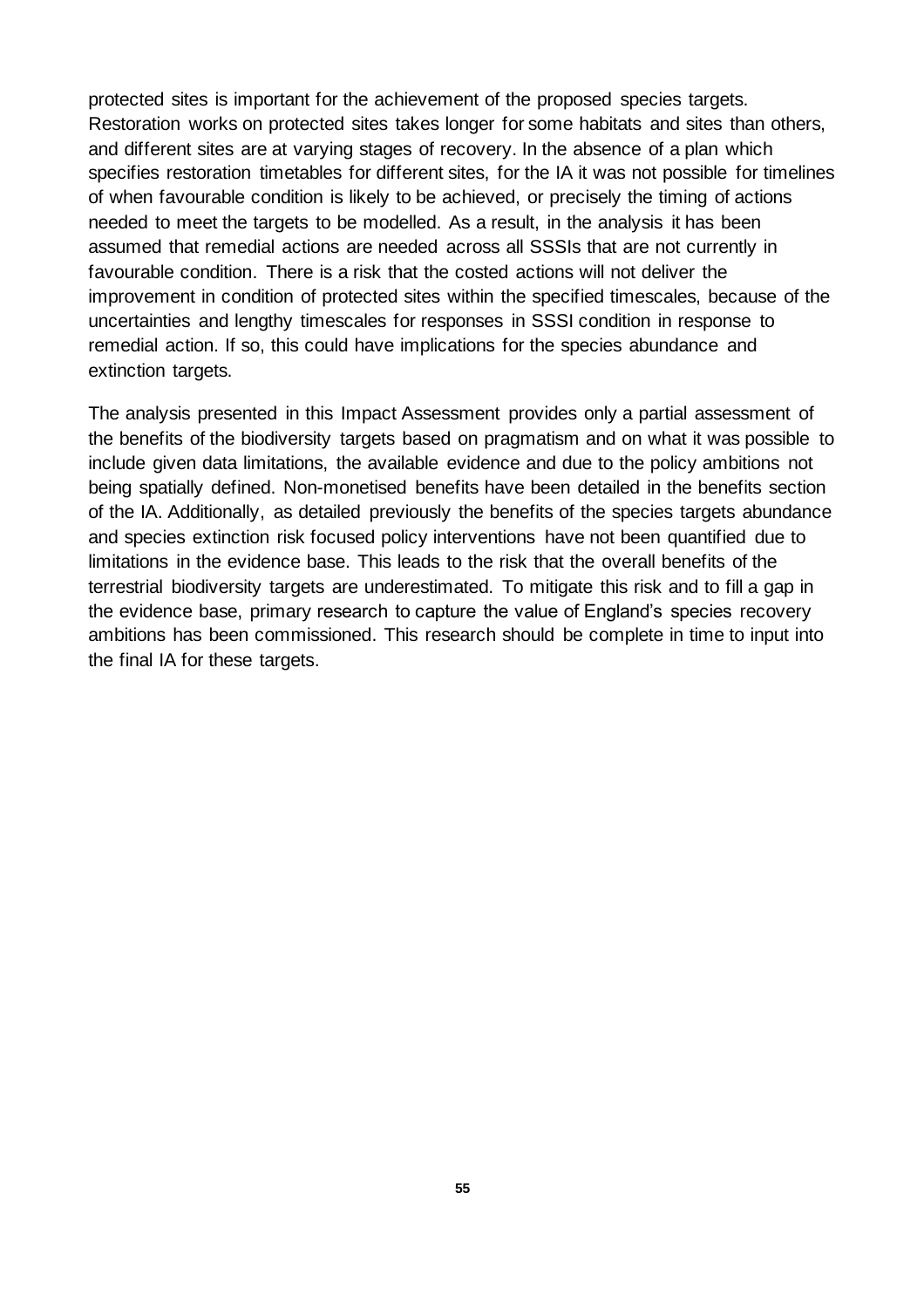protected sites is important for the achievement of the proposed species targets. Restoration works on protected sites takes longer for some habitats and sites than others, and different sites are at varying stages of recovery. In the absence of a plan which specifies restoration timetables for different sites, for the IA it was not possible for timelines of when favourable condition is likely to be achieved, or precisely the timing of actions needed to meet the targets to be modelled. As a result, in the analysis it has been assumed that remedial actions are needed across all SSSIs that are not currently in favourable condition. There is a risk that the costed actions will not deliver the improvement in condition of protected sites within the specified timescales, because of the uncertainties and lengthy timescales for responses in SSSI condition in response to remedial action. If so, this could have implications for the species abundance and extinction targets.

The analysis presented in this Impact Assessment provides only a partial assessment of the benefits of the biodiversity targets based on pragmatism and on what it was possible to include given data limitations, the available evidence and due to the policy ambitions not being spatially defined. Non-monetised benefits have been detailed in the benefits section of the IA. Additionally, as detailed previously the benefits of the species targets abundance and species extinction risk focused policy interventions have not been quantified due to limitations in the evidence base. This leads to the risk that the overall benefits of the terrestrial biodiversity targets are underestimated. To mitigate this risk and to fill a gap in the evidence base, primary research to capture the value of England's species recovery ambitions has been commissioned. This research should be complete in time to input into the final IA for these targets.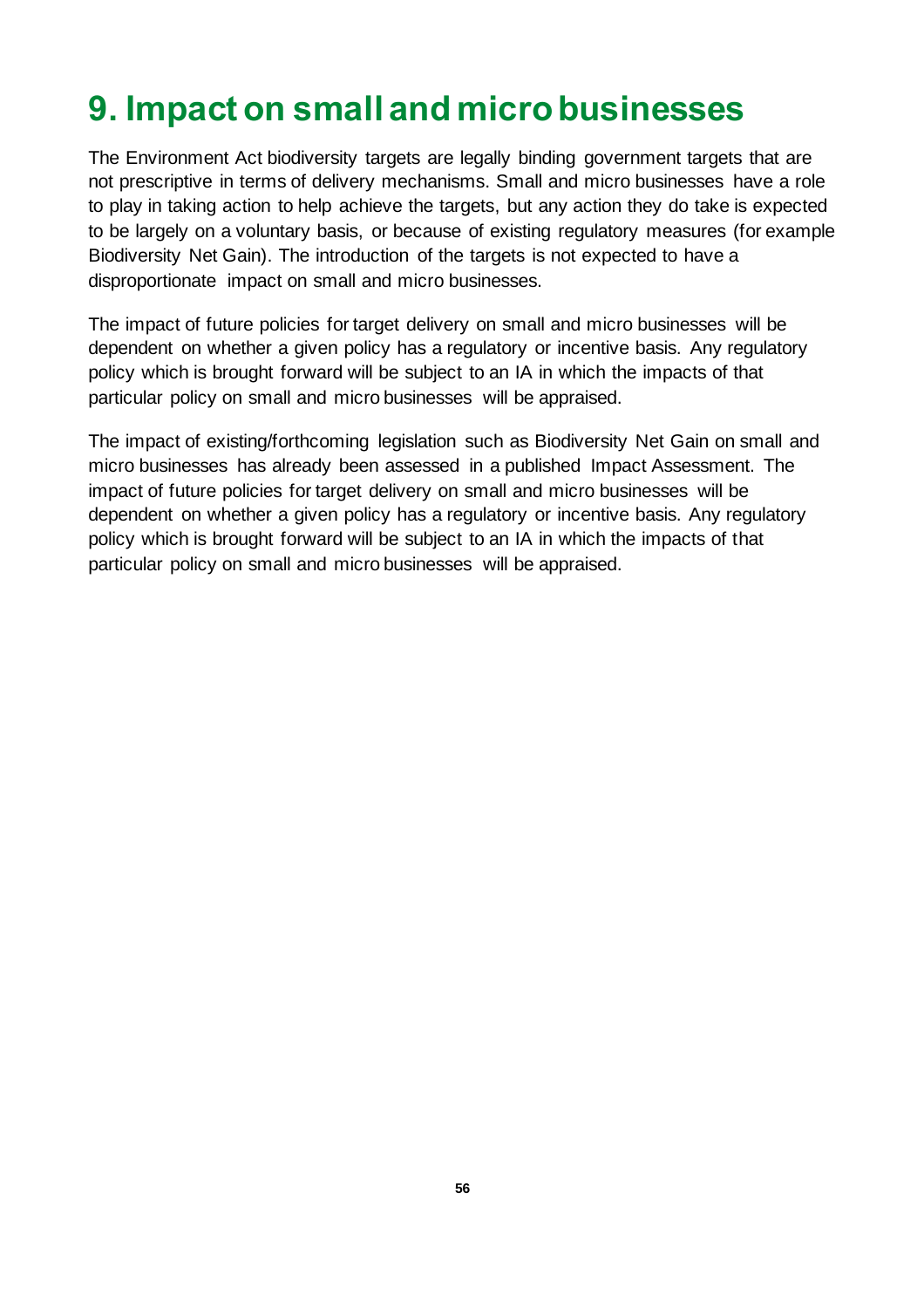# 9. Impact on small and micro businesses

The Environment Act biodiversity targets are legally binding government targets that are not prescriptive in terms of delivery mechanisms. Small and micro businesses have a role to play in taking action to help achieve the targets, but any action they do take is expected to be largely on a voluntary basis, or because of existing regulatory measures (for example Biodiversity Net Gain). The introduction of the targets is not expected to have a disproportionate impact on small and micro businesses.

The impact of future policies for target delivery on small and micro businesses will be dependent on whether a given policy has a regulatory or incentive basis. Any regulatory policy which is brought forward will be subject to an IA in which the impacts of that particular policy on small and micro businesses will be appraised.

The impact of existing/forthcoming legislation such as Biodiversity Net Gain on small and micro businesses has already been assessed in a published Impact Assessment. The impact of future policies for target delivery on small and micro businesses will be dependent on whether a given policy has a regulatory or incentive basis. Any regulatory policy which is brought forward will be subject to an IA in which the impacts of that particular policy on small and micro businesses will be appraised.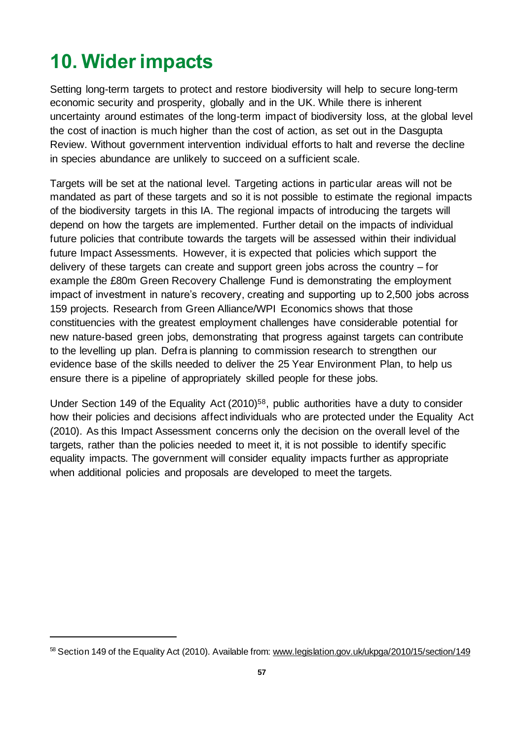# 10. Wider impacts

Setting long-term targets to protect and restore biodiversity will help to secure long-term economic security and prosperity, globally and in the UK. While there is inherent uncertainty around estimates of the long-term impact of biodiversity loss, at the global level the cost of inaction is much higher than the cost of action, as set out in the Dasgupta Review. Without government intervention individual efforts to halt and reverse the decline in species abundance are unlikely to succeed on a sufficient scale.

Targets will be set at the national level. Targeting actions in particular areas will not be mandated as part of these targets and so it is not possible to estimate the regional impacts of the biodiversity targets in this IA. The regional impacts of introducing the targets will depend on how the targets are implemented. Further detail on the impacts of individual future policies that contribute towards the targets will be assessed within their individual future Impact Assessments. However, it is expected that policies which support the delivery of these targets can create and support green jobs across the country – for example the £80m Green Recovery Challenge Fund is demonstrating the employment impact of investment in nature's recovery, creating and supporting up to 2,500 jobs across 159 projects. Research from Green Alliance/WPI Economics shows that those constituencies with the greatest employment challenges have considerable potential for new nature-based green jobs, demonstrating that progress against targets can contribute to the levelling up plan. Defra is planning to commission research to strengthen our evidence base of the skills needed to deliver the 25 Year Environment Plan, to help us ensure there is a pipeline of appropriately skilled people for these jobs.

Under Section 149 of the Equality Act (2010)[58], public authorities have a duty to consider how their policies and decisions affect individuals who are protected under the Equality Act (2010). As this Impact Assessment concerns only the decision on the overall level of the targets, rather than the policies needed to meet it, it is not possible to identify specific equality impacts. The government will consider equality impacts further as appropriate when additional policies and proposals are developed to meet the targets.

[58] Section 149 of the Equality Act (2010). Available from: www.legislation.gov.uk/ukpga/2010/15/section/149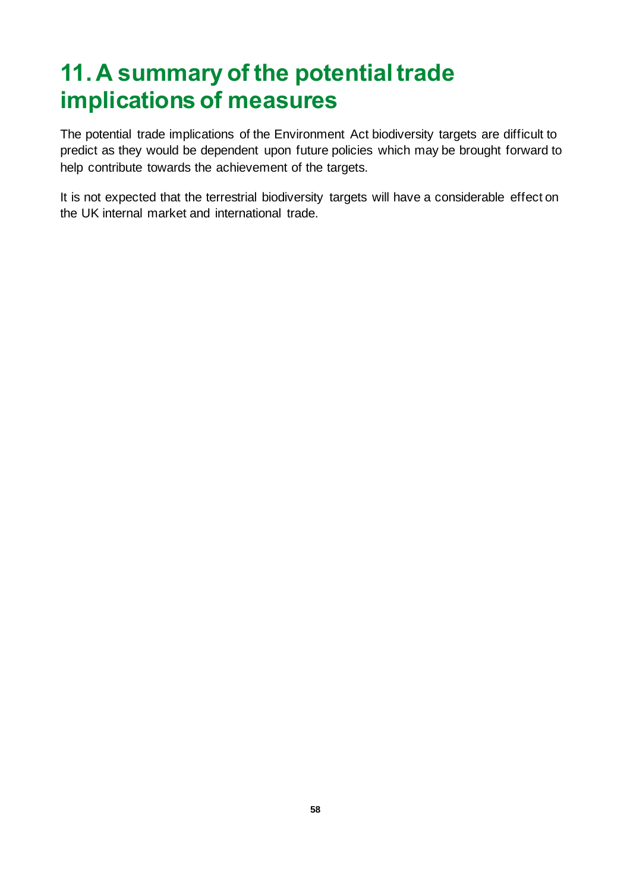# 11. A summary of the potential trade implications of measures

The potential trade implications of the Environment Act biodiversity targets are difficult to predict as they would be dependent upon future policies which may be brought forward to help contribute towards the achievement of the targets.

It is not expected that the terrestrial biodiversity targets will have a considerable effect on the UK internal market and international trade.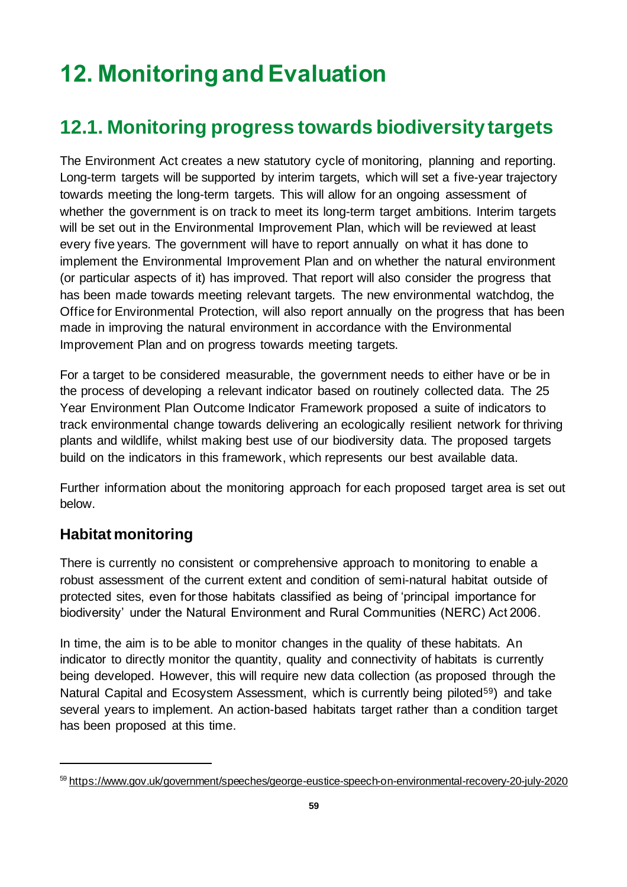# 12. Monitoring and Evaluation

## 12.1. Monitoring progress towards biodiversity targets

The Environment Act creates a new statutory cycle of monitoring, planning and reporting. Long-term targets will be supported by interim targets, which will set a five-year trajectory towards meeting the long-term targets. This will allow for an ongoing assessment of whether the government is on track to meet its long-term target ambitions. Interim targets will be set out in the Environmental Improvement Plan, which will be reviewed at least every five years. The government will have to report annually on what it has done to implement the Environmental Improvement Plan and on whether the natural environment (or particular aspects of it) has improved. That report will also consider the progress that has been made towards meeting relevant targets. The new environmental watchdog, the Office for Environmental Protection, will also report annually on the progress that has been made in improving the natural environment in accordance with the Environmental Improvement Plan and on progress towards meeting targets.

For a target to be considered measurable, the government needs to either have or be in the process of developing a relevant indicator based on routinely collected data. The 25 Year Environment Plan Outcome Indicator Framework proposed a suite of indicators to track environmental change towards delivering an ecologically resilient network for thriving plants and wildlife, whilst making best use of our biodiversity data. The proposed targets build on the indicators in this framework, which represents our best available data.

Further information about the monitoring approach for each proposed target area is set out below.

### Habitat monitoring

There is currently no consistent or comprehensive approach to monitoring to enable a robust assessment of the current extent and condition of semi-natural habitat outside of protected sites, even for those habitats classified as being of 'principal importance for biodiversity' under the Natural Environment and Rural Communities (NERC) Act 2006.

In time, the aim is to be able to monitor changes in the quality of these habitats. An indicator to directly monitor the quantity, quality and connectivity of habitats is currently being developed. However, this will require new data collection (as proposed through the Natural Capital and Ecosystem Assessment, which is currently being piloted[59]) and take several years to implement. An action-based habitats target rather than a condition target has been proposed at this time.

[59] https://www.gov.uk/government/speeches/george-eustice-speech-on-environmental-recovery-20-july-2020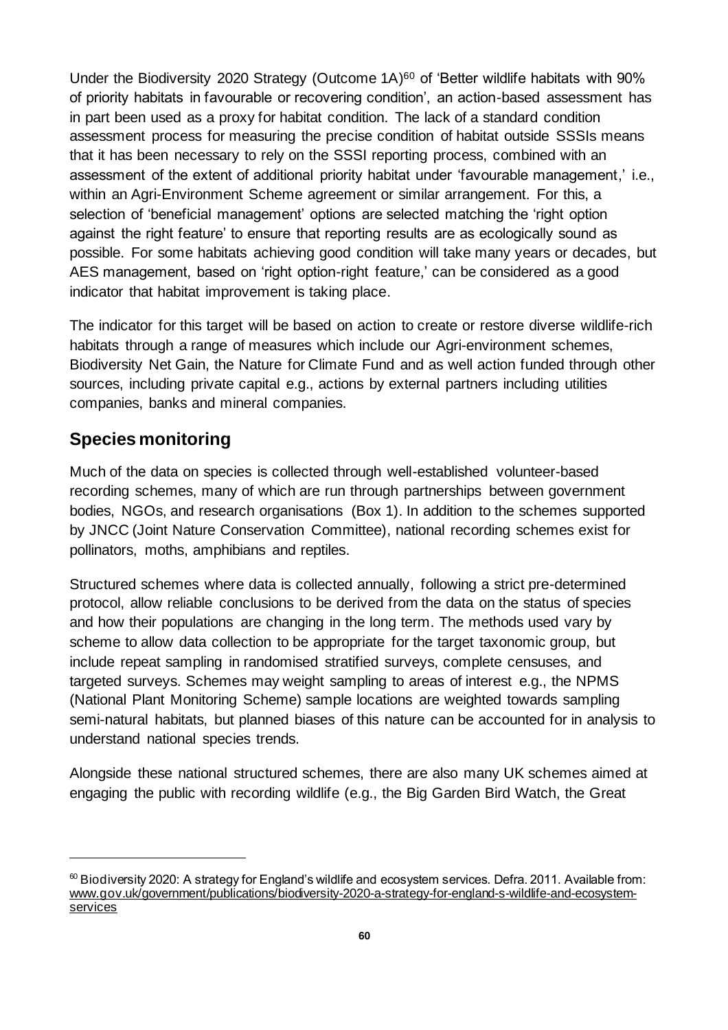Under the Biodiversity 2020 Strategy (Outcome 1A)[60] of 'Better wildlife habitats with 90% of priority habitats in favourable or recovering condition', an action-based assessment has in part been used as a proxy for habitat condition. The lack of a standard condition assessment process for measuring the precise condition of habitat outside SSSIs means that it has been necessary to rely on the SSSI reporting process, combined with an assessment of the extent of additional priority habitat under 'favourable management,' i.e., within an Agri-Environment Scheme agreement or similar arrangement. For this, a selection of 'beneficial management' options are selected matching the 'right option against the right feature' to ensure that reporting results are as ecologically sound as possible. For some habitats achieving good condition will take many years or decades, but AES management, based on 'right option-right feature,' can be considered as a good indicator that habitat improvement is taking place.

The indicator for this target will be based on action to create or restore diverse wildlife-rich habitats through a range of measures which include our Agri-environment schemes, Biodiversity Net Gain, the Nature for Climate Fund and as well action funded through other sources, including private capital e.g., actions by external partners including utilities companies, banks and mineral companies.

## Species monitoring

Much of the data on species is collected through well-established volunteer-based recording schemes, many of which are run through partnerships between government bodies, NGOs, and research organisations (Box 1). In addition to the schemes supported by JNCC (Joint Nature Conservation Committee), national recording schemes exist for pollinators, moths, amphibians and reptiles.

Structured schemes where data is collected annually, following a strict pre-determined protocol, allow reliable conclusions to be derived from the data on the status of species and how their populations are changing in the long term. The methods used vary by scheme to allow data collection to be appropriate for the target taxonomic group, but include repeat sampling in randomised stratified surveys, complete censuses, and targeted surveys. Schemes may weight sampling to areas of interest e.g., the NPMS (National Plant Monitoring Scheme) sample locations are weighted towards sampling semi-natural habitats, but planned biases of this nature can be accounted for in analysis to understand national species trends.

Alongside these national structured schemes, there are also many UK schemes aimed at engaging the public with recording wildlife (e.g., the Big Garden Bird Watch, the Great

---

[60] Biodiversity 2020: A strategy for England's wildlife and ecosystem services. Defra. 2011. Available from: www.gov.uk/government/publications/biodiversity-2020-a-strategy-for-england-s-wildlife-and-ecosystem-services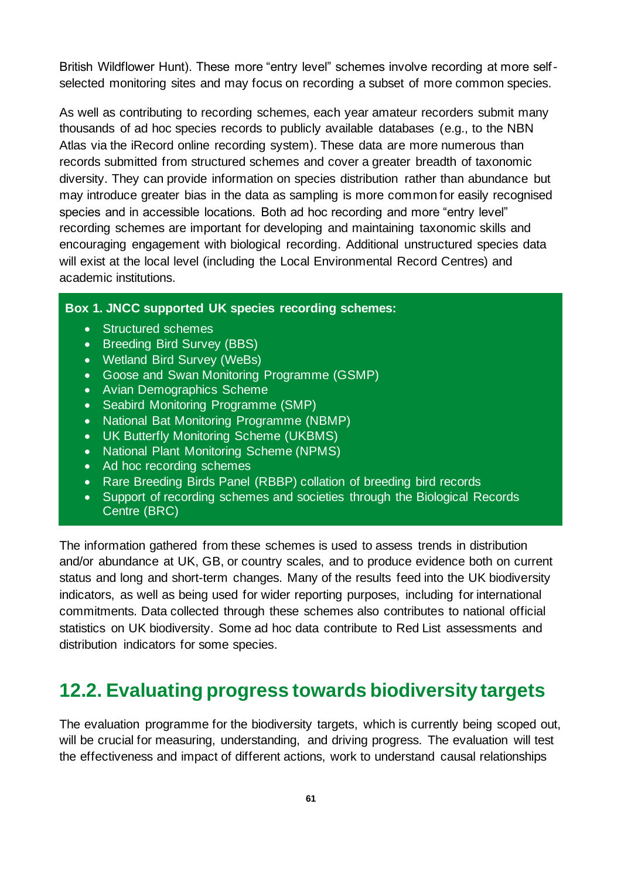British Wildflower Hunt). These more "entry level" schemes involve recording at more self-selected monitoring sites and may focus on recording a subset of more common species.

As well as contributing to recording schemes, each year amateur recorders submit many thousands of ad hoc species records to publicly available databases (e.g., to the NBN Atlas via the iRecord online recording system). These data are more numerous than records submitted from structured schemes and cover a greater breadth of taxonomic diversity. They can provide information on species distribution rather than abundance but may introduce greater bias in the data as sampling is more common for easily recognised species and in accessible locations. Both ad hoc recording and more "entry level" recording schemes are important for developing and maintaining taxonomic skills and encouraging engagement with biological recording. Additional unstructured species data will exist at the local level (including the Local Environmental Record Centres) and academic institutions.

**Box 1. JNCC supported UK species recording schemes:**

- Structured schemes
- Breeding Bird Survey (BBS)
- Wetland Bird Survey (WeBs)
- Goose and Swan Monitoring Programme (GSMP)
- Avian Demographics Scheme
- Seabird Monitoring Programme (SMP)
- National Bat Monitoring Programme (NBMP)
- UK Butterfly Monitoring Scheme (UKBMS)
- National Plant Monitoring Scheme (NPMS)
- Ad hoc recording schemes
- Rare Breeding Birds Panel (RBBP) collation of breeding bird records
- Support of recording schemes and societies through the Biological Records Centre (BRC)

The information gathered from these schemes is used to assess trends in distribution and/or abundance at UK, GB, or country scales, and to produce evidence both on current status and long and short-term changes. Many of the results feed into the UK biodiversity indicators, as well as being used for wider reporting purposes, including for international commitments. Data collected through these schemes also contributes to national official statistics on UK biodiversity. Some ad hoc data contribute to Red List assessments and distribution indicators for some species.

## 12.2. Evaluating progress towards biodiversity targets

The evaluation programme for the biodiversity targets, which is currently being scoped out, will be crucial for measuring, understanding, and driving progress. The evaluation will test the effectiveness and impact of different actions, work to understand causal relationships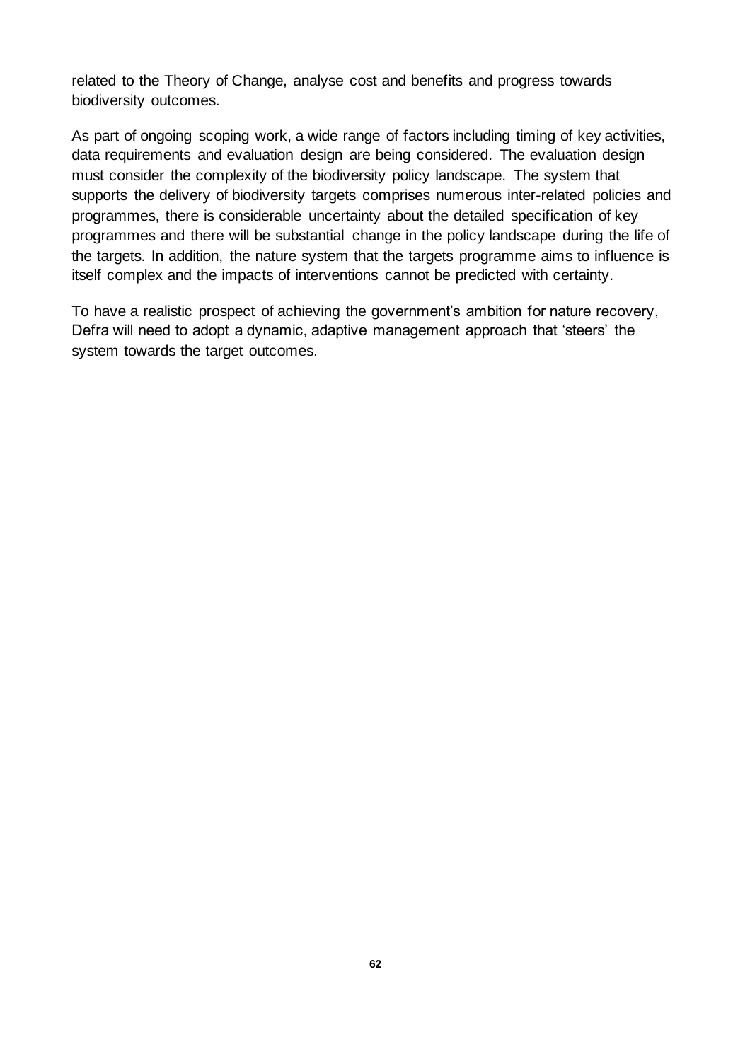related to the Theory of Change, analyse cost and benefits and progress towards biodiversity outcomes.

As part of ongoing scoping work, a wide range of factors including timing of key activities, data requirements and evaluation design are being considered. The evaluation design must consider the complexity of the biodiversity policy landscape. The system that supports the delivery of biodiversity targets comprises numerous inter-related policies and programmes, there is considerable uncertainty about the detailed specification of key programmes and there will be substantial change in the policy landscape during the life of the targets. In addition, the nature system that the targets programme aims to influence is itself complex and the impacts of interventions cannot be predicted with certainty.

To have a realistic prospect of achieving the government's ambition for nature recovery, Defra will need to adopt a dynamic, adaptive management approach that 'steers' the system towards the target outcomes.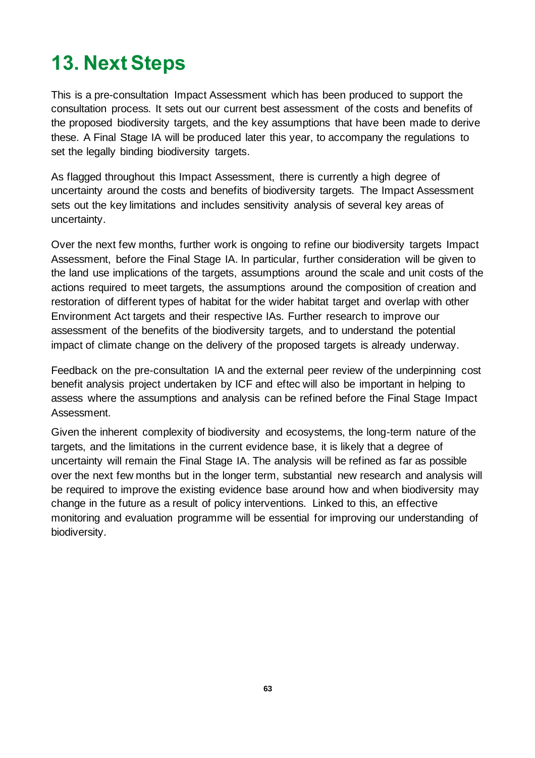# 13. Next Steps

This is a pre-consultation Impact Assessment which has been produced to support the consultation process. It sets out our current best assessment of the costs and benefits of the proposed biodiversity targets, and the key assumptions that have been made to derive these. A Final Stage IA will be produced later this year, to accompany the regulations to set the legally binding biodiversity targets.

As flagged throughout this Impact Assessment, there is currently a high degree of uncertainty around the costs and benefits of biodiversity targets. The Impact Assessment sets out the key limitations and includes sensitivity analysis of several key areas of uncertainty.

Over the next few months, further work is ongoing to refine our biodiversity targets Impact Assessment, before the Final Stage IA. In particular, further consideration will be given to the land use implications of the targets, assumptions around the scale and unit costs of the actions required to meet targets, the assumptions around the composition of creation and restoration of different types of habitat for the wider habitat target and overlap with other Environment Act targets and their respective IAs. Further research to improve our assessment of the benefits of the biodiversity targets, and to understand the potential impact of climate change on the delivery of the proposed targets is already underway.

Feedback on the pre-consultation IA and the external peer review of the underpinning cost benefit analysis project undertaken by ICF and eftec will also be important in helping to assess where the assumptions and analysis can be refined before the Final Stage Impact Assessment.

Given the inherent complexity of biodiversity and ecosystems, the long-term nature of the targets, and the limitations in the current evidence base, it is likely that a degree of uncertainty will remain the Final Stage IA. The analysis will be refined as far as possible over the next few months but in the longer term, substantial new research and analysis will be required to improve the existing evidence base around how and when biodiversity may change in the future as a result of policy interventions. Linked to this, an effective monitoring and evaluation programme will be essential for improving our understanding of biodiversity.